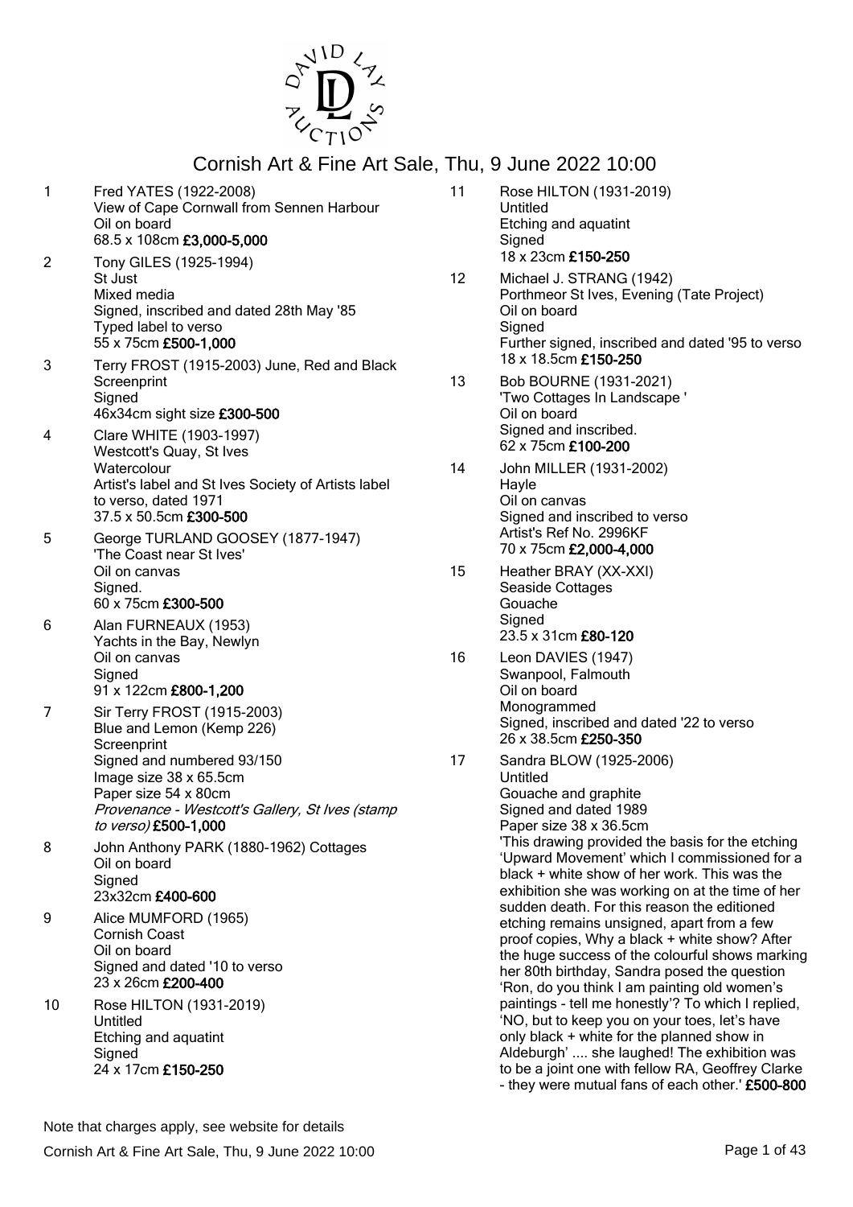# Cornish Art & Fine Art Sale, Thu, 9 June 2022 10:00

1 Fred YATES (1922-2008)
View of Cape Cornwall from Sennen Harbour
Oil on board
68.5 x 108cm **£3,000-5,000**

2 Tony GILES (1925-1994)
St Just
Mixed media
Signed, inscribed and dated 28th May '85
Typed label to verso
55 x 75cm **£500-1,000**

3 Terry FROST (1915-2003) June, Red and Black
Screenprint
Signed
46x34cm sight size **£300-500**

4 Clare WHITE (1903-1997)
Westcott's Quay, St Ives
Watercolour
Artist's label and St Ives Society of Artists label to verso, dated 1971
37.5 x 50.5cm **£300-500**

5 George TURLAND GOOSEY (1877-1947)
'The Coast near St Ives'
Oil on canvas
Signed.
60 x 75cm **£300-500**

6 Alan FURNEAUX (1953)
Yachts in the Bay, Newlyn
Oil on canvas
Signed
91 x 122cm **£800-1,200**

7 Sir Terry FROST (1915-2003)
Blue and Lemon (Kemp 226)
Screenprint
Signed and numbered 93/150
Image size 38 x 65.5cm
Paper size 54 x 80cm
*Provenance - Westcott's Gallery, St Ives (stamp to verso)* **£500-1,000**

8 John Anthony PARK (1880-1962) Cottages
Oil on board
Signed
23x32cm **£400-600**

9 Alice MUMFORD (1965)
Cornish Coast
Oil on board
Signed and dated '10 to verso
23 x 26cm **£200-400**

10 Rose HILTON (1931-2019)
Untitled
Etching and aquatint
Signed
24 x 17cm **£150-250**

11 Rose HILTON (1931-2019)
Untitled
Etching and aquatint
Signed
18 x 23cm **£150-250**

12 Michael J. STRANG (1942)
Porthmeor St Ives, Evening (Tate Project)
Oil on board
Signed
Further signed, inscribed and dated '95 to verso
18 x 18.5cm **£150-250**

13 Bob BOURNE (1931-2021)
'Two Cottages In Landscape '
Oil on board
Signed and inscribed.
62 x 75cm **£100-200**

14 John MILLER (1931-2002)
Hayle
Oil on canvas
Signed and inscribed to verso
Artist's Ref No. 2996KF
70 x 75cm **£2,000-4,000**

15 Heather BRAY (XX-XXI)
Seaside Cottages
Gouache
Signed
23.5 x 31cm **£80-120**

16 Leon DAVIES (1947)
Swanpool, Falmouth
Oil on board
Monogrammed
Signed, inscribed and dated '22 to verso
26 x 38.5cm **£250-350**

17 Sandra BLOW (1925-2006)
Untitled
Gouache and graphite
Signed and dated 1989
Paper size 38 x 36.5cm
'This drawing provided the basis for the etching 'Upward Movement' which I commissioned for a black + white show of her work. This was the exhibition she was working on at the time of her sudden death. For this reason the editioned etching remains unsigned, apart from a few proof copies, Why a black + white show? After the huge success of the colourful shows marking her 80th birthday, Sandra posed the question 'Ron, do you think I am painting old women's paintings - tell me honestly'? To which I replied, 'NO, but to keep you on your toes, let's have only black + white for the planned show in Aldeburgh' .... she laughed! The exhibition was to be a joint one with fellow RA, Geoffrey Clarke - they were mutual fans of each other.' **£500-800**

Note that charges apply, see website for details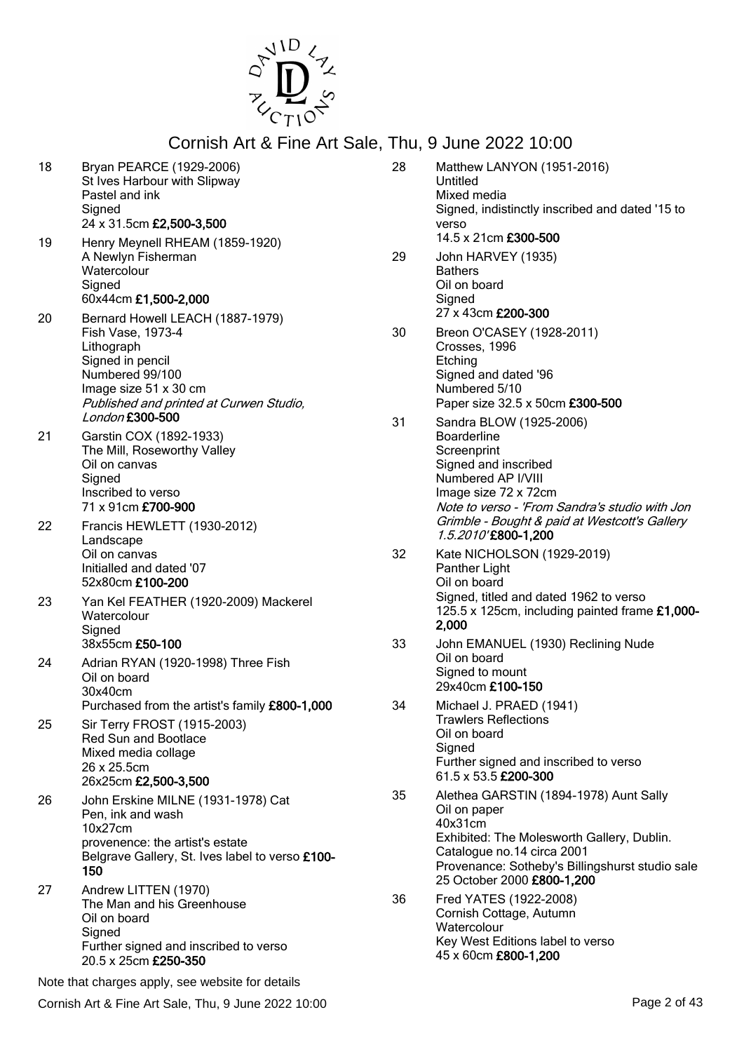18 Bryan PEARCE (1929-2006)
St Ives Harbour with Slipway
Pastel and ink
Signed
24 x 31.5cm **£2,500-3,500**

19 Henry Meynell RHEAM (1859-1920)
A Newlyn Fisherman
Watercolour
Signed
60x44cm **£1,500-2,000**

20 Bernard Howell LEACH (1887-1979)
Fish Vase, 1973-4
Lithograph
Signed in pencil
Numbered 99/100
Image size 51 x 30 cm
*Published and printed at Curwen Studio, London* **£300-500**

21 Garstin COX (1892-1933)
The Mill, Roseworthy Valley
Oil on canvas
Signed
Inscribed to verso
71 x 91cm **£700-900**

22 Francis HEWLETT (1930-2012)
Landscape
Oil on canvas
Initialled and dated '07
52x80cm **£100-200**

23 Yan Kel FEATHER (1920-2009) Mackerel
Watercolour
Signed
38x55cm **£50-100**

24 Adrian RYAN (1920-1998) Three Fish
Oil on board
30x40cm
Purchased from the artist's family **£800-1,000**

25 Sir Terry FROST (1915-2003)
Red Sun and Bootlace
Mixed media collage
26 x 25.5cm
26x25cm **£2,500-3,500**

26 John Erskine MILNE (1931-1978) Cat
Pen, ink and wash
10x27cm
provenence: the artist's estate
Belgrave Gallery, St. Ives label to verso **£100-150**

27 Andrew LITTEN (1970)
The Man and his Greenhouse
Oil on board
Signed
Further signed and inscribed to verso
20.5 x 25cm **£250-350**

28 Matthew LANYON (1951-2016)
Untitled
Mixed media
Signed, indistinctly inscribed and dated '15 to verso
14.5 x 21cm **£300-500**

29 John HARVEY (1935)
Bathers
Oil on board
Signed
27 x 43cm **£200-300**

30 Breon O'CASEY (1928-2011)
Crosses, 1996
Etching
Signed and dated '96
Numbered 5/10
Paper size 32.5 x 50cm **£300-500**

31 Sandra BLOW (1925-2006)
Boarderline
Screenprint
Signed and inscribed
Numbered AP I/VIII
Image size 72 x 72cm
*Note to verso - 'From Sandra's studio with Jon Grimble - Bought & paid at Westcott's Gallery 1.5.2010'* **£800-1,200**

32 Kate NICHOLSON (1929-2019)
Panther Light
Oil on board
Signed, titled and dated 1962 to verso
125.5 x 125cm, including painted frame **£1,000-2,000**

33 John EMANUEL (1930) Reclining Nude
Oil on board
Signed to mount
29x40cm **£100-150**

34 Michael J. PRAED (1941)
Trawlers Reflections
Oil on board
Signed
Further signed and inscribed to verso
61.5 x 53.5 **£200-300**

35 Alethea GARSTIN (1894-1978) Aunt Sally
Oil on paper
40x31cm
Exhibited: The Molesworth Gallery, Dublin. Catalogue no.14 circa 2001
Provenance: Sotheby's Billingshurst studio sale 25 October 2000 **£800-1,200**

36 Fred YATES (1922-2008)
Cornish Cottage, Autumn
Watercolour
Key West Editions label to verso
45 x 60cm **£800-1,200**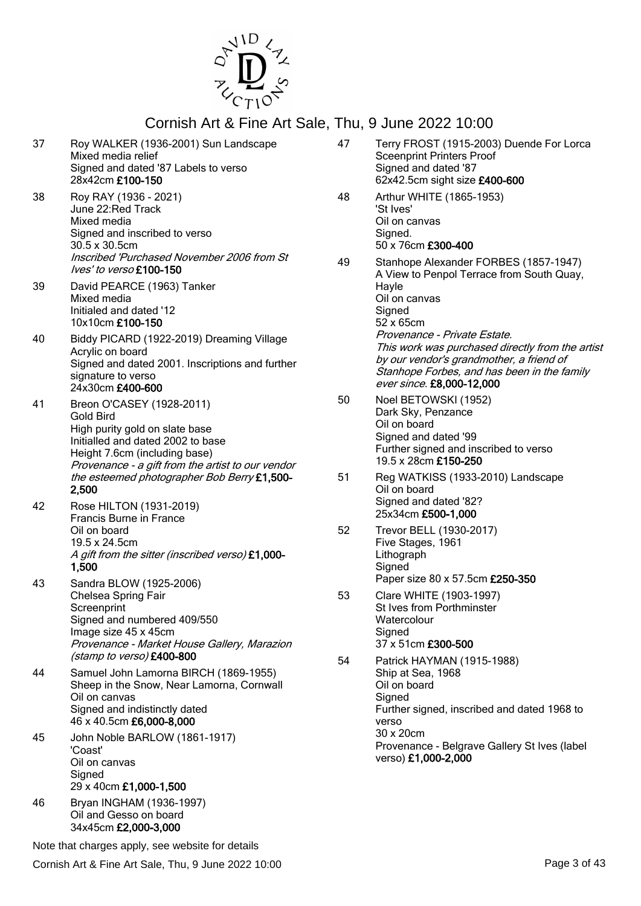# Cornish Art & Fine Art Sale, Thu, 9 June 2022 10:00

37 Roy WALKER (1936-2001) Sun Landscape
Mixed media relief
Signed and dated '87 Labels to verso
28x42cm **£100-150**

38 Roy RAY (1936 - 2021)
June 22:Red Track
Mixed media
Signed and inscribed to verso
30.5 x 30.5cm
*Inscribed 'Purchased November 2006 from St Ives' to verso* **£100-150**

39 David PEARCE (1963) Tanker
Mixed media
Initialed and dated '12
10x10cm **£100-150**

40 Biddy PICARD (1922-2019) Dreaming Village
Acrylic on board
Signed and dated 2001. Inscriptions and further signature to verso
24x30cm **£400-600**

41 Breon O'CASEY (1928-2011)
Gold Bird
High purity gold on slate base
Initialled and dated 2002 to base
Height 7.6cm (including base)
*Provenance - a gift from the artist to our vendor the esteemed photographer Bob Berry* **£1,500-2,500**

42 Rose HILTON (1931-2019)
Francis Burne in France
Oil on board
19.5 x 24.5cm
*A gift from the sitter (inscribed verso)* **£1,000-1,500**

43 Sandra BLOW (1925-2006)
Chelsea Spring Fair
Screenprint
Signed and numbered 409/550
Image size 45 x 45cm
*Provenance - Market House Gallery, Marazion (stamp to verso)* **£400-800**

44 Samuel John Lamorna BIRCH (1869-1955)
Sheep in the Snow, Near Lamorna, Cornwall
Oil on canvas
Signed and indistinctly dated
46 x 40.5cm **£6,000-8,000**

45 John Noble BARLOW (1861-1917)
'Coast'
Oil on canvas
Signed
29 x 40cm **£1,000-1,500**

46 Bryan INGHAM (1936-1997)
Oil and Gesso on board
34x45cm **£2,000-3,000**

47 Terry FROST (1915-2003) Duende For Lorca
Sceenprint Printers Proof
Signed and dated '87
62x42.5cm sight size **£400-600**

48 Arthur WHITE (1865-1953)
'St Ives'
Oil on canvas
Signed.
50 x 76cm **£300-400**

49 Stanhope Alexander FORBES (1857-1947)
A View to Penpol Terrace from South Quay, Hayle
Oil on canvas
Signed
52 x 65cm
*Provenance - Private Estate.*
*This work was purchased directly from the artist by our vendor's grandmother, a friend of Stanhope Forbes, and has been in the family ever since.* **£8,000-12,000**

50 Noel BETOWSKI (1952)
Dark Sky, Penzance
Oil on board
Signed and dated '99
Further signed and inscribed to verso
19.5 x 28cm **£150-250**

51 Reg WATKISS (1933-2010) Landscape
Oil on board
Signed and dated '82?
25x34cm **£500-1,000**

52 Trevor BELL (1930-2017)
Five Stages, 1961
Lithograph
Signed
Paper size 80 x 57.5cm **£250-350**

53 Clare WHITE (1903-1997)
St Ives from Porthminster
Watercolour
Signed
37 x 51cm **£300-500**

54 Patrick HAYMAN (1915-1988)
Ship at Sea, 1968
Oil on board
Signed
Further signed, inscribed and dated 1968 to verso
30 x 20cm
Provenance - Belgrave Gallery St Ives (label verso) **£1,000-2,000**

Note that charges apply, see website for details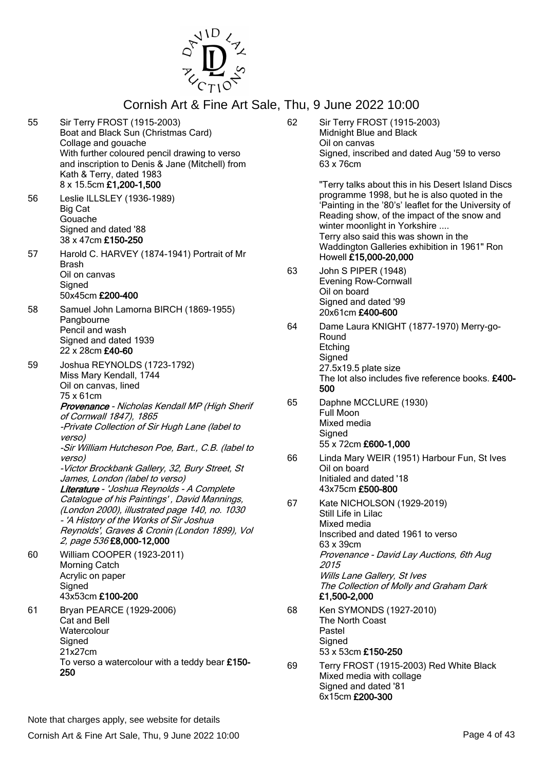# Cornish Art & Fine Art Sale, Thu, 9 June 2022 10:00

55 Sir Terry FROST (1915-2003)
Boat and Black Sun (Christmas Card)
Collage and gouache
With further coloured pencil drawing to verso and inscription to Denis & Jane (Mitchell) from Kath & Terry, dated 1983
8 x 15.5cm **£1,200-1,500**

56 Leslie ILLSLEY (1936-1989)
Big Cat
Gouache
Signed and dated '88
38 x 47cm **£150-250**

57 Harold C. HARVEY (1874-1941) Portrait of Mr Brash
Oil on canvas
Signed
50x45cm **£200-400**

58 Samuel John Lamorna BIRCH (1869-1955)
Pangbourne
Pencil and wash
Signed and dated 1939
22 x 28cm **£40-60**

59 Joshua REYNOLDS (1723-1792)
Miss Mary Kendall, 1744
Oil on canvas, lined
75 x 61cm
***Provenance*** *- Nicholas Kendall MP (High Sherif of Cornwall 1847), 1865*
*-Private Collection of Sir Hugh Lane (label to verso)*
*-Sir William Hutcheson Poe, Bart., C.B. (label to verso)*
*-Victor Brockbank Gallery, 32, Bury Street, St James, London (label to verso)*
***Literature*** *- 'Joshua Reynolds - A Complete Catalogue of his Paintings' , David Mannings, (London 2000), illustrated page 140, no. 1030*
*- 'A History of the Works of Sir Joshua Reynolds', Graves & Cronin (London 1899), Vol 2, page 536* **£8,000-12,000**

60 William COOPER (1923-2011)
Morning Catch
Acrylic on paper
Signed
43x53cm **£100-200**

61 Bryan PEARCE (1929-2006)
Cat and Bell
Watercolour
Signed
21x27cm
To verso a watercolour with a teddy bear **£150-250**

62 Sir Terry FROST (1915-2003)
Midnight Blue and Black
Oil on canvas
Signed, inscribed and dated Aug '59 to verso
63 x 76cm

"Terry talks about this in his Desert Island Discs programme 1998, but he is also quoted in the 'Painting in the '80's' leaflet for the University of Reading show, of the impact of the snow and winter moonlight in Yorkshire ....
Terry also said this was shown in the Waddington Galleries exhibition in 1961" Ron Howell **£15,000-20,000**

63 John S PIPER (1948)
Evening Row-Cornwall
Oil on board
Signed and dated '99
20x61cm **£400-600**

64 Dame Laura KNIGHT (1877-1970) Merry-go-Round
Etching
Signed
27.5x19.5 plate size
The lot also includes five reference books. **£400-500**

65 Daphne MCCLURE (1930)
Full Moon
Mixed media
Signed
55 x 72cm **£600-1,000**

66 Linda Mary WEIR (1951) Harbour Fun, St Ives
Oil on board
Initialed and dated '18
43x75cm **£500-800**

67 Kate NICHOLSON (1929-2019)
Still Life in Lilac
Mixed media
Inscribed and dated 1961 to verso
63 x 39cm
*Provenance - David Lay Auctions, 6th Aug 2015*
*Wills Lane Gallery, St Ives*
*The Collection of Molly and Graham Dark*
**£1,500-2,000**

68 Ken SYMONDS (1927-2010)
The North Coast
Pastel
Signed
53 x 53cm **£150-250**

69 Terry FROST (1915-2003) Red White Black
Mixed media with collage
Signed and dated '81
6x15cm **£200-300**

Note that charges apply, see website for details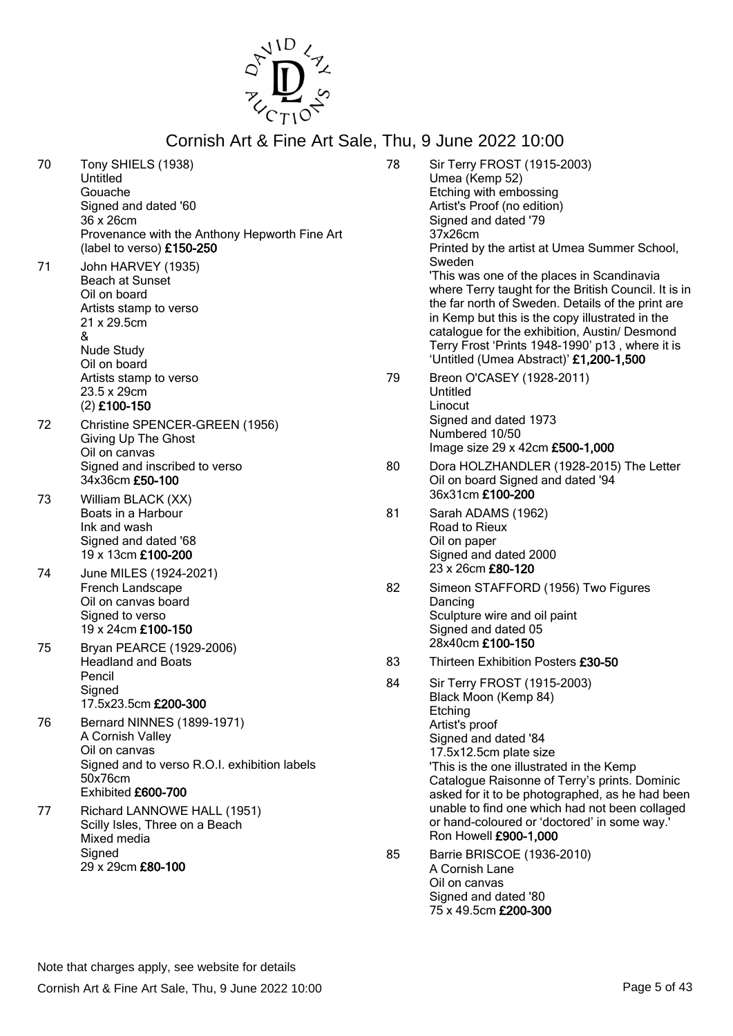70 Tony SHIELS (1938)
Untitled
Gouache
Signed and dated '60
36 x 26cm
Provenance with the Anthony Hepworth Fine Art (label to verso) **£150-250**

71 John HARVEY (1935)
Beach at Sunset
Oil on board
Artists stamp to verso
21 x 29.5cm
&
Nude Study
Oil on board
Artists stamp to verso
23.5 x 29cm
(2) **£100-150**

72 Christine SPENCER-GREEN (1956)
Giving Up The Ghost
Oil on canvas
Signed and inscribed to verso
34x36cm **£50-100**

73 William BLACK (XX)
Boats in a Harbour
Ink and wash
Signed and dated '68
19 x 13cm **£100-200**

74 June MILES (1924-2021)
French Landscape
Oil on canvas board
Signed to verso
19 x 24cm **£100-150**

75 Bryan PEARCE (1929-2006)
Headland and Boats
Pencil
Signed
17.5x23.5cm **£200-300**

76 Bernard NINNES (1899-1971)
A Cornish Valley
Oil on canvas
Signed and to verso R.O.I. exhibition labels
50x76cm
Exhibited **£600-700**

77 Richard LANNOWE HALL (1951)
Scilly Isles, Three on a Beach
Mixed media
Signed
29 x 29cm **£80-100**

78 Sir Terry FROST (1915-2003)
Umea (Kemp 52)
Etching with embossing
Artist's Proof (no edition)
Signed and dated '79
37x26cm
Printed by the artist at Umea Summer School, Sweden
'This was one of the places in Scandinavia where Terry taught for the British Council. It is in the far north of Sweden. Details of the print are in Kemp but this is the copy illustrated in the catalogue for the exhibition, Austin/ Desmond Terry Frost 'Prints 1948-1990' p13 , where it is 'Untitled (Umea Abstract)' **£1,200-1,500**

79 Breon O'CASEY (1928-2011)
Untitled
Linocut
Signed and dated 1973
Numbered 10/50
Image size 29 x 42cm **£500-1,000**

80 Dora HOLZHANDLER (1928-2015) The Letter
Oil on board Signed and dated '94
36x31cm **£100-200**

81 Sarah ADAMS (1962)
Road to Rieux
Oil on paper
Signed and dated 2000
23 x 26cm **£80-120**

82 Simeon STAFFORD (1956) Two Figures Dancing
Sculpture wire and oil paint
Signed and dated 05
28x40cm **£100-150**

83 Thirteen Exhibition Posters **£30-50**

84 Sir Terry FROST (1915-2003)
Black Moon (Kemp 84)
Etching
Artist's proof
Signed and dated '84
17.5x12.5cm plate size
'This is the one illustrated in the Kemp Catalogue Raisonne of Terry's prints. Dominic asked for it to be photographed, as he had been unable to find one which had not been collaged or hand-coloured or 'doctored' in some way.' Ron Howell **£900-1,000**

85 Barrie BRISCOE (1936-2010)
A Cornish Lane
Oil on canvas
Signed and dated '80
75 x 49.5cm **£200-300**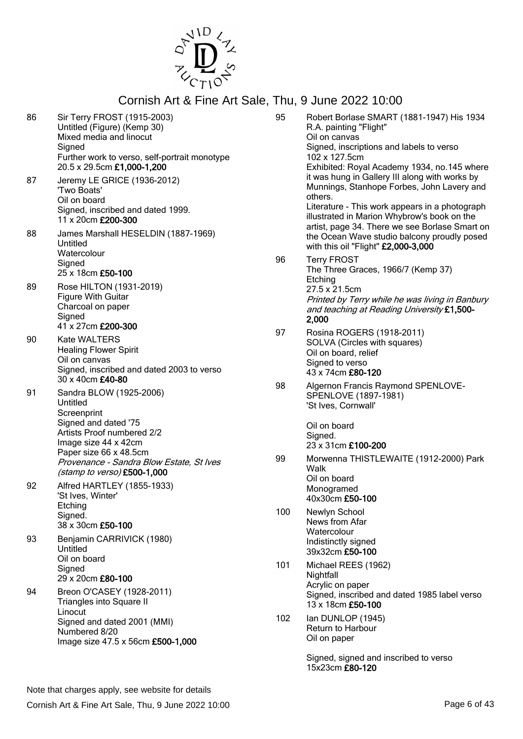86 Sir Terry FROST (1915-2003)
Untitled (Figure) (Kemp 30)
Mixed media and linocut
Signed
Further work to verso, self-portrait monotype
20.5 x 29.5cm **£1,000-1,200**

87 Jeremy LE GRICE (1936-2012)
'Two Boats'
Oil on board
Signed, inscribed and dated 1999.
11 x 20cm **£200-300**

88 James Marshall HESELDIN (1887-1969)
Untitled
Watercolour
Signed
25 x 18cm **£50-100**

89 Rose HILTON (1931-2019)
Figure With Guitar
Charcoal on paper
Signed
41 x 27cm **£200-300**

90 Kate WALTERS
Healing Flower Spirit
Oil on canvas
Signed, inscribed and dated 2003 to verso
30 x 40cm **£40-80**

91 Sandra BLOW (1925-2006)
Untitled
Screenprint
Signed and dated '75
Artists Proof numbered 2/2
Image size 44 x 42cm
Paper size 66 x 48.5cm
*Provenance - Sandra Blow Estate, St Ives (stamp to verso)* **£500-1,000**

92 Alfred HARTLEY (1855-1933)
'St Ives, Winter'
Etching
Signed.
38 x 30cm **£50-100**

93 Benjamin CARRIVICK (1980)
Untitled
Oil on board
Signed
29 x 20cm **£80-100**

94 Breon O'CASEY (1928-2011)
Triangles into Square II
Linocut
Signed and dated 2001 (MMI)
Numbered 8/20
Image size 47.5 x 56cm **£500-1,000**

95 Robert Borlase SMART (1881-1947) His 1934 R.A. painting "Flight"
Oil on canvas
Signed, inscriptions and labels to verso
102 x 127.5cm
Exhibited: Royal Academy 1934, no.145 where it was hung in Gallery III along with works by Munnings, Stanhope Forbes, John Lavery and others.
Literature - This work appears in a photograph illustrated in Marion Whybrow's book on the artist, page 34. There we see Borlase Smart on the Ocean Wave studio balcony proudly posed with this oil "Flight" **£2,000-3,000**

96 Terry FROST
The Three Graces, 1966/7 (Kemp 37)
Etching
27.5 x 21.5cm
*Printed by Terry while he was living in Banbury and teaching at Reading University* **£1,500-2,000**

97 Rosina ROGERS (1918-2011)
SOLVA (Circles with squares)
Oil on board, relief
Signed to verso
43 x 74cm **£80-120**

98 Algernon Francis Raymond SPENLOVE-SPENLOVE (1897-1981)
'St Ives, Cornwall'

Oil on board
Signed.
23 x 31cm **£100-200**

99 Morwenna THISTLEWAITE (1912-2000) Park Walk
Oil on board
Monogramed
40x30cm **£50-100**

100 Newlyn School
News from Afar
Watercolour
Indistinctly signed
39x32cm **£50-100**

101 Michael REES (1962)
Nightfall
Acrylic on paper
Signed, inscribed and dated 1985 label verso
13 x 18cm **£50-100**

102 Ian DUNLOP (1945)
Return to Harbour
Oil on paper

Signed, signed and inscribed to verso
15x23cm **£80-120**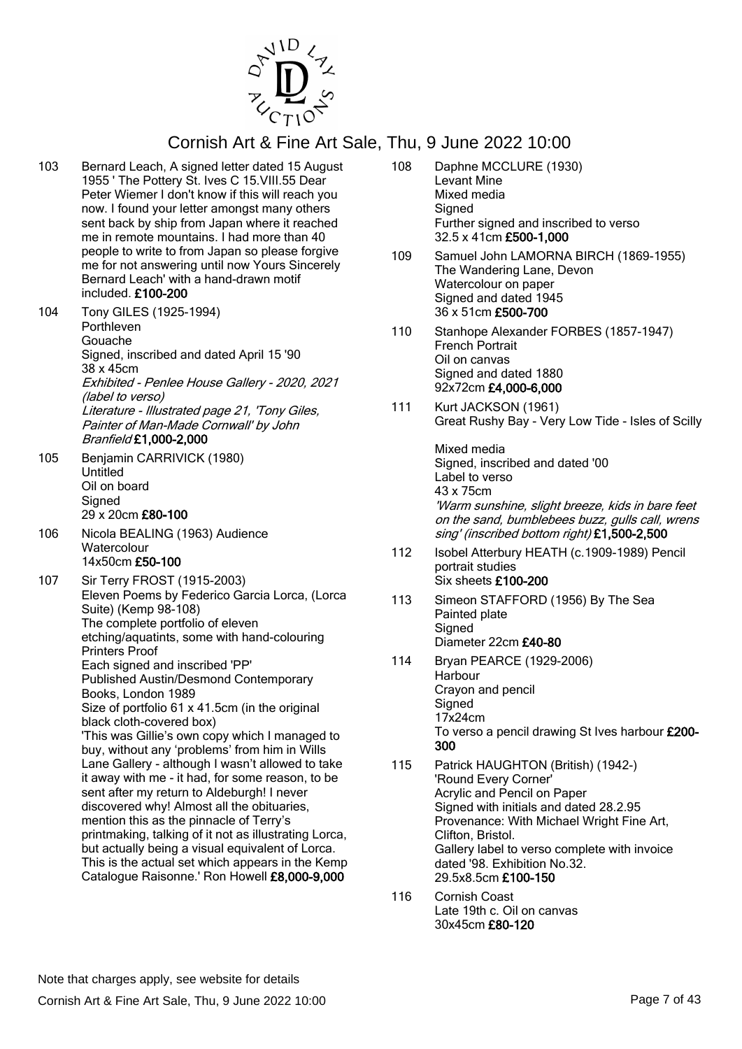# Cornish Art & Fine Art Sale, Thu, 9 June 2022 10:00

**103** Bernard Leach, A signed letter dated 15 August 1955 ' The Pottery St. Ives C 15.VIII.55 Dear Peter Wiemer I don't know if this will reach you now. I found your letter amongst many others sent back by ship from Japan where it reached me in remote mountains. I had more than 40 people to write to from Japan so please forgive me for not answering until now Yours Sincerely Bernard Leach' with a hand-drawn motif included. **£100-200**

**104** Tony GILES (1925-1994)
Porthleven
Gouache
Signed, inscribed and dated April 15 '90
38 x 45cm
*Exhibited - Penlee House Gallery - 2020, 2021 (label to verso)*
*Literature - Illustrated page 21, 'Tony Giles, Painter of Man-Made Cornwall' by John Branfield* **£1,000-2,000**

**105** Benjamin CARRIVICK (1980)
Untitled
Oil on board
Signed
29 x 20cm **£80-100**

**106** Nicola BEALING (1963) Audience
Watercolour
14x50cm **£50-100**

**107** Sir Terry FROST (1915-2003)
Eleven Poems by Federico Garcia Lorca, (Lorca Suite) (Kemp 98-108)
The complete portfolio of eleven etching/aquatints, some with hand-colouring
Printers Proof
Each signed and inscribed 'PP'
Published Austin/Desmond Contemporary Books, London 1989
Size of portfolio 61 x 41.5cm (in the original black cloth-covered box)
'This was Gillie's own copy which I managed to buy, without any 'problems' from him in Wills Lane Gallery - although I wasn't allowed to take it away with me - it had, for some reason, to be sent after my return to Aldeburgh! I never discovered why! Almost all the obituaries, mention this as the pinnacle of Terry's printmaking, talking of it not as illustrating Lorca, but actually being a visual equivalent of Lorca. This is the actual set which appears in the Kemp Catalogue Raisonne.' Ron Howell **£8,000-9,000**

**108** Daphne MCCLURE (1930)
Levant Mine
Mixed media
Signed
Further signed and inscribed to verso
32.5 x 41cm **£500-1,000**

**109** Samuel John LAMORNA BIRCH (1869-1955)
The Wandering Lane, Devon
Watercolour on paper
Signed and dated 1945
36 x 51cm **£500-700**

**110** Stanhope Alexander FORBES (1857-1947)
French Portrait
Oil on canvas
Signed and dated 1880
92x72cm **£4,000-6,000**

**111** Kurt JACKSON (1961)
Great Rushy Bay - Very Low Tide - Isles of Scilly
Mixed media
Signed, inscribed and dated '00
Label to verso
43 x 75cm
*'Warm sunshine, slight breeze, kids in bare feet on the sand, bumblebees buzz, gulls call, wrens sing' (inscribed bottom right)* **£1,500-2,500**

**112** Isobel Atterbury HEATH (c.1909-1989) Pencil portrait studies
Six sheets **£100-200**

**113** Simeon STAFFORD (1956) By The Sea
Painted plate
Signed
Diameter 22cm **£40-80**

**114** Bryan PEARCE (1929-2006)
Harbour
Crayon and pencil
Signed
17x24cm
To verso a pencil drawing St Ives harbour **£200-300**

**115** Patrick HAUGHTON (British) (1942-)
'Round Every Corner'
Acrylic and Pencil on Paper
Signed with initials and dated 28.2.95
Provenance: With Michael Wright Fine Art, Clifton, Bristol.
Gallery label to verso complete with invoice dated '98. Exhibition No.32.
29.5x8.5cm **£100-150**

**116** Cornish Coast
Late 19th c. Oil on canvas
30x45cm **£80-120**

Note that charges apply, see website for details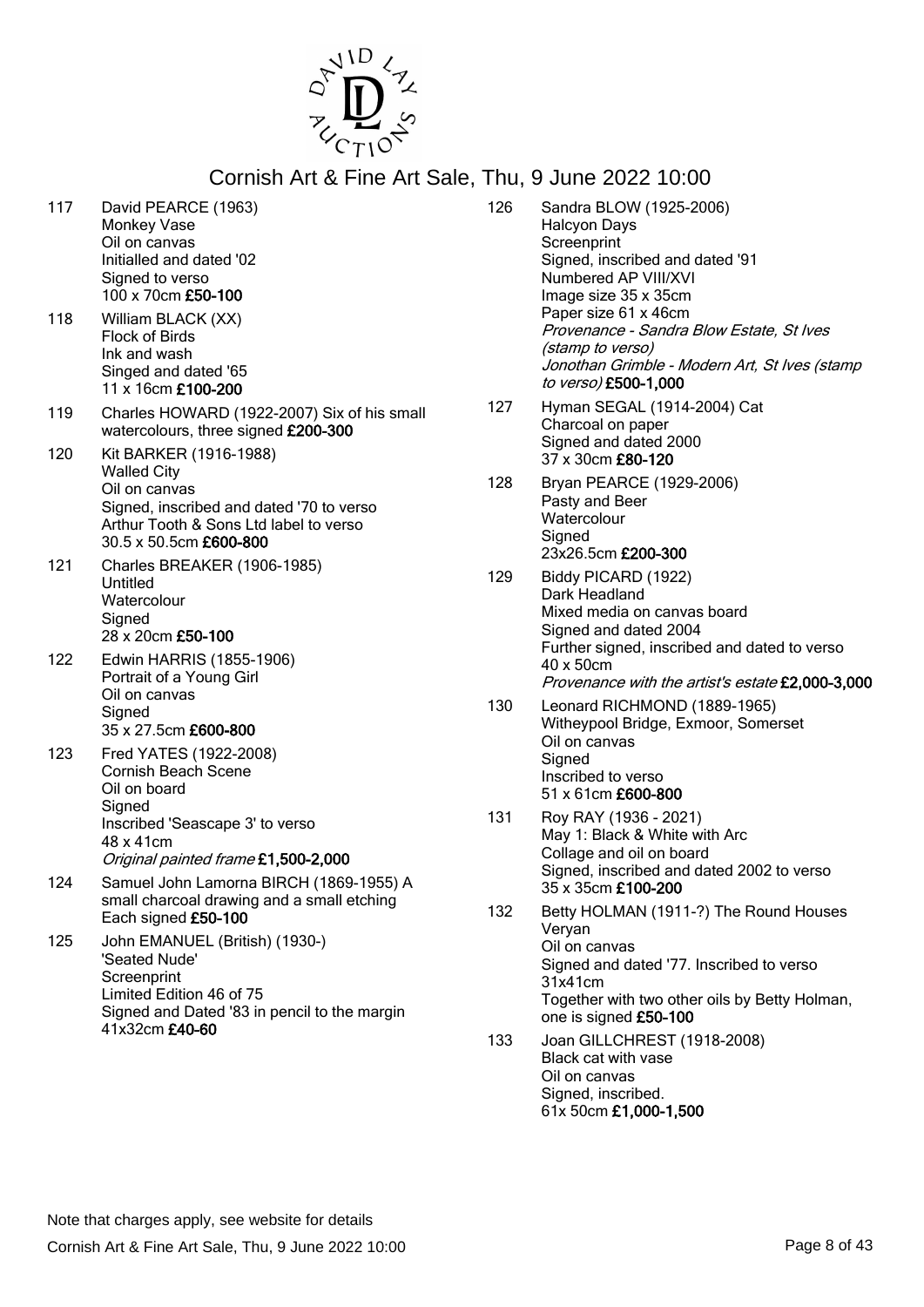# Cornish Art & Fine Art Sale, Thu, 9 June 2022 10:00

117 David PEARCE (1963)
Monkey Vase
Oil on canvas
Initialled and dated '02
Signed to verso
100 x 70cm **£50-100**

118 William BLACK (XX)
Flock of Birds
Ink and wash
Singed and dated '65
11 x 16cm **£100-200**

119 Charles HOWARD (1922-2007) Six of his small watercolours, three signed **£200-300**

120 Kit BARKER (1916-1988)
Walled City
Oil on canvas
Signed, inscribed and dated '70 to verso
Arthur Tooth & Sons Ltd label to verso
30.5 x 50.5cm **£600-800**

121 Charles BREAKER (1906-1985)
Untitled
Watercolour
Signed
28 x 20cm **£50-100**

122 Edwin HARRIS (1855-1906)
Portrait of a Young Girl
Oil on canvas
Signed
35 x 27.5cm **£600-800**

123 Fred YATES (1922-2008)
Cornish Beach Scene
Oil on board
Signed
Inscribed 'Seascape 3' to verso
48 x 41cm
*Original painted frame* **£1,500-2,000**

124 Samuel John Lamorna BIRCH (1869-1955) A small charcoal drawing and a small etching
Each signed **£50-100**

125 John EMANUEL (British) (1930-)
'Seated Nude'
Screenprint
Limited Edition 46 of 75
Signed and Dated '83 in pencil to the margin
41x32cm **£40-60**

126 Sandra BLOW (1925-2006)
Halcyon Days
Screenprint
Signed, inscribed and dated '91
Numbered AP VIII/XVI
Image size 35 x 35cm
Paper size 61 x 46cm
*Provenance - Sandra Blow Estate, St Ives (stamp to verso)*
*Jonothan Grimble - Modern Art, St Ives (stamp to verso)* **£500-1,000**

127 Hyman SEGAL (1914-2004) Cat
Charcoal on paper
Signed and dated 2000
37 x 30cm **£80-120**

128 Bryan PEARCE (1929-2006)
Pasty and Beer
Watercolour
Signed
23x26.5cm **£200-300**

129 Biddy PICARD (1922)
Dark Headland
Mixed media on canvas board
Signed and dated 2004
Further signed, inscribed and dated to verso
40 x 50cm
*Provenance with the artist's estate* **£2,000-3,000**

130 Leonard RICHMOND (1889-1965)
Witheypool Bridge, Exmoor, Somerset
Oil on canvas
Signed
Inscribed to verso
51 x 61cm **£600-800**

131 Roy RAY (1936 - 2021)
May 1: Black & White with Arc
Collage and oil on board
Signed, inscribed and dated 2002 to verso
35 x 35cm **£100-200**

132 Betty HOLMAN (1911-?) The Round Houses Veryan
Oil on canvas
Signed and dated '77. Inscribed to verso
31x41cm
Together with two other oils by Betty Holman, one is signed **£50-100**

133 Joan GILLCHREST (1918-2008)
Black cat with vase
Oil on canvas
Signed, inscribed.
61x 50cm **£1,000-1,500**

Note that charges apply, see website for details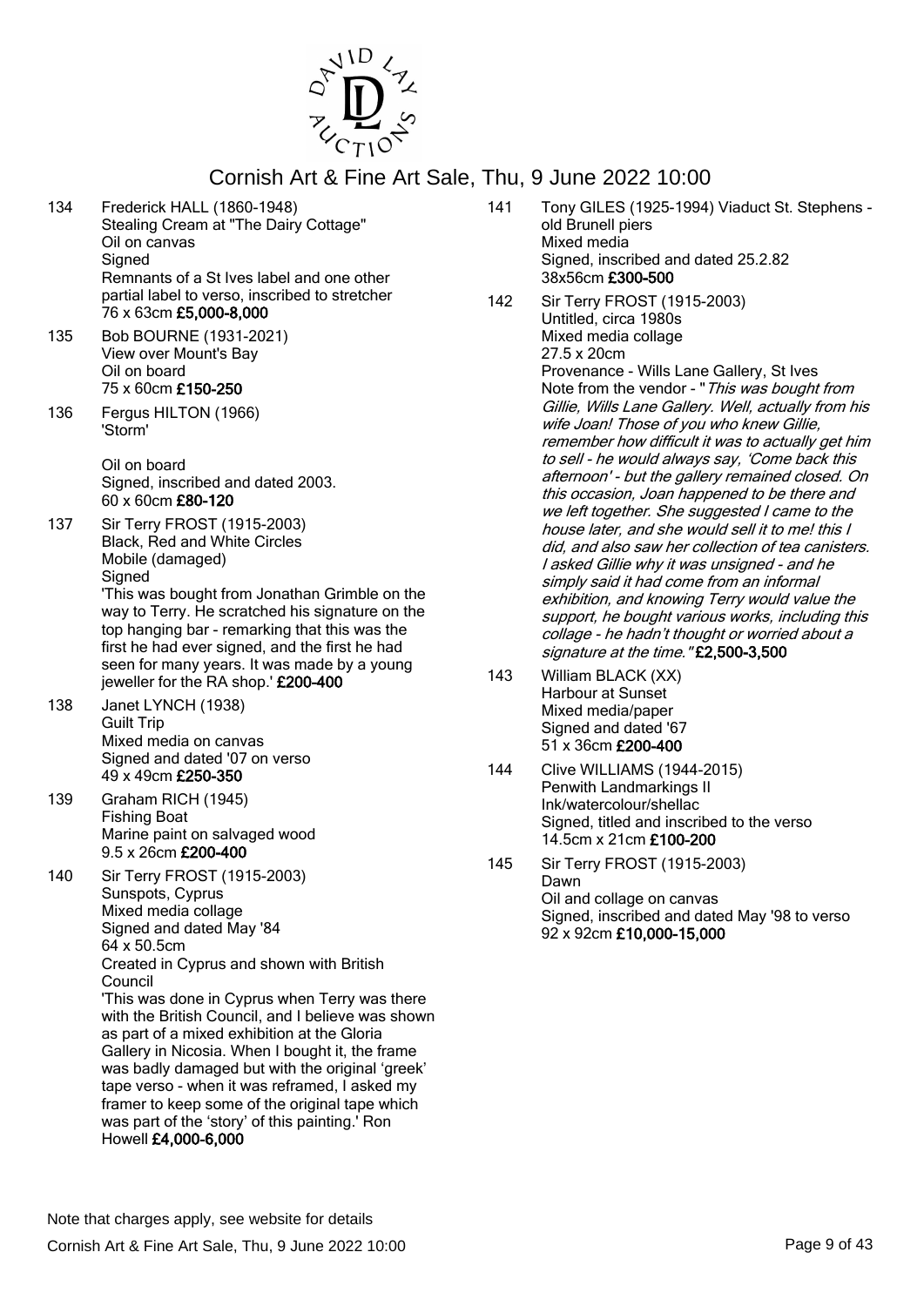# Cornish Art & Fine Art Sale, Thu, 9 June 2022 10:00

**134** Frederick HALL (1860-1948)
Stealing Cream at "The Dairy Cottage"
Oil on canvas
Signed
Remnants of a St Ives label and one other partial label to verso, inscribed to stretcher
76 x 63cm **£5,000-8,000**

**135** Bob BOURNE (1931-2021)
View over Mount's Bay
Oil on board
75 x 60cm **£150-250**

**136** Fergus HILTON (1966)
'Storm'

Oil on board
Signed, inscribed and dated 2003.
60 x 60cm **£80-120**

**137** Sir Terry FROST (1915-2003)
Black, Red and White Circles
Mobile (damaged)
Signed
'This was bought from Jonathan Grimble on the way to Terry. He scratched his signature on the top hanging bar - remarking that this was the first he had ever signed, and the first he had seen for many years. It was made by a young jeweller for the RA shop.' **£200-400**

**138** Janet LYNCH (1938)
Guilt Trip
Mixed media on canvas
Signed and dated '07 on verso
49 x 49cm **£250-350**

**139** Graham RICH (1945)
Fishing Boat
Marine paint on salvaged wood
9.5 x 26cm **£200-400**

**140** Sir Terry FROST (1915-2003)
Sunspots, Cyprus
Mixed media collage
Signed and dated May '84
64 x 50.5cm
Created in Cyprus and shown with British Council
'This was done in Cyprus when Terry was there with the British Council, and I believe was shown as part of a mixed exhibition at the Gloria Gallery in Nicosia. When I bought it, the frame was badly damaged but with the original 'greek' tape verso - when it was reframed, I asked my framer to keep some of the original tape which was part of the 'story' of this painting.' Ron Howell **£4,000-6,000**

**141** Tony GILES (1925-1994) Viaduct St. Stephens - old Brunell piers
Mixed media
Signed, inscribed and dated 25.2.82
38x56cm **£300-500**

**142** Sir Terry FROST (1915-2003)
Untitled, circa 1980s
Mixed media collage
27.5 x 20cm
Provenance - Wills Lane Gallery, St Ives
Note from the vendor - "*This was bought from Gillie, Wills Lane Gallery. Well, actually from his wife Joan! Those of you who knew Gillie, remember how difficult it was to actually get him to sell - he would always say, 'Come back this afternoon' - but the gallery remained closed. On this occasion, Joan happened to be there and we left together. She suggested I came to the house later, and she would sell it to me! this I did, and also saw her collection of tea canisters. I asked Gillie why it was unsigned - and he simply said it had come from an informal exhibition, and knowing Terry would value the support, he bought various works, including this collage - he hadn't thought or worried about a signature at the time.*" **£2,500-3,500**

**143** William BLACK (XX)
Harbour at Sunset
Mixed media/paper
Signed and dated '67
51 x 36cm **£200-400**

**144** Clive WILLIAMS (1944-2015)
Penwith Landmarkings II
Ink/watercolour/shellac
Signed, titled and inscribed to the verso
14.5cm x 21cm **£100-200**

**145** Sir Terry FROST (1915-2003)
Dawn
Oil and collage on canvas
Signed, inscribed and dated May '98 to verso
92 x 92cm **£10,000-15,000**

Note that charges apply, see website for details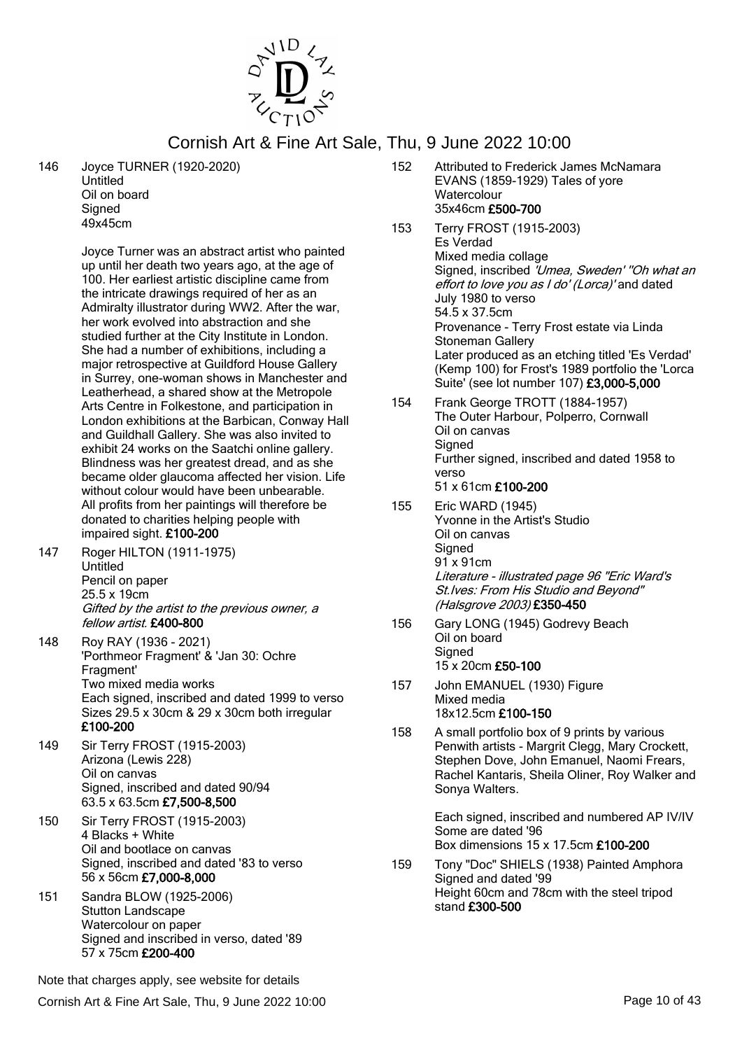# Cornish Art & Fine Art Sale, Thu, 9 June 2022 10:00

146 Joyce TURNER (1920-2020)
Untitled
Oil on board
Signed
49x45cm

Joyce Turner was an abstract artist who painted up until her death two years ago, at the age of 100. Her earliest artistic discipline came from the intricate drawings required of her as an Admiralty illustrator during WW2. After the war, her work evolved into abstraction and she studied further at the City Institute in London. She had a number of exhibitions, including a major retrospective at Guildford House Gallery in Surrey, one-woman shows in Manchester and Leatherhead, a shared show at the Metropole Arts Centre in Folkestone, and participation in London exhibitions at the Barbican, Conway Hall and Guildhall Gallery. She was also invited to exhibit 24 works on the Saatchi online gallery. Blindness was her greatest dread, and as she became older glaucoma affected her vision. Life without colour would have been unbearable. All profits from her paintings will therefore be donated to charities helping people with impaired sight. **£100-200**

147 Roger HILTON (1911-1975)
Untitled
Pencil on paper
25.5 x 19cm
*Gifted by the artist to the previous owner, a fellow artist.* **£400-800**

148 Roy RAY (1936 - 2021)
'Porthmeor Fragment' & 'Jan 30: Ochre Fragment'
Two mixed media works
Each signed, inscribed and dated 1999 to verso
Sizes 29.5 x 30cm & 29 x 30cm both irregular
**£100-200**

149 Sir Terry FROST (1915-2003)
Arizona (Lewis 228)
Oil on canvas
Signed, inscribed and dated 90/94
63.5 x 63.5cm **£7,500-8,500**

150 Sir Terry FROST (1915-2003)
4 Blacks + White
Oil and bootlace on canvas
Signed, inscribed and dated '83 to verso
56 x 56cm **£7,000-8,000**

151 Sandra BLOW (1925-2006)
Stutton Landscape
Watercolour on paper
Signed and inscribed in verso, dated '89
57 x 75cm **£200-400**

152 Attributed to Frederick James McNamara EVANS (1859-1929) Tales of yore
Watercolour
35x46cm **£500-700**

153 Terry FROST (1915-2003)
Es Verdad
Mixed media collage
Signed, inscribed *'Umea, Sweden' "Oh what an effort to love you as I do' (Lorca)'* and dated July 1980 to verso
54.5 x 37.5cm
Provenance - Terry Frost estate via Linda Stoneman Gallery
Later produced as an etching titled 'Es Verdad' (Kemp 100) for Frost's 1989 portfolio the 'Lorca Suite' (see lot number 107) **£3,000-5,000**

154 Frank George TROTT (1884-1957)
The Outer Harbour, Polperro, Cornwall
Oil on canvas
Signed
Further signed, inscribed and dated 1958 to verso
51 x 61cm **£100-200**

155 Eric WARD (1945)
Yvonne in the Artist's Studio
Oil on canvas
Signed
91 x 91cm
*Literature - illustrated page 96 "Eric Ward's St.Ives: From His Studio and Beyond" (Halsgrove 2003)* **£350-450**

156 Gary LONG (1945) Godrevy Beach
Oil on board
Signed
15 x 20cm **£50-100**

157 John EMANUEL (1930) Figure
Mixed media
18x12.5cm **£100-150**

158 A small portfolio box of 9 prints by various Penwith artists - Margrit Clegg, Mary Crockett, Stephen Dove, John Emanuel, Naomi Frears, Rachel Kantaris, Sheila Oliner, Roy Walker and Sonya Walters.

Each signed, inscribed and numbered AP IV/IV
Some are dated '96
Box dimensions 15 x 17.5cm **£100-200**

159 Tony "Doc" SHIELS (1938) Painted Amphora
Signed and dated '99
Height 60cm and 78cm with the steel tripod stand **£300-500**

Note that charges apply, see website for details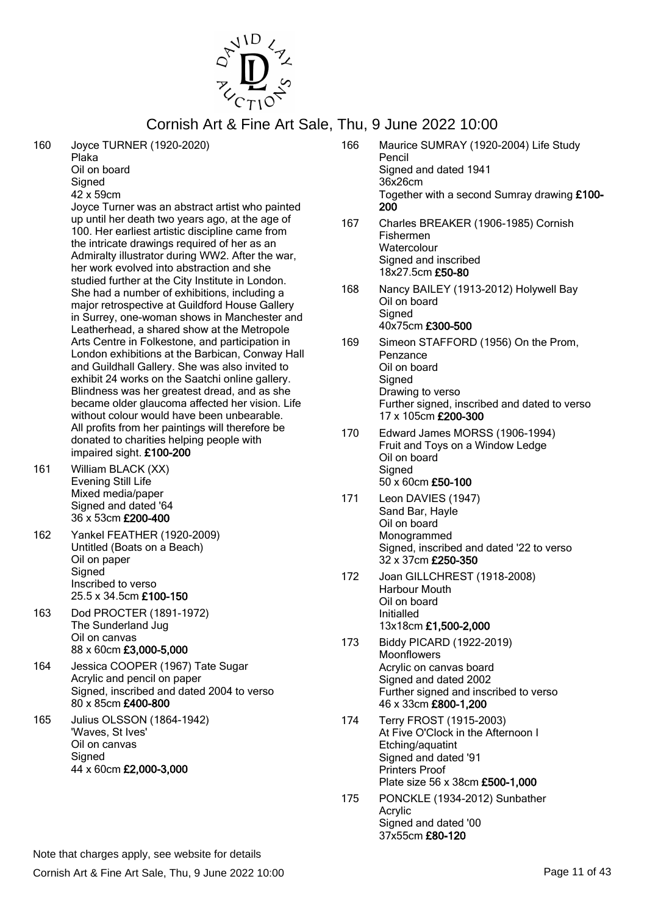160 Joyce TURNER (1920-2020)
Plaka
Oil on board
Signed
42 x 59cm
Joyce Turner was an abstract artist who painted up until her death two years ago, at the age of 100. Her earliest artistic discipline came from the intricate drawings required of her as an Admiralty illustrator during WW2. After the war, her work evolved into abstraction and she studied further at the City Institute in London. She had a number of exhibitions, including a major retrospective at Guildford House Gallery in Surrey, one-woman shows in Manchester and Leatherhead, a shared show at the Metropole Arts Centre in Folkestone, and participation in London exhibitions at the Barbican, Conway Hall and Guildhall Gallery. She was also invited to exhibit 24 works on the Saatchi online gallery. Blindness was her greatest dread, and as she became older glaucoma affected her vision. Life without colour would have been unbearable. All profits from her paintings will therefore be donated to charities helping people with impaired sight. **£100-200**

161 William BLACK (XX)
Evening Still Life
Mixed media/paper
Signed and dated '64
36 x 53cm **£200-400**

162 Yankel FEATHER (1920-2009)
Untitled (Boats on a Beach)
Oil on paper
Signed
Inscribed to verso
25.5 x 34.5cm **£100-150**

163 Dod PROCTER (1891-1972)
The Sunderland Jug
Oil on canvas
88 x 60cm **£3,000-5,000**

164 Jessica COOPER (1967) Tate Sugar
Acrylic and pencil on paper
Signed, inscribed and dated 2004 to verso
80 x 85cm **£400-800**

165 Julius OLSSON (1864-1942)
'Waves, St Ives'
Oil on canvas
Signed
44 x 60cm **£2,000-3,000**

166 Maurice SUMRAY (1920-2004) Life Study
Pencil
Signed and dated 1941
36x26cm
Together with a second Sumray drawing **£100-200**

167 Charles BREAKER (1906-1985) Cornish Fishermen
Watercolour
Signed and inscribed
18x27.5cm **£50-80**

168 Nancy BAILEY (1913-2012) Holywell Bay
Oil on board
Signed
40x75cm **£300-500**

169 Simeon STAFFORD (1956) On the Prom, Penzance
Oil on board
Signed
Drawing to verso
Further signed, inscribed and dated to verso
17 x 105cm **£200-300**

170 Edward James MORSS (1906-1994)
Fruit and Toys on a Window Ledge
Oil on board
Signed
50 x 60cm **£50-100**

171 Leon DAVIES (1947)
Sand Bar, Hayle
Oil on board
Monogrammed
Signed, inscribed and dated '22 to verso
32 x 37cm **£250-350**

172 Joan GILLCHREST (1918-2008)
Harbour Mouth
Oil on board
Initialled
13x18cm **£1,500-2,000**

173 Biddy PICARD (1922-2019)
Moonflowers
Acrylic on canvas board
Signed and dated 2002
Further signed and inscribed to verso
46 x 33cm **£800-1,200**

174 Terry FROST (1915-2003)
At Five O'Clock in the Afternoon I
Etching/aquatint
Signed and dated '91
Printers Proof
Plate size 56 x 38cm **£500-1,000**

175 PONCKLE (1934-2012) Sunbather
Acrylic
Signed and dated '00
37x55cm **£80-120**

Note that charges apply, see website for details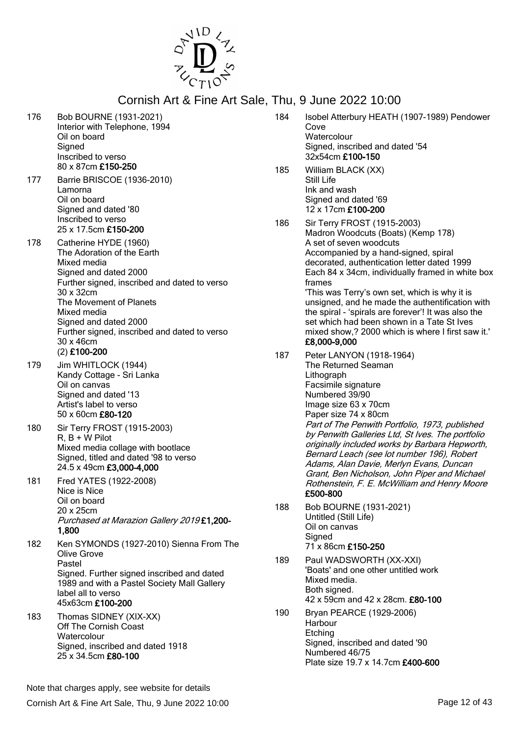# Cornish Art & Fine Art Sale, Thu, 9 June 2022 10:00

176 Bob BOURNE (1931-2021)
Interior with Telephone, 1994
Oil on board
Signed
Inscribed to verso
80 x 87cm **£150-250**

177 Barrie BRISCOE (1936-2010)
Lamorna
Oil on board
Signed and dated '80
Inscribed to verso
25 x 17.5cm **£150-200**

178 Catherine HYDE (1960)
The Adoration of the Earth
Mixed media
Signed and dated 2000
Further signed, inscribed and dated to verso
30 x 32cm
The Movement of Planets
Mixed media
Signed and dated 2000
Further signed, inscribed and dated to verso
30 x 46cm
(2) **£100-200**

179 Jim WHITLOCK (1944)
Kandy Cottage - Sri Lanka
Oil on canvas
Signed and dated '13
Artist's label to verso
50 x 60cm **£80-120**

180 Sir Terry FROST (1915-2003)
R, B + W Pilot
Mixed media collage with bootlace
Signed, titled and dated '98 to verso
24.5 x 49cm **£3,000-4,000**

181 Fred YATES (1922-2008)
Nice is Nice
Oil on board
20 x 25cm
*Purchased at Marazion Gallery 2019* **£1,200-1,800**

182 Ken SYMONDS (1927-2010) Sienna From The Olive Grove
Pastel
Signed. Further signed inscribed and dated 1989 and with a Pastel Society Mall Gallery label all to verso
45x63cm **£100-200**

183 Thomas SIDNEY (XIX-XX)
Off The Cornish Coast
Watercolour
Signed, inscribed and dated 1918
25 x 34.5cm **£80-100**

184 Isobel Atterbury HEATH (1907-1989) Pendower Cove
Watercolour
Signed, inscribed and dated '54
32x54cm **£100-150**

185 William BLACK (XX)
Still Life
Ink and wash
Signed and dated '69
12 x 17cm **£100-200**

186 Sir Terry FROST (1915-2003)
Madron Woodcuts (Boats) (Kemp 178)
A set of seven woodcuts
Accompanied by a hand-signed, spiral decorated, authentication letter dated 1999
Each 84 x 34cm, individually framed in white box frames
'This was Terry's own set, which is why it is unsigned, and he made the authentification with the spiral - 'spirals are forever'! It was also the set which had been shown in a Tate St Ives mixed show,? 2000 which is where I first saw it.'
**£8,000-9,000**

187 Peter LANYON (1918-1964)
The Returned Seaman
Lithograph
Facsimile signature
Numbered 39/90
Image size 63 x 70cm
Paper size 74 x 80cm
*Part of The Penwith Portfolio, 1973, published by Penwith Galleries Ltd, St Ives. The portfolio originally included works by Barbara Hepworth, Bernard Leach (see lot number 196), Robert Adams, Alan Davie, Merlyn Evans, Duncan Grant, Ben Nicholson, John Piper and Michael Rothenstein, F. E. McWilliam and Henry Moore*
**£500-800**

188 Bob BOURNE (1931-2021)
Untitled (Still Life)
Oil on canvas
Signed
71 x 86cm **£150-250**

189 Paul WADSWORTH (XX-XXI)
'Boats' and one other untitled work
Mixed media.
Both signed.
42 x 59cm and 42 x 28cm. **£80-100**

190 Bryan PEARCE (1929-2006)
Harbour
Etching
Signed, inscribed and dated '90
Numbered 46/75
Plate size 19.7 x 14.7cm **£400-600**

Note that charges apply, see website for details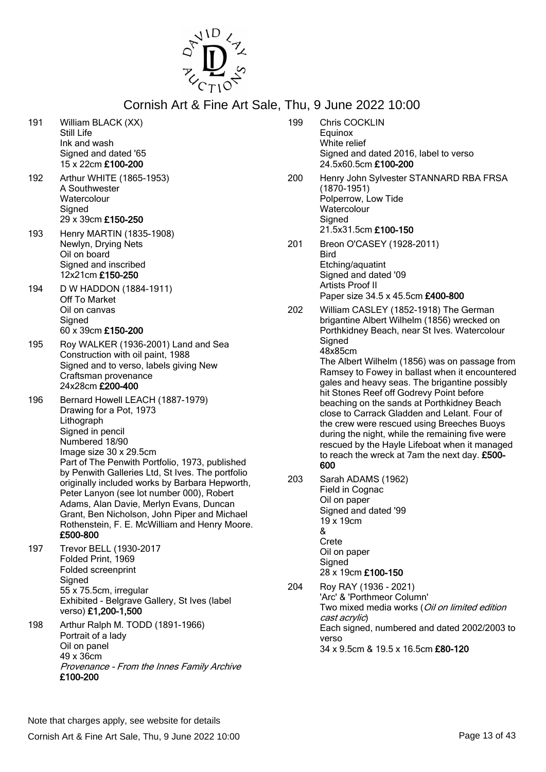# Cornish Art & Fine Art Sale, Thu, 9 June 2022 10:00

191 William BLACK (XX)
Still Life
Ink and wash
Signed and dated '65
15 x 22cm **£100-200**

192 Arthur WHITE (1865-1953)
A Southwester
Watercolour
Signed
29 x 39cm **£150-250**

193 Henry MARTIN (1835-1908)
Newlyn, Drying Nets
Oil on board
Signed and inscribed
12x21cm **£150-250**

194 D W HADDON (1884-1911)
Off To Market
Oil on canvas
Signed
60 x 39cm **£150-200**

195 Roy WALKER (1936-2001) Land and Sea
Construction with oil paint, 1988
Signed and to verso, labels giving New Craftsman provenance
24x28cm **£200-400**

196 Bernard Howell LEACH (1887-1979)
Drawing for a Pot, 1973
Lithograph
Signed in pencil
Numbered 18/90
Image size 30 x 29.5cm
Part of The Penwith Portfolio, 1973, published by Penwith Galleries Ltd, St Ives. The portfolio originally included works by Barbara Hepworth, Peter Lanyon (see lot number 000), Robert Adams, Alan Davie, Merlyn Evans, Duncan Grant, Ben Nicholson, John Piper and Michael Rothenstein, F. E. McWilliam and Henry Moore. **£500-800**

197 Trevor BELL (1930-2017
Folded Print, 1969
Folded screenprint
Signed
55 x 75.5cm, irregular
Exhibited - Belgrave Gallery, St Ives (label verso) **£1,200-1,500**

198 Arthur Ralph M. TODD (1891-1966)
Portrait of a lady
Oil on panel
49 x 36cm
*Provenance - From the Innes Family Archive*
**£100-200**

199 Chris COCKLIN
Equinox
White relief
Signed and dated 2016, label to verso
24.5x60.5cm **£100-200**

200 Henry John Sylvester STANNARD RBA FRSA (1870-1951)
Polperrow, Low Tide
Watercolour
Signed
21.5x31.5cm **£100-150**

201 Breon O'CASEY (1928-2011)
Bird
Etching/aquatint
Signed and dated '09
Artists Proof II
Paper size 34.5 x 45.5cm **£400-800**

202 William CASLEY (1852-1918) The German brigantine Albert Wilhelm (1856) wrecked on Porthkidney Beach, near St Ives. Watercolour
Signed
48x85cm
The Albert Wilhelm (1856) was on passage from Ramsey to Fowey in ballast when it encountered gales and heavy seas. The brigantine possibly hit Stones Reef off Godrevy Point before beaching on the sands at Porthkidney Beach close to Carrack Gladden and Lelant. Four of the crew were rescued using Breeches Buoys during the night, while the remaining five were rescued by the Hayle Lifeboat when it managed to reach the wreck at 7am the next day. **£500-600**

203 Sarah ADAMS (1962)
Field in Cognac
Oil on paper
Signed and dated '99
19 x 19cm
&
Crete
Oil on paper
Signed
28 x 19cm **£100-150**

204 Roy RAY (1936 - 2021)
'Arc' & 'Porthmeor Column'
Two mixed media works (*Oil on limited edition cast acrylic*)
Each signed, numbered and dated 2002/2003 to verso
34 x 9.5cm & 19.5 x 16.5cm **£80-120**

Note that charges apply, see website for details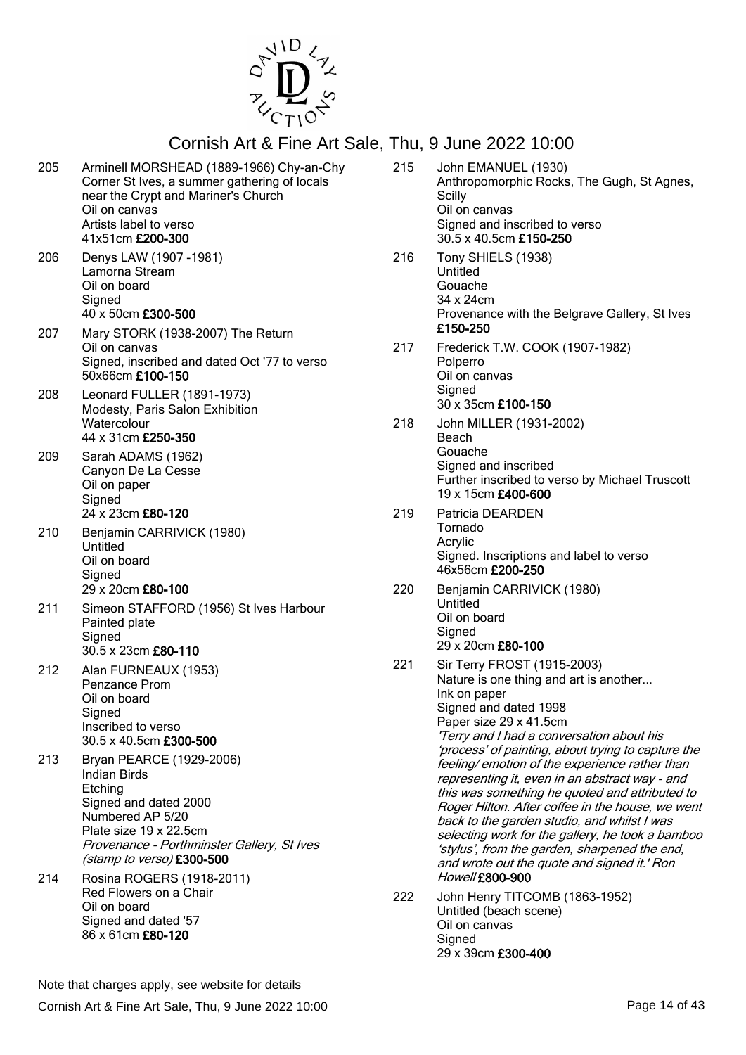# Cornish Art & Fine Art Sale, Thu, 9 June 2022 10:00

205 Arminell MORSHEAD (1889-1966) Chy-an-Chy Corner St Ives, a summer gathering of locals near the Crypt and Mariner's Church
Oil on canvas
Artists label to verso
41x51cm **£200-300**

206 Denys LAW (1907 -1981)
Lamorna Stream
Oil on board
Signed
40 x 50cm **£300-500**

207 Mary STORK (1938-2007) The Return
Oil on canvas
Signed, inscribed and dated Oct '77 to verso
50x66cm **£100-150**

208 Leonard FULLER (1891-1973)
Modesty, Paris Salon Exhibition
Watercolour
44 x 31cm **£250-350**

209 Sarah ADAMS (1962)
Canyon De La Cesse
Oil on paper
Signed
24 x 23cm **£80-120**

210 Benjamin CARRIVICK (1980)
Untitled
Oil on board
Signed
29 x 20cm **£80-100**

211 Simeon STAFFORD (1956) St Ives Harbour
Painted plate
Signed
30.5 x 23cm **£80-110**

212 Alan FURNEAUX (1953)
Penzance Prom
Oil on board
Signed
Inscribed to verso
30.5 x 40.5cm **£300-500**

213 Bryan PEARCE (1929-2006)
Indian Birds
Etching
Signed and dated 2000
Numbered AP 5/20
Plate size 19 x 22.5cm
*Provenance - Porthminster Gallery, St Ives (stamp to verso)* **£300-500**

214 Rosina ROGERS (1918-2011)
Red Flowers on a Chair
Oil on board
Signed and dated '57
86 x 61cm **£80-120**

215 John EMANUEL (1930)
Anthropomorphic Rocks, The Gugh, St Agnes, Scilly
Oil on canvas
Signed and inscribed to verso
30.5 x 40.5cm **£150-250**

216 Tony SHIELS (1938)
Untitled
Gouache
34 x 24cm
Provenance with the Belgrave Gallery, St Ives
**£150-250**

217 Frederick T.W. COOK (1907-1982)
Polperro
Oil on canvas
Signed
30 x 35cm **£100-150**

218 John MILLER (1931-2002)
Beach
Gouache
Signed and inscribed
Further inscribed to verso by Michael Truscott
19 x 15cm **£400-600**

219 Patricia DEARDEN
Tornado
Acrylic
Signed. Inscriptions and label to verso
46x56cm **£200-250**

220 Benjamin CARRIVICK (1980)
Untitled
Oil on board
Signed
29 x 20cm **£80-100**

221 Sir Terry FROST (1915-2003)
Nature is one thing and art is another...
Ink on paper
Signed and dated 1998
Paper size 29 x 41.5cm
*'Terry and I had a conversation about his 'process' of painting, about trying to capture the feeling/ emotion of the experience rather than representing it, even in an abstract way - and this was something he quoted and attributed to Roger Hilton. After coffee in the house, we went back to the garden studio, and whilst I was selecting work for the gallery, he took a bamboo 'stylus', from the garden, sharpened the end, and wrote out the quote and signed it.' Ron Howell* **£800-900**

222 John Henry TITCOMB (1863-1952)
Untitled (beach scene)
Oil on canvas
Signed
29 x 39cm **£300-400**

Note that charges apply, see website for details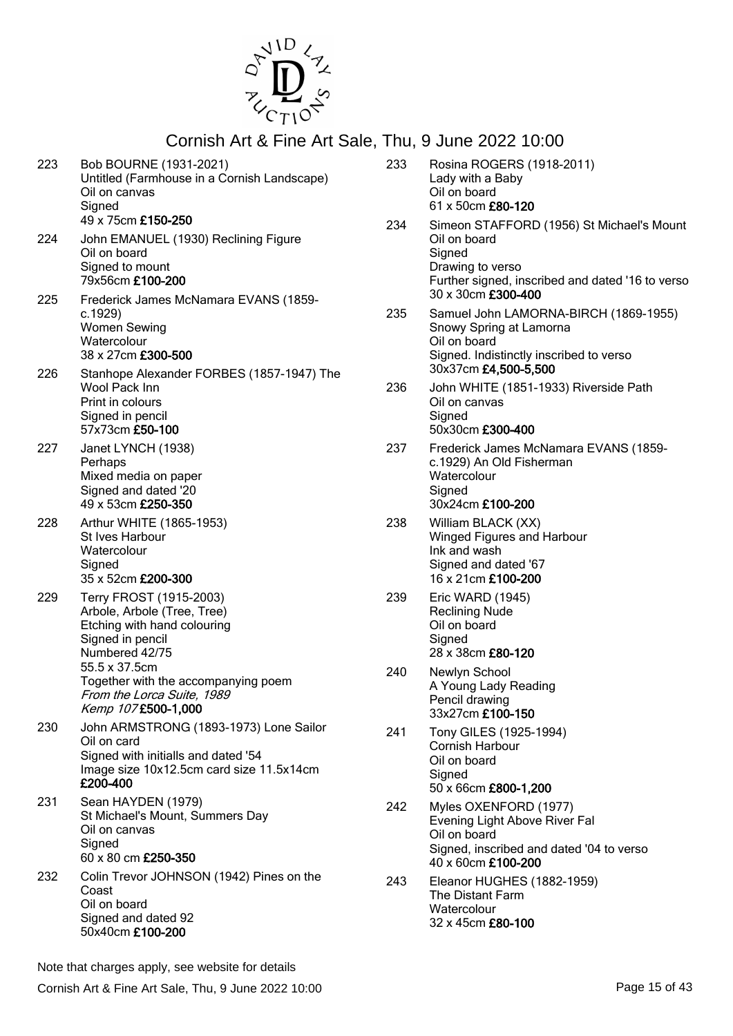# Cornish Art & Fine Art Sale, Thu, 9 June 2022 10:00

223 Bob BOURNE (1931-2021)
Untitled (Farmhouse in a Cornish Landscape)
Oil on canvas
Signed
49 x 75cm **£150-250**

224 John EMANUEL (1930) Reclining Figure
Oil on board
Signed to mount
79x56cm **£100-200**

225 Frederick James McNamara EVANS (1859-c.1929)
Women Sewing
Watercolour
38 x 27cm **£300-500**

226 Stanhope Alexander FORBES (1857-1947) The Wool Pack Inn
Print in colours
Signed in pencil
57x73cm **£50-100**

227 Janet LYNCH (1938)
Perhaps
Mixed media on paper
Signed and dated '20
49 x 53cm **£250-350**

228 Arthur WHITE (1865-1953)
St Ives Harbour
Watercolour
Signed
35 x 52cm **£200-300**

229 Terry FROST (1915-2003)
Arbole, Arbole (Tree, Tree)
Etching with hand colouring
Signed in pencil
Numbered 42/75
55.5 x 37.5cm
Together with the accompanying poem
*From the Lorca Suite, 1989*
*Kemp 107* **£500-1,000**

230 John ARMSTRONG (1893-1973) Lone Sailor
Oil on card
Signed with initialls and dated '54
Image size 10x12.5cm card size 11.5x14cm
**£200-400**

231 Sean HAYDEN (1979)
St Michael's Mount, Summers Day
Oil on canvas
Signed
60 x 80 cm **£250-350**

232 Colin Trevor JOHNSON (1942) Pines on the Coast
Oil on board
Signed and dated 92
50x40cm **£100-200**

233 Rosina ROGERS (1918-2011)
Lady with a Baby
Oil on board
61 x 50cm **£80-120**

234 Simeon STAFFORD (1956) St Michael's Mount
Oil on board
Signed
Drawing to verso
Further signed, inscribed and dated '16 to verso
30 x 30cm **£300-400**

235 Samuel John LAMORNA-BIRCH (1869-1955)
Snowy Spring at Lamorna
Oil on board
Signed. Indistinctly inscribed to verso
30x37cm **£4,500-5,500**

236 John WHITE (1851-1933) Riverside Path
Oil on canvas
Signed
50x30cm **£300-400**

237 Frederick James McNamara EVANS (1859-c.1929) An Old Fisherman
Watercolour
Signed
30x24cm **£100-200**

238 William BLACK (XX)
Winged Figures and Harbour
Ink and wash
Signed and dated '67
16 x 21cm **£100-200**

239 Eric WARD (1945)
Reclining Nude
Oil on board
Signed
28 x 38cm **£80-120**

240 Newlyn School
A Young Lady Reading
Pencil drawing
33x27cm **£100-150**

241 Tony GILES (1925-1994)
Cornish Harbour
Oil on board
Signed
50 x 66cm **£800-1,200**

242 Myles OXENFORD (1977)
Evening Light Above River Fal
Oil on board
Signed, inscribed and dated '04 to verso
40 x 60cm **£100-200**

243 Eleanor HUGHES (1882-1959)
The Distant Farm
Watercolour
32 x 45cm **£80-100**

Note that charges apply, see website for details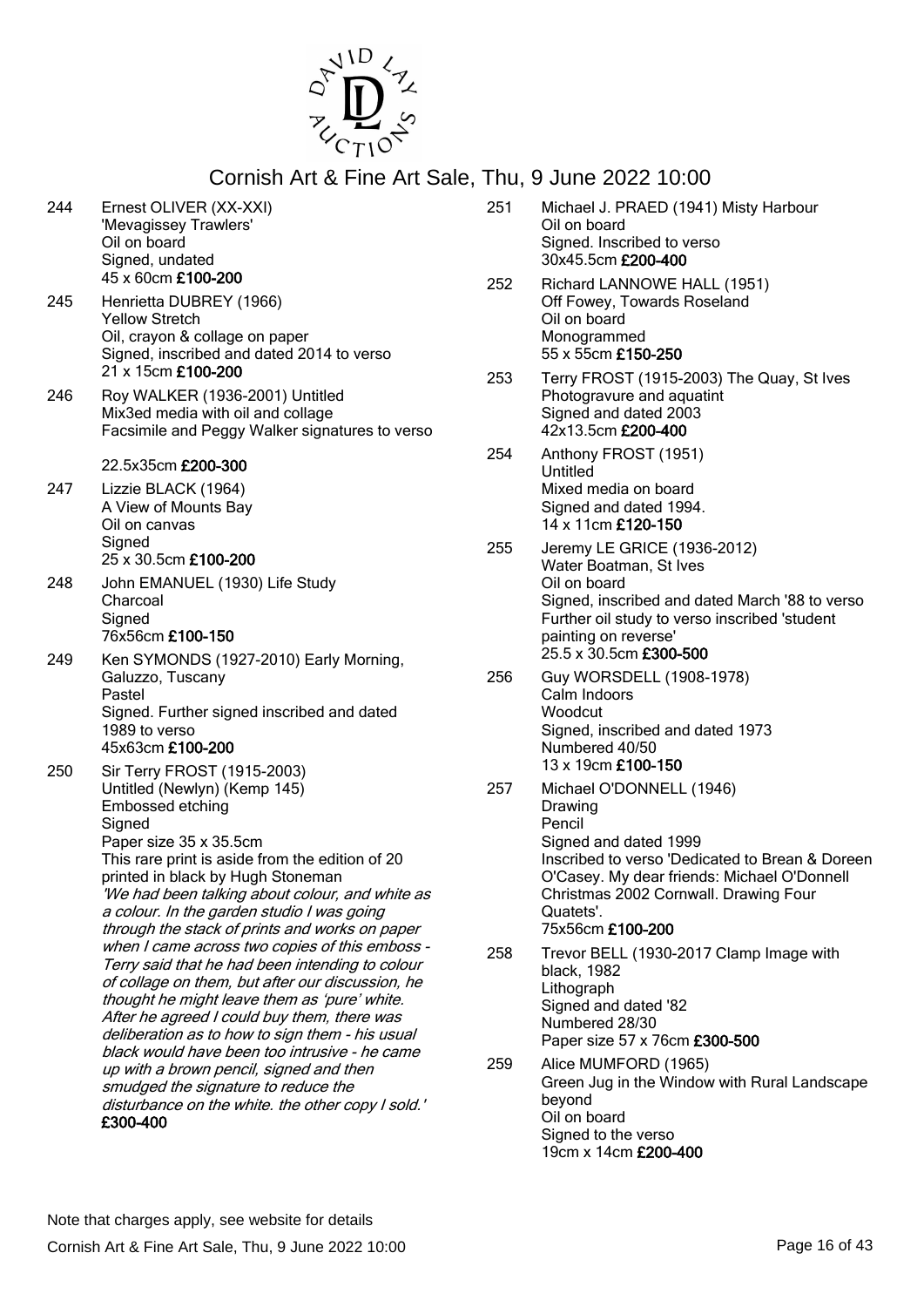# Cornish Art & Fine Art Sale, Thu, 9 June 2022 10:00

244 Ernest OLIVER (XX-XXI)
'Mevagissey Trawlers'
Oil on board
Signed, undated
45 x 60cm **£100-200**

245 Henrietta DUBREY (1966)
Yellow Stretch
Oil, crayon & collage on paper
Signed, inscribed and dated 2014 to verso
21 x 15cm **£100-200**

246 Roy WALKER (1936-2001) Untitled
Mix3ed media with oil and collage
Facsimile and Peggy Walker signatures to verso

22.5x35cm **£200-300**

247 Lizzie BLACK (1964)
A View of Mounts Bay
Oil on canvas
Signed
25 x 30.5cm **£100-200**

248 John EMANUEL (1930) Life Study
Charcoal
Signed
76x56cm **£100-150**

249 Ken SYMONDS (1927-2010) Early Morning, Galuzzo, Tuscany
Pastel
Signed. Further signed inscribed and dated 1989 to verso
45x63cm **£100-200**

250 Sir Terry FROST (1915-2003)
Untitled (Newlyn) (Kemp 145)
Embossed etching
Signed
Paper size 35 x 35.5cm
This rare print is aside from the edition of 20 printed in black by Hugh Stoneman
*'We had been talking about colour, and white as a colour. In the garden studio I was going through the stack of prints and works on paper when I came across two copies of this emboss - Terry said that he had been intending to colour of collage on them, but after our discussion, he thought he might leave them as 'pure' white. After he agreed I could buy them, there was deliberation as to how to sign them - his usual black would have been too intrusive - he came up with a brown pencil, signed and then smudged the signature to reduce the disturbance on the white. the other copy I sold.'*
**£300-400**

251 Michael J. PRAED (1941) Misty Harbour
Oil on board
Signed. Inscribed to verso
30x45.5cm **£200-400**

252 Richard LANNOWE HALL (1951)
Off Fowey, Towards Roseland
Oil on board
Monogrammed
55 x 55cm **£150-250**

253 Terry FROST (1915-2003) The Quay, St Ives
Photogravure and aquatint
Signed and dated 2003
42x13.5cm **£200-400**

254 Anthony FROST (1951)
Untitled
Mixed media on board
Signed and dated 1994.
14 x 11cm **£120-150**

255 Jeremy LE GRICE (1936-2012)
Water Boatman, St Ives
Oil on board
Signed, inscribed and dated March '88 to verso
Further oil study to verso inscribed 'student painting on reverse'
25.5 x 30.5cm **£300-500**

256 Guy WORSDELL (1908-1978)
Calm Indoors
Woodcut
Signed, inscribed and dated 1973
Numbered 40/50
13 x 19cm **£100-150**

257 Michael O'DONNELL (1946)
Drawing
Pencil
Signed and dated 1999
Inscribed to verso 'Dedicated to Brean & Doreen O'Casey. My dear friends: Michael O'Donnell Christmas 2002 Cornwall. Drawing Four Quatets'.
75x56cm **£100-200**

258 Trevor BELL (1930-2017 Clamp Image with black, 1982
Lithograph
Signed and dated '82
Numbered 28/30
Paper size 57 x 76cm **£300-500**

259 Alice MUMFORD (1965)
Green Jug in the Window with Rural Landscape beyond
Oil on board
Signed to the verso
19cm x 14cm **£200-400**

Note that charges apply, see website for details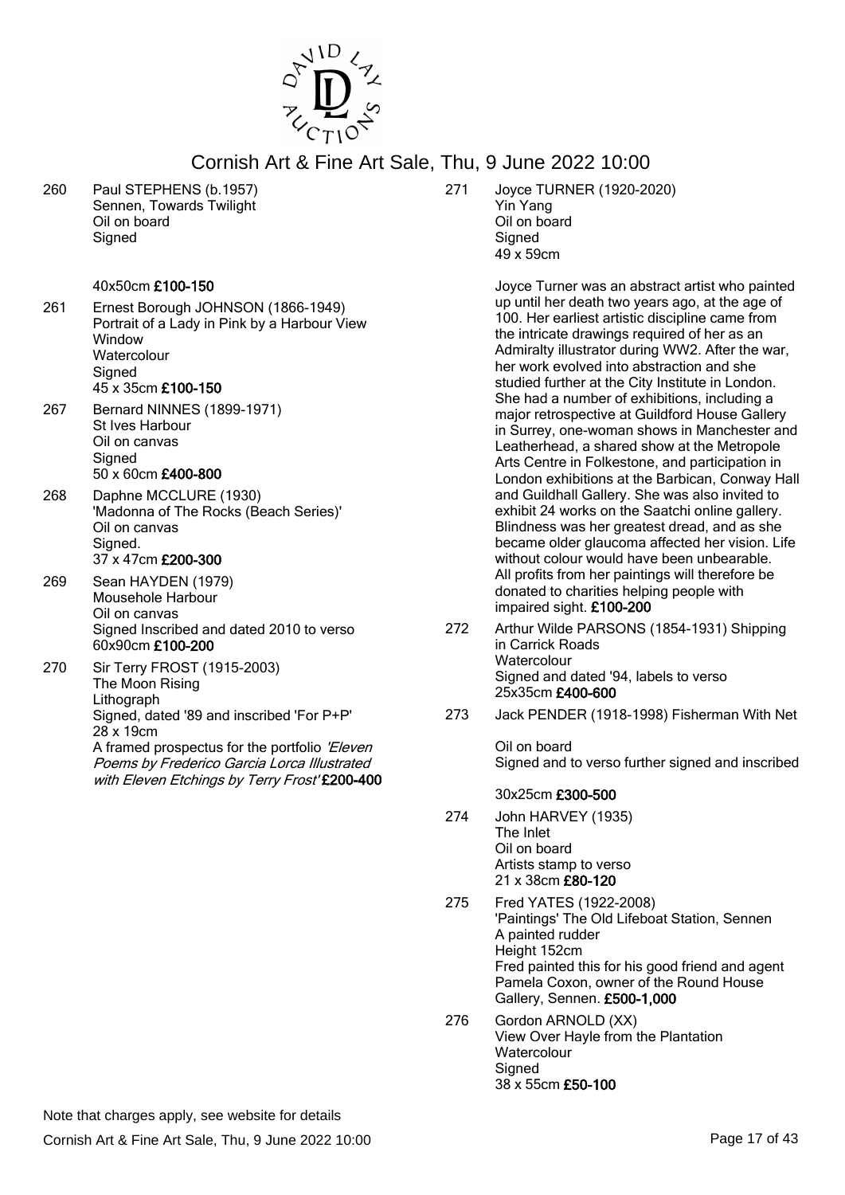# Cornish Art & Fine Art Sale, Thu, 9 June 2022 10:00

260 Paul STEPHENS (b.1957)
Sennen, Towards Twilight
Oil on board
Signed

40x50cm **£100-150**

261 Ernest Borough JOHNSON (1866-1949)
Portrait of a Lady in Pink by a Harbour View Window
Watercolour
Signed
45 x 35cm **£100-150**

267 Bernard NINNES (1899-1971)
St Ives Harbour
Oil on canvas
Signed
50 x 60cm **£400-800**

268 Daphne MCCLURE (1930)
'Madonna of The Rocks (Beach Series)'
Oil on canvas
Signed.
37 x 47cm **£200-300**

269 Sean HAYDEN (1979)
Mousehole Harbour
Oil on canvas
Signed Inscribed and dated 2010 to verso
60x90cm **£100-200**

270 Sir Terry FROST (1915-2003)
The Moon Rising
Lithograph
Signed, dated '89 and inscribed 'For P+P'
28 x 19cm
A framed prospectus for the portfolio *'Eleven Poems by Frederico Garcia Lorca Illustrated with Eleven Etchings by Terry Frost'* **£200-400**

271 Joyce TURNER (1920-2020)
Yin Yang
Oil on board
Signed
49 x 59cm

Joyce Turner was an abstract artist who painted up until her death two years ago, at the age of 100. Her earliest artistic discipline came from the intricate drawings required of her as an Admiralty illustrator during WW2. After the war, her work evolved into abstraction and she studied further at the City Institute in London. She had a number of exhibitions, including a major retrospective at Guildford House Gallery in Surrey, one-woman shows in Manchester and Leatherhead, a shared show at the Metropole Arts Centre in Folkestone, and participation in London exhibitions at the Barbican, Conway Hall and Guildhall Gallery. She was also invited to exhibit 24 works on the Saatchi online gallery. Blindness was her greatest dread, and as she became older glaucoma affected her vision. Life without colour would have been unbearable. All profits from her paintings will therefore be donated to charities helping people with impaired sight. **£100-200**

272 Arthur Wilde PARSONS (1854-1931) Shipping in Carrick Roads
Watercolour
Signed and dated '94, labels to verso
25x35cm **£400-600**

273 Jack PENDER (1918-1998) Fisherman With Net

Oil on board
Signed and to verso further signed and inscribed

30x25cm **£300-500**

274 John HARVEY (1935)
The Inlet
Oil on board
Artists stamp to verso
21 x 38cm **£80-120**

275 Fred YATES (1922-2008)
'Paintings' The Old Lifeboat Station, Sennen
A painted rudder
Height 152cm
Fred painted this for his good friend and agent Pamela Coxon, owner of the Round House Gallery, Sennen. **£500-1,000**

276 Gordon ARNOLD (XX)
View Over Hayle from the Plantation
Watercolour
Signed
38 x 55cm **£50-100**

Note that charges apply, see website for details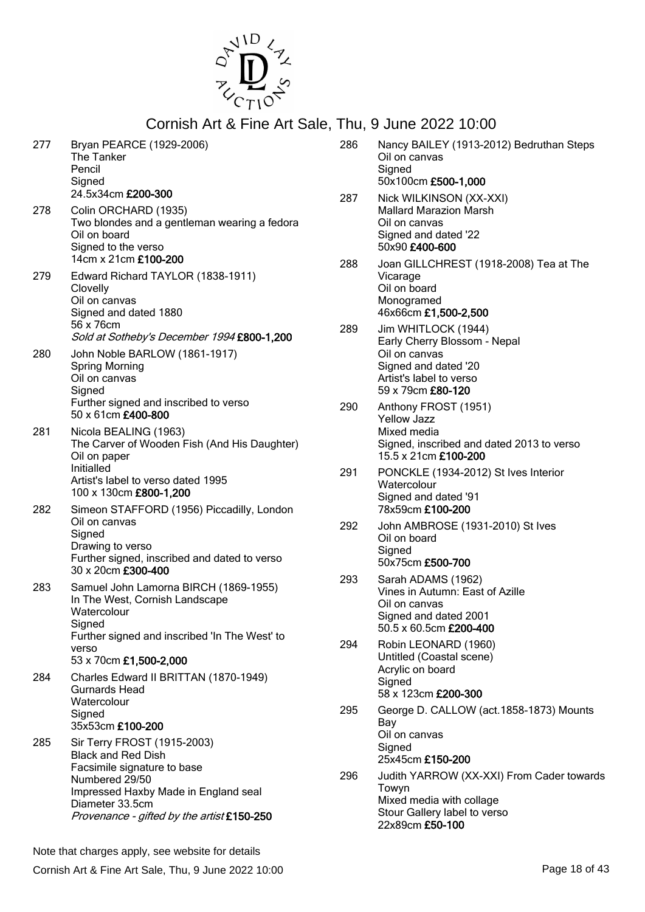# Cornish Art & Fine Art Sale, Thu, 9 June 2022 10:00

277 Bryan PEARCE (1929-2006)
The Tanker
Pencil
Signed
24.5x34cm **£200-300**

278 Colin ORCHARD (1935)
Two blondes and a gentleman wearing a fedora
Oil on board
Signed to the verso
14cm x 21cm **£100-200**

279 Edward Richard TAYLOR (1838-1911)
Clovelly
Oil on canvas
Signed and dated 1880
56 x 76cm
*Sold at Sotheby's December 1994* **£800-1,200**

280 John Noble BARLOW (1861-1917)
Spring Morning
Oil on canvas
Signed
Further signed and inscribed to verso
50 x 61cm **£400-800**

281 Nicola BEALING (1963)
The Carver of Wooden Fish (And His Daughter)
Oil on paper
Initialled
Artist's label to verso dated 1995
100 x 130cm **£800-1,200**

282 Simeon STAFFORD (1956) Piccadilly, London
Oil on canvas
Signed
Drawing to verso
Further signed, inscribed and dated to verso
30 x 20cm **£300-400**

283 Samuel John Lamorna BIRCH (1869-1955)
In The West, Cornish Landscape
Watercolour
Signed
Further signed and inscribed 'In The West' to verso
53 x 70cm **£1,500-2,000**

284 Charles Edward II BRITTAN (1870-1949)
Gurnards Head
Watercolour
Signed
35x53cm **£100-200**

285 Sir Terry FROST (1915-2003)
Black and Red Dish
Facsimile signature to base
Numbered 29/50
Impressed Haxby Made in England seal
Diameter 33.5cm
*Provenance - gifted by the artist* **£150-250**

286 Nancy BAILEY (1913-2012) Bedruthan Steps
Oil on canvas
Signed
50x100cm **£500-1,000**

287 Nick WILKINSON (XX-XXI)
Mallard Marazion Marsh
Oil on canvas
Signed and dated '22
50x90 **£400-600**

288 Joan GILLCHREST (1918-2008) Tea at The Vicarage
Oil on board
Monogramed
46x66cm **£1,500-2,500**

289 Jim WHITLOCK (1944)
Early Cherry Blossom - Nepal
Oil on canvas
Signed and dated '20
Artist's label to verso
59 x 79cm **£80-120**

290 Anthony FROST (1951)
Yellow Jazz
Mixed media
Signed, inscribed and dated 2013 to verso
15.5 x 21cm **£100-200**

291 PONCKLE (1934-2012) St Ives Interior
Watercolour
Signed and dated '91
78x59cm **£100-200**

292 John AMBROSE (1931-2010) St Ives
Oil on board
Signed
50x75cm **£500-700**

293 Sarah ADAMS (1962)
Vines in Autumn: East of Azille
Oil on canvas
Signed and dated 2001
50.5 x 60.5cm **£200-400**

294 Robin LEONARD (1960)
Untitled (Coastal scene)
Acrylic on board
Signed
58 x 123cm **£200-300**

295 George D. CALLOW (act.1858-1873) Mounts Bay
Oil on canvas
Signed
25x45cm **£150-200**

296 Judith YARROW (XX-XXI) From Cader towards Towyn
Mixed media with collage
Stour Gallery label to verso
22x89cm **£50-100**

Note that charges apply, see website for details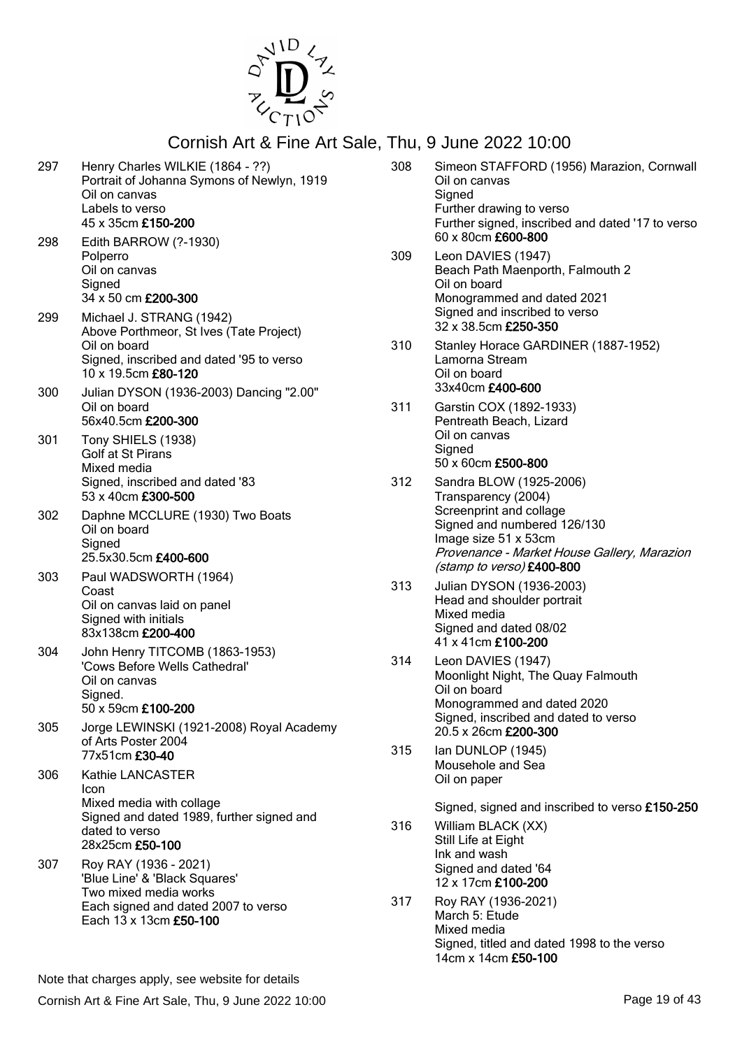# Cornish Art & Fine Art Sale, Thu, 9 June 2022 10:00

297 Henry Charles WILKIE (1864 - ??)
Portrait of Johanna Symons of Newlyn, 1919
Oil on canvas
Labels to verso
45 x 35cm **£150-200**

298 Edith BARROW (?-1930)
Polperro
Oil on canvas
Signed
34 x 50 cm **£200-300**

299 Michael J. STRANG (1942)
Above Porthmeor, St Ives (Tate Project)
Oil on board
Signed, inscribed and dated '95 to verso
10 x 19.5cm **£80-120**

300 Julian DYSON (1936-2003) Dancing "2.00"
Oil on board
56x40.5cm **£200-300**

301 Tony SHIELS (1938)
Golf at St Pirans
Mixed media
Signed, inscribed and dated '83
53 x 40cm **£300-500**

302 Daphne MCCLURE (1930) Two Boats
Oil on board
Signed
25.5x30.5cm **£400-600**

303 Paul WADSWORTH (1964)
Coast
Oil on canvas laid on panel
Signed with initials
83x138cm **£200-400**

304 John Henry TITCOMB (1863-1953)
'Cows Before Wells Cathedral'
Oil on canvas
Signed.
50 x 59cm **£100-200**

305 Jorge LEWINSKI (1921-2008) Royal Academy of Arts Poster 2004
77x51cm **£30-40**

306 Kathie LANCASTER
Icon
Mixed media with collage
Signed and dated 1989, further signed and dated to verso
28x25cm **£50-100**

307 Roy RAY (1936 - 2021)
'Blue Line' & 'Black Squares'
Two mixed media works
Each signed and dated 2007 to verso
Each 13 x 13cm **£50-100**

308 Simeon STAFFORD (1956) Marazion, Cornwall
Oil on canvas
Signed
Further drawing to verso
Further signed, inscribed and dated '17 to verso
60 x 80cm **£600-800**

309 Leon DAVIES (1947)
Beach Path Maenporth, Falmouth 2
Oil on board
Monogrammed and dated 2021
Signed and inscribed to verso
32 x 38.5cm **£250-350**

310 Stanley Horace GARDINER (1887-1952)
Lamorna Stream
Oil on board
33x40cm **£400-600**

311 Garstin COX (1892-1933)
Pentreath Beach, Lizard
Oil on canvas
Signed
50 x 60cm **£500-800**

312 Sandra BLOW (1925-2006)
Transparency (2004)
Screenprint and collage
Signed and numbered 126/130
Image size 51 x 53cm
*Provenance - Market House Gallery, Marazion (stamp to verso)* **£400-800**

313 Julian DYSON (1936-2003)
Head and shoulder portrait
Mixed media
Signed and dated 08/02
41 x 41cm **£100-200**

314 Leon DAVIES (1947)
Moonlight Night, The Quay Falmouth
Oil on board
Monogrammed and dated 2020
Signed, inscribed and dated to verso
20.5 x 26cm **£200-300**

315 Ian DUNLOP (1945)
Mousehole and Sea
Oil on paper

Signed, signed and inscribed to verso **£150-250**

316 William BLACK (XX)
Still Life at Eight
Ink and wash
Signed and dated '64
12 x 17cm **£100-200**

317 Roy RAY (1936-2021)
March 5: Etude
Mixed media
Signed, titled and dated 1998 to the verso
14cm x 14cm **£50-100**

Note that charges apply, see website for details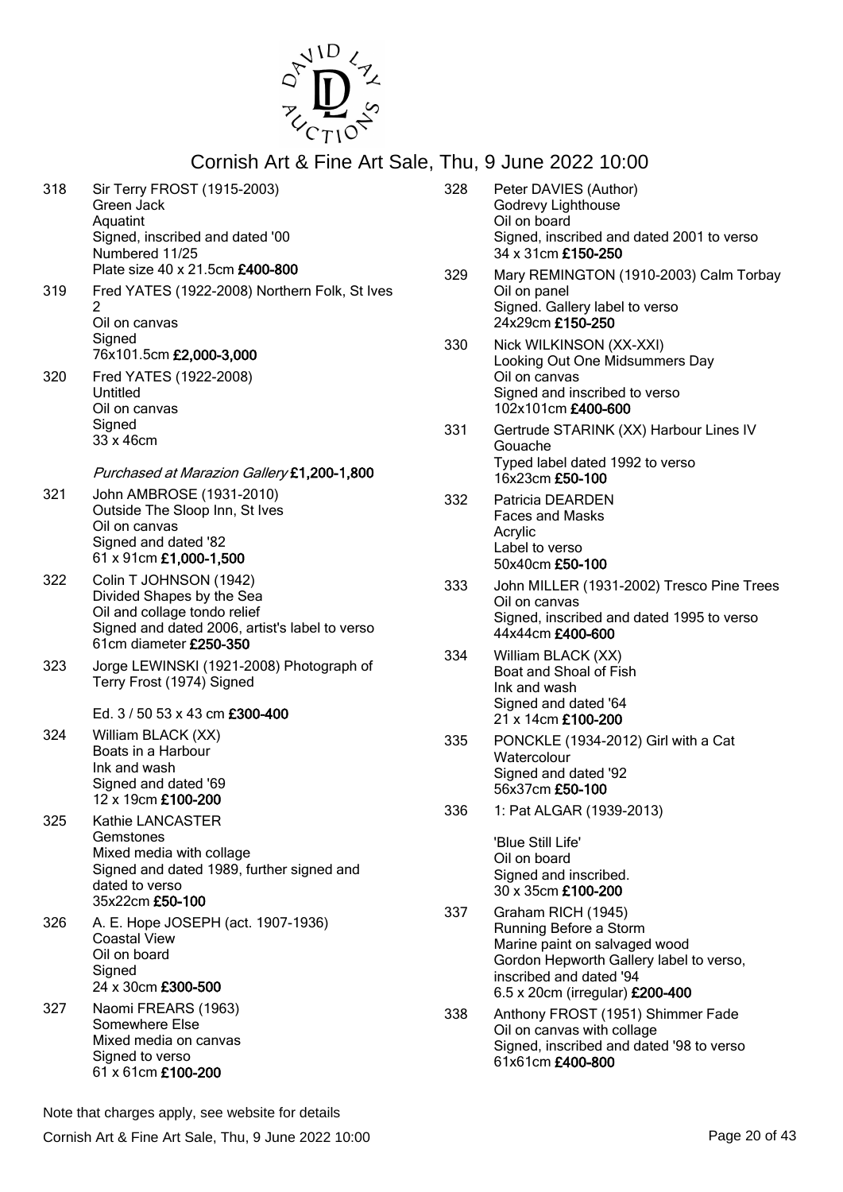# Cornish Art & Fine Art Sale, Thu, 9 June 2022 10:00

318 Sir Terry FROST (1915-2003)
Green Jack
Aquatint
Signed, inscribed and dated '00
Numbered 11/25
Plate size 40 x 21.5cm **£400-800**

319 Fred YATES (1922-2008) Northern Folk, St Ives 2
Oil on canvas
Signed
76x101.5cm **£2,000-3,000**

320 Fred YATES (1922-2008)
Untitled
Oil on canvas
Signed
33 x 46cm

*Purchased at Marazion Gallery* **£1,200-1,800**

321 John AMBROSE (1931-2010)
Outside The Sloop Inn, St Ives
Oil on canvas
Signed and dated '82
61 x 91cm **£1,000-1,500**

322 Colin T JOHNSON (1942)
Divided Shapes by the Sea
Oil and collage tondo relief
Signed and dated 2006, artist's label to verso
61cm diameter **£250-350**

323 Jorge LEWINSKI (1921-2008) Photograph of Terry Frost (1974) Signed

Ed. 3 / 50 53 x 43 cm **£300-400**

324 William BLACK (XX)
Boats in a Harbour
Ink and wash
Signed and dated '69
12 x 19cm **£100-200**

325 Kathie LANCASTER
Gemstones
Mixed media with collage
Signed and dated 1989, further signed and dated to verso
35x22cm **£50-100**

326 A. E. Hope JOSEPH (act. 1907-1936)
Coastal View
Oil on board
Signed
24 x 30cm **£300-500**

327 Naomi FREARS (1963)
Somewhere Else
Mixed media on canvas
Signed to verso
61 x 61cm **£100-200**

328 Peter DAVIES (Author)
Godrevy Lighthouse
Oil on board
Signed, inscribed and dated 2001 to verso
34 x 31cm **£150-250**

329 Mary REMINGTON (1910-2003) Calm Torbay
Oil on panel
Signed. Gallery label to verso
24x29cm **£150-250**

330 Nick WILKINSON (XX-XXI)
Looking Out One Midsummers Day
Oil on canvas
Signed and inscribed to verso
102x101cm **£400-600**

331 Gertrude STARINK (XX) Harbour Lines IV
Gouache
Typed label dated 1992 to verso
16x23cm **£50-100**

332 Patricia DEARDEN
Faces and Masks
Acrylic
Label to verso
50x40cm **£50-100**

333 John MILLER (1931-2002) Tresco Pine Trees
Oil on canvas
Signed, inscribed and dated 1995 to verso
44x44cm **£400-600**

334 William BLACK (XX)
Boat and Shoal of Fish
Ink and wash
Signed and dated '64
21 x 14cm **£100-200**

335 PONCKLE (1934-2012) Girl with a Cat
Watercolour
Signed and dated '92
56x37cm **£50-100**

336 1: Pat ALGAR (1939-2013)

'Blue Still Life'
Oil on board
Signed and inscribed.
30 x 35cm **£100-200**

337 Graham RICH (1945)
Running Before a Storm
Marine paint on salvaged wood
Gordon Hepworth Gallery label to verso, inscribed and dated '94
6.5 x 20cm (irregular) **£200-400**

338 Anthony FROST (1951) Shimmer Fade
Oil on canvas with collage
Signed, inscribed and dated '98 to verso
61x61cm **£400-800**

Note that charges apply, see website for details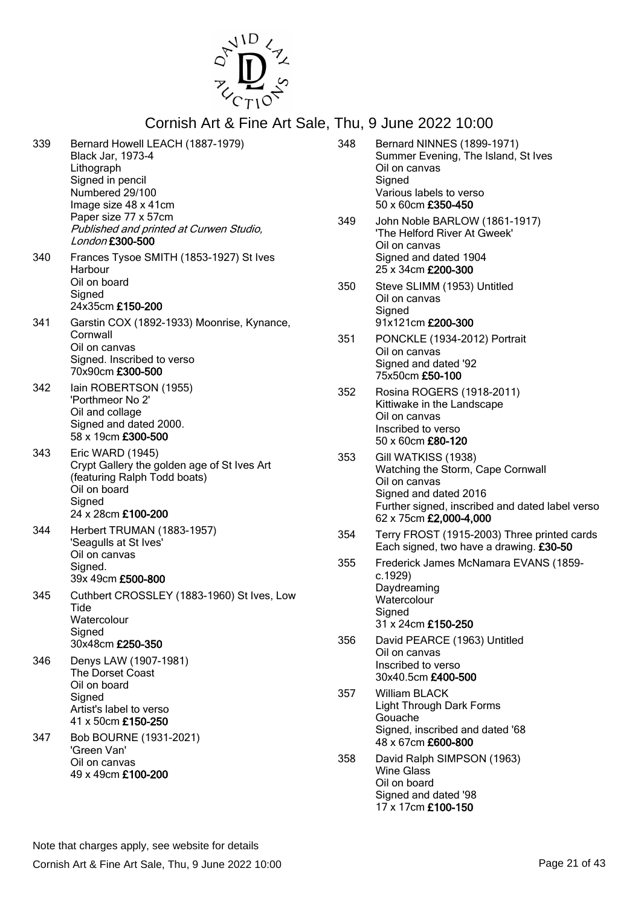# Cornish Art & Fine Art Sale, Thu, 9 June 2022 10:00

339 Bernard Howell LEACH (1887-1979)
Black Jar, 1973-4
Lithograph
Signed in pencil
Numbered 29/100
Image size 48 x 41cm
Paper size 77 x 57cm
*Published and printed at Curwen Studio, London* **£300-500**

340 Frances Tysoe SMITH (1853-1927) St Ives Harbour
Oil on board
Signed
24x35cm **£150-200**

341 Garstin COX (1892-1933) Moonrise, Kynance, Cornwall
Oil on canvas
Signed. Inscribed to verso
70x90cm **£300-500**

342 Iain ROBERTSON (1955)
'Porthmeor No 2'
Oil and collage
Signed and dated 2000.
58 x 19cm **£300-500**

343 Eric WARD (1945)
Crypt Gallery the golden age of St Ives Art (featuring Ralph Todd boats)
Oil on board
Signed
24 x 28cm **£100-200**

344 Herbert TRUMAN (1883-1957)
'Seagulls at St Ives'
Oil on canvas
Signed.
39x 49cm **£500-800**

345 Cuthbert CROSSLEY (1883-1960) St Ives, Low Tide
Watercolour
Signed
30x48cm **£250-350**

346 Denys LAW (1907-1981)
The Dorset Coast
Oil on board
Signed
Artist's label to verso
41 x 50cm **£150-250**

347 Bob BOURNE (1931-2021)
'Green Van'
Oil on canvas
49 x 49cm **£100-200**

348 Bernard NINNES (1899-1971)
Summer Evening, The Island, St Ives
Oil on canvas
Signed
Various labels to verso
50 x 60cm **£350-450**

349 John Noble BARLOW (1861-1917)
'The Helford River At Gweek'
Oil on canvas
Signed and dated 1904
25 x 34cm **£200-300**

350 Steve SLIMM (1953) Untitled
Oil on canvas
Signed
91x121cm **£200-300**

351 PONCKLE (1934-2012) Portrait
Oil on canvas
Signed and dated '92
75x50cm **£50-100**

352 Rosina ROGERS (1918-2011)
Kittiwake in the Landscape
Oil on canvas
Inscribed to verso
50 x 60cm **£80-120**

353 Gill WATKISS (1938)
Watching the Storm, Cape Cornwall
Oil on canvas
Signed and dated 2016
Further signed, inscribed and dated label verso
62 x 75cm **£2,000-4,000**

354 Terry FROST (1915-2003) Three printed cards
Each signed, two have a drawing. **£30-50**

355 Frederick James McNamara EVANS (1859-c.1929)
Daydreaming
Watercolour
Signed
31 x 24cm **£150-250**

356 David PEARCE (1963) Untitled
Oil on canvas
Inscribed to verso
30x40.5cm **£400-500**

357 William BLACK
Light Through Dark Forms
Gouache
Signed, inscribed and dated '68
48 x 67cm **£600-800**

358 David Ralph SIMPSON (1963)
Wine Glass
Oil on board
Signed and dated '98
17 x 17cm **£100-150**

Note that charges apply, see website for details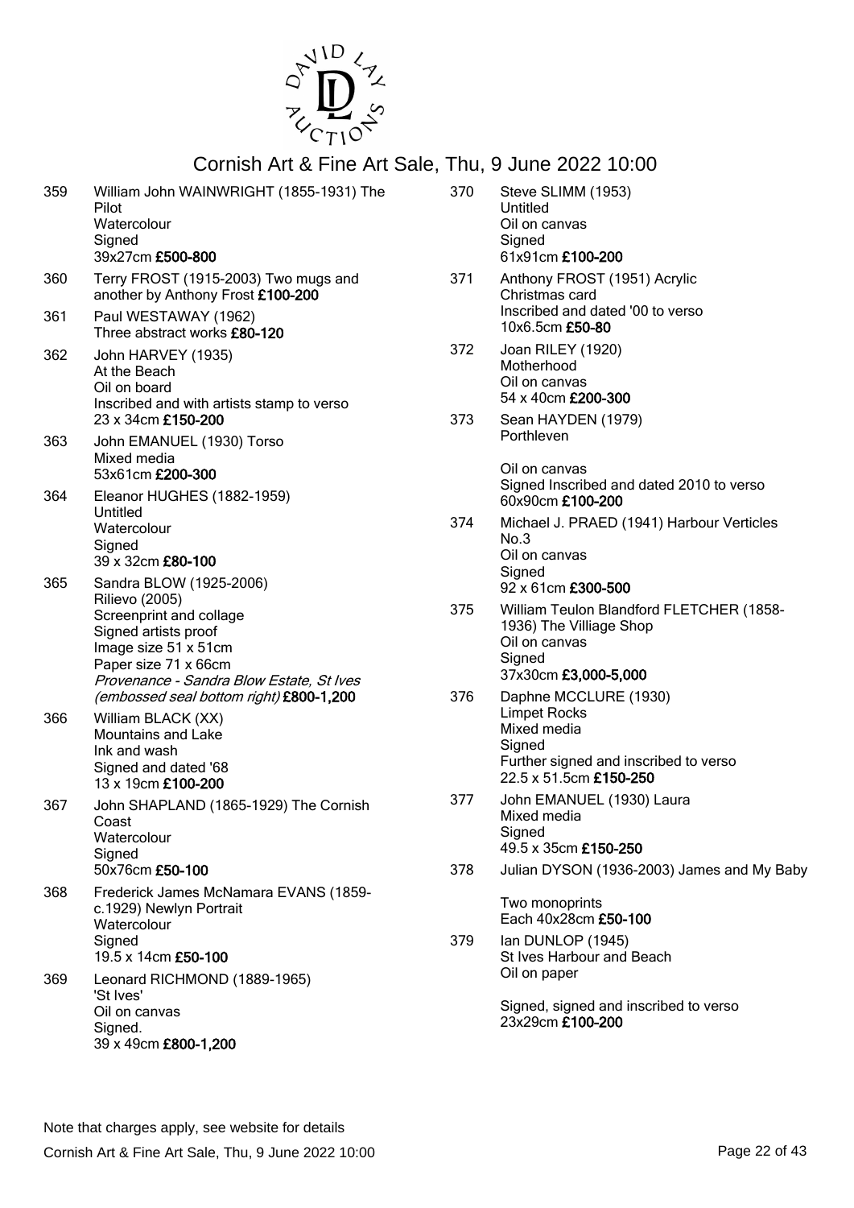# Cornish Art & Fine Art Sale, Thu, 9 June 2022 10:00

359 William John WAINWRIGHT (1855-1931) The Pilot
Watercolour
Signed
39x27cm **£500-800**

360 Terry FROST (1915-2003) Two mugs and another by Anthony Frost **£100-200**

361 Paul WESTAWAY (1962)
Three abstract works **£80-120**

362 John HARVEY (1935)
At the Beach
Oil on board
Inscribed and with artists stamp to verso
23 x 34cm **£150-200**

363 John EMANUEL (1930) Torso
Mixed media
53x61cm **£200-300**

364 Eleanor HUGHES (1882-1959)
Untitled
Watercolour
Signed
39 x 32cm **£80-100**

365 Sandra BLOW (1925-2006)
Rilievo (2005)
Screenprint and collage
Signed artists proof
Image size 51 x 51cm
Paper size 71 x 66cm
*Provenance - Sandra Blow Estate, St Ives (embossed seal bottom right)* **£800-1,200**

366 William BLACK (XX)
Mountains and Lake
Ink and wash
Signed and dated '68
13 x 19cm **£100-200**

367 John SHAPLAND (1865-1929) The Cornish Coast
Watercolour
Signed
50x76cm **£50-100**

368 Frederick James McNamara EVANS (1859-c.1929) Newlyn Portrait
Watercolour
Signed
19.5 x 14cm **£50-100**

369 Leonard RICHMOND (1889-1965)
'St Ives'
Oil on canvas
Signed.
39 x 49cm **£800-1,200**

370 Steve SLIMM (1953)
Untitled
Oil on canvas
Signed
61x91cm **£100-200**

371 Anthony FROST (1951) Acrylic
Christmas card
Inscribed and dated '00 to verso
10x6.5cm **£50-80**

372 Joan RILEY (1920)
Motherhood
Oil on canvas
54 x 40cm **£200-300**

373 Sean HAYDEN (1979)
Porthleven

Oil on canvas
Signed Inscribed and dated 2010 to verso
60x90cm **£100-200**

374 Michael J. PRAED (1941) Harbour Verticles No.3
Oil on canvas
Signed
92 x 61cm **£300-500**

375 William Teulon Blandford FLETCHER (1858-1936) The Villiage Shop
Oil on canvas
Signed
37x30cm **£3,000-5,000**

376 Daphne MCCLURE (1930)
Limpet Rocks
Mixed media
Signed
Further signed and inscribed to verso
22.5 x 51.5cm **£150-250**

377 John EMANUEL (1930) Laura
Mixed media
Signed
49.5 x 35cm **£150-250**

378 Julian DYSON (1936-2003) James and My Baby

Two monoprints
Each 40x28cm **£50-100**

379 Ian DUNLOP (1945)
St Ives Harbour and Beach
Oil on paper

Signed, signed and inscribed to verso
23x29cm **£100-200**

Note that charges apply, see website for details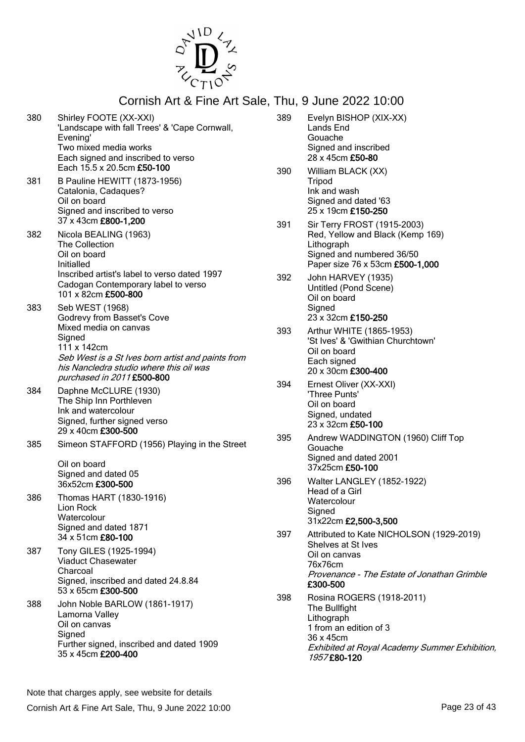# Cornish Art & Fine Art Sale, Thu, 9 June 2022 10:00

380 Shirley FOOTE (XX-XXI)
'Landscape with fall Trees' & 'Cape Cornwall, Evening'
Two mixed media works
Each signed and inscribed to verso
Each 15.5 x 20.5cm **£50-100**

381 B Pauline HEWITT (1873-1956)
Catalonia, Cadaques?
Oil on board
Signed and inscribed to verso
37 x 43cm **£800-1,200**

382 Nicola BEALING (1963)
The Collection
Oil on board
Initialled
Inscribed artist's label to verso dated 1997
Cadogan Contemporary label to verso
101 x 82cm **£500-800**

383 Seb WEST (1968)
Godrevy from Basset's Cove
Mixed media on canvas
Signed
111 x 142cm
*Seb West is a St Ives born artist and paints from his Nancledra studio where this oil was purchased in 2011* **£500-800**

384 Daphne McCLURE (1930)
The Ship Inn Porthleven
Ink and watercolour
Signed, further signed verso
29 x 40cm **£300-500**

385 Simeon STAFFORD (1956) Playing in the Street

Oil on board
Signed and dated 05
36x52cm **£300-500**

386 Thomas HART (1830-1916)
Lion Rock
Watercolour
Signed and dated 1871
34 x 51cm **£80-100**

387 Tony GILES (1925-1994)
Viaduct Chasewater
Charcoal
Signed, inscribed and dated 24.8.84
53 x 65cm **£300-500**

388 John Noble BARLOW (1861-1917)
Lamorna Valley
Oil on canvas
Signed
Further signed, inscribed and dated 1909
35 x 45cm **£200-400**

389 Evelyn BISHOP (XIX-XX)
Lands End
Gouache
Signed and inscribed
28 x 45cm **£50-80**

390 William BLACK (XX)
Tripod
Ink and wash
Signed and dated '63
25 x 19cm **£150-250**

391 Sir Terry FROST (1915-2003)
Red, Yellow and Black (Kemp 169)
Lithograph
Signed and numbered 36/50
Paper size 76 x 53cm **£500-1,000**

392 John HARVEY (1935)
Untitled (Pond Scene)
Oil on board
Signed
23 x 32cm **£150-250**

393 Arthur WHITE (1865-1953)
'St Ives' & 'Gwithian Churchtown'
Oil on board
Each signed
20 x 30cm **£300-400**

394 Ernest Oliver (XX-XXI)
'Three Punts'
Oil on board
Signed, undated
23 x 32cm **£50-100**

395 Andrew WADDINGTON (1960) Cliff Top
Gouache
Signed and dated 2001
37x25cm **£50-100**

396 Walter LANGLEY (1852-1922)
Head of a Girl
Watercolour
Signed
31x22cm **£2,500-3,500**

397 Attributed to Kate NICHOLSON (1929-2019)
Shelves at St Ives
Oil on canvas
76x76cm
*Provenance - The Estate of Jonathan Grimble*
**£300-500**

398 Rosina ROGERS (1918-2011)
The Bullfight
Lithograph
1 from an edition of 3
36 x 45cm
*Exhibited at Royal Academy Summer Exhibition, 1957* **£80-120**

Note that charges apply, see website for details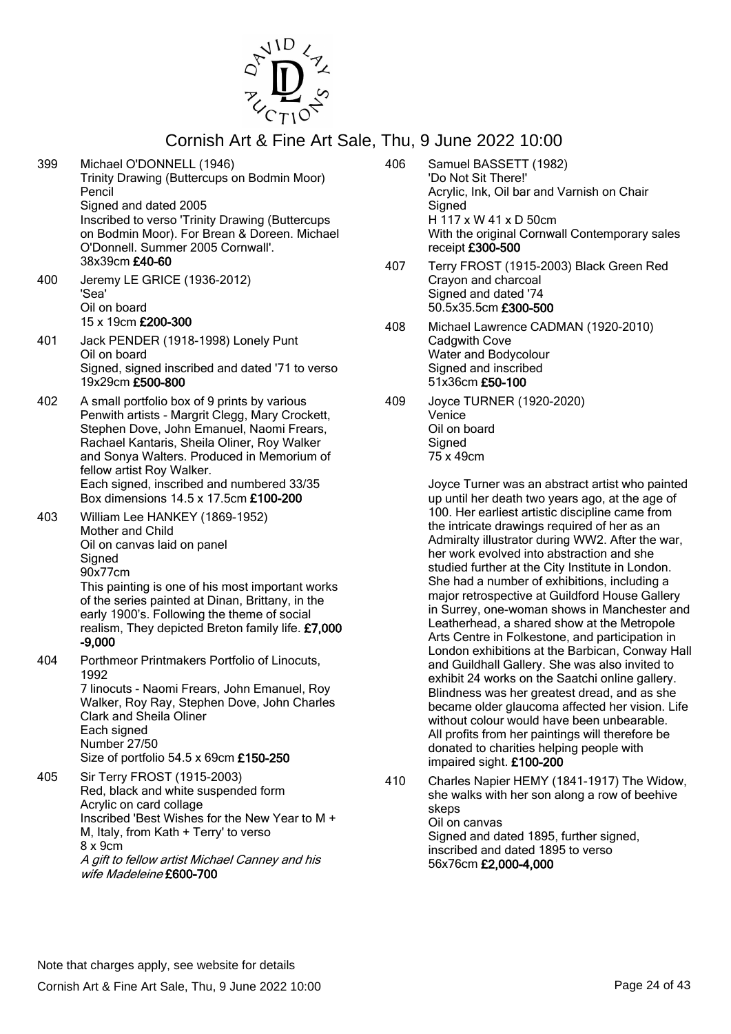# Cornish Art & Fine Art Sale, Thu, 9 June 2022 10:00

399 Michael O'DONNELL (1946)
Trinity Drawing (Buttercups on Bodmin Moor)
Pencil
Signed and dated 2005
Inscribed to verso 'Trinity Drawing (Buttercups on Bodmin Moor). For Brean & Doreen. Michael O'Donnell. Summer 2005 Cornwall'.
38x39cm **£40-60**

400 Jeremy LE GRICE (1936-2012)
'Sea'
Oil on board
15 x 19cm **£200-300**

401 Jack PENDER (1918-1998) Lonely Punt
Oil on board
Signed, signed inscribed and dated '71 to verso
19x29cm **£500-800**

402 A small portfolio box of 9 prints by various Penwith artists - Margrit Clegg, Mary Crockett, Stephen Dove, John Emanuel, Naomi Frears, Rachael Kantaris, Sheila Oliner, Roy Walker and Sonya Walters. Produced in Memorium of fellow artist Roy Walker.
Each signed, inscribed and numbered 33/35
Box dimensions 14.5 x 17.5cm **£100-200**

403 William Lee HANKEY (1869-1952)
Mother and Child
Oil on canvas laid on panel
Signed
90x77cm
This painting is one of his most important works of the series painted at Dinan, Brittany, in the early 1900's. Following the theme of social realism, They depicted Breton family life. **£7,000-9,000**

404 Porthmeor Printmakers Portfolio of Linocuts, 1992
7 linocuts - Naomi Frears, John Emanuel, Roy Walker, Roy Ray, Stephen Dove, John Charles Clark and Sheila Oliner
Each signed
Number 27/50
Size of portfolio 54.5 x 69cm **£150-250**

405 Sir Terry FROST (1915-2003)
Red, black and white suspended form
Acrylic on card collage
Inscribed 'Best Wishes for the New Year to M + M, Italy, from Kath + Terry' to verso
8 x 9cm
*A gift to fellow artist Michael Canney and his wife Madeleine* **£600-700**

406 Samuel BASSETT (1982)
'Do Not Sit There!'
Acrylic, Ink, Oil bar and Varnish on Chair
Signed
H 117 x W 41 x D 50cm
With the original Cornwall Contemporary sales receipt **£300-500**

407 Terry FROST (1915-2003) Black Green Red
Crayon and charcoal
Signed and dated '74
50.5x35.5cm **£300-500**

408 Michael Lawrence CADMAN (1920-2010)
Cadgwith Cove
Water and Bodycolour
Signed and inscribed
51x36cm **£50-100**

409 Joyce TURNER (1920-2020)
Venice
Oil on board
Signed
75 x 49cm

Joyce Turner was an abstract artist who painted up until her death two years ago, at the age of 100. Her earliest artistic discipline came from the intricate drawings required of her as an Admiralty illustrator during WW2. After the war, her work evolved into abstraction and she studied further at the City Institute in London. She had a number of exhibitions, including a major retrospective at Guildford House Gallery in Surrey, one-woman shows in Manchester and Leatherhead, a shared show at the Metropole Arts Centre in Folkestone, and participation in London exhibitions at the Barbican, Conway Hall and Guildhall Gallery. She was also invited to exhibit 24 works on the Saatchi online gallery. Blindness was her greatest dread, and as she became older glaucoma affected her vision. Life without colour would have been unbearable. All profits from her paintings will therefore be donated to charities helping people with impaired sight. **£100-200**

410 Charles Napier HEMY (1841-1917) The Widow, she walks with her son along a row of beehive skeps
Oil on canvas
Signed and dated 1895, further signed, inscribed and dated 1895 to verso
56x76cm **£2,000-4,000**

Note that charges apply, see website for details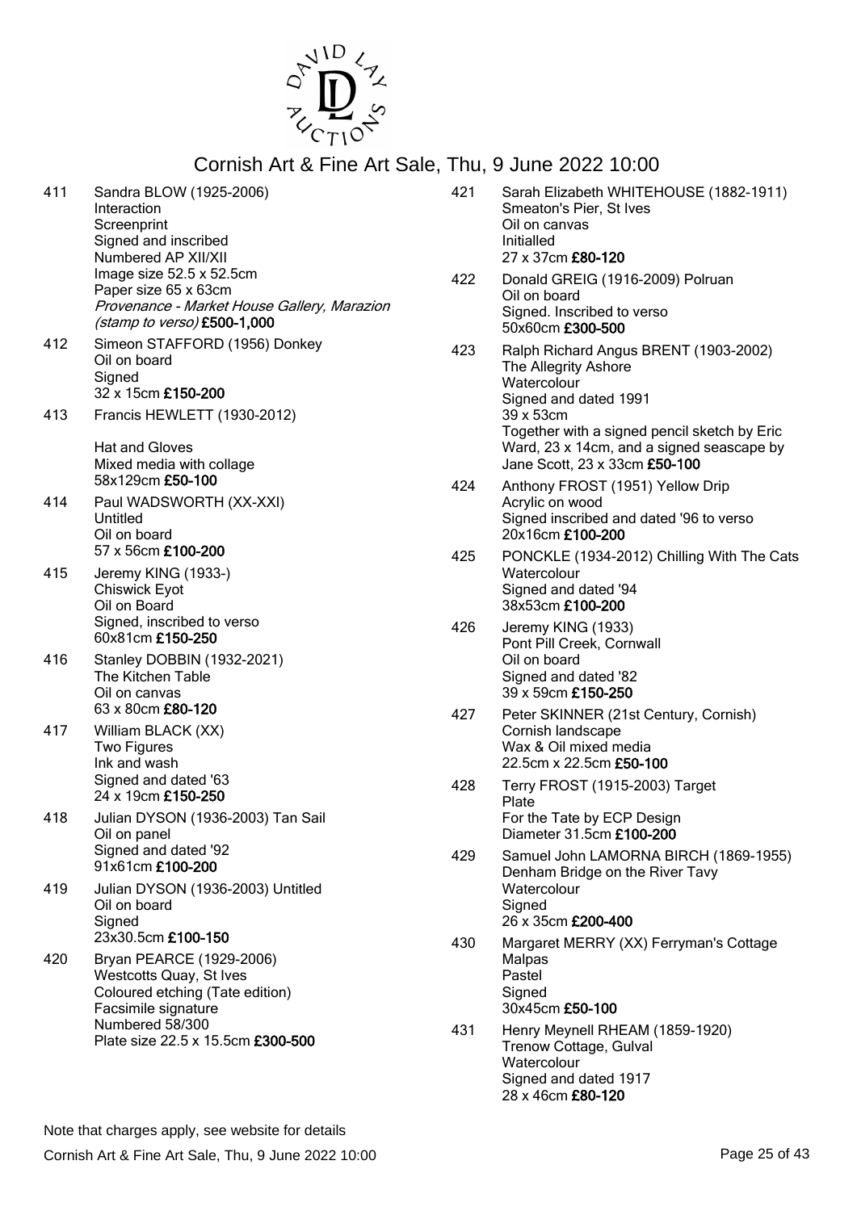# Cornish Art & Fine Art Sale, Thu, 9 June 2022 10:00

411 Sandra BLOW (1925-2006)
Interaction
Screenprint
Signed and inscribed
Numbered AP XII/XII
Image size 52.5 x 52.5cm
Paper size 65 x 63cm
*Provenance - Market House Gallery, Marazion (stamp to verso)* **£500-1,000**

412 Simeon STAFFORD (1956) Donkey
Oil on board
Signed
32 x 15cm **£150-200**

413 Francis HEWLETT (1930-2012)

Hat and Gloves
Mixed media with collage
58x129cm **£50-100**

414 Paul WADSWORTH (XX-XXI)
Untitled
Oil on board
57 x 56cm **£100-200**

415 Jeremy KING (1933-)
Chiswick Eyot
Oil on Board
Signed, inscribed to verso
60x81cm **£150-250**

416 Stanley DOBBIN (1932-2021)
The Kitchen Table
Oil on canvas
63 x 80cm **£80-120**

417 William BLACK (XX)
Two Figures
Ink and wash
Signed and dated '63
24 x 19cm **£150-250**

418 Julian DYSON (1936-2003) Tan Sail
Oil on panel
Signed and dated '92
91x61cm **£100-200**

419 Julian DYSON (1936-2003) Untitled
Oil on board
Signed
23x30.5cm **£100-150**

420 Bryan PEARCE (1929-2006)
Westcotts Quay, St Ives
Coloured etching (Tate edition)
Facsimile signature
Numbered 58/300
Plate size 22.5 x 15.5cm **£300-500**

421 Sarah Elizabeth WHITEHOUSE (1882-1911)
Smeaton's Pier, St Ives
Oil on canvas
Initialled
27 x 37cm **£80-120**

422 Donald GREIG (1916-2009) Polruan
Oil on board
Signed. Inscribed to verso
50x60cm **£300-500**

423 Ralph Richard Angus BRENT (1903-2002)
The Allegrity Ashore
Watercolour
Signed and dated 1991
39 x 53cm
Together with a signed pencil sketch by Eric Ward, 23 x 14cm, and a signed seascape by Jane Scott, 23 x 33cm **£50-100**

424 Anthony FROST (1951) Yellow Drip
Acrylic on wood
Signed inscribed and dated '96 to verso
20x16cm **£100-200**

425 PONCKLE (1934-2012) Chilling With The Cats
Watercolour
Signed and dated '94
38x53cm **£100-200**

426 Jeremy KING (1933)
Pont Pill Creek, Cornwall
Oil on board
Signed and dated '82
39 x 59cm **£150-250**

427 Peter SKINNER (21st Century, Cornish)
Cornish landscape
Wax & Oil mixed media
22.5cm x 22.5cm **£50-100**

428 Terry FROST (1915-2003) Target
Plate
For the Tate by ECP Design
Diameter 31.5cm **£100-200**

429 Samuel John LAMORNA BIRCH (1869-1955)
Denham Bridge on the River Tavy
Watercolour
Signed
26 x 35cm **£200-400**

430 Margaret MERRY (XX) Ferryman's Cottage
Malpas
Pastel
Signed
30x45cm **£50-100**

431 Henry Meynell RHEAM (1859-1920)
Trenow Cottage, Gulval
Watercolour
Signed and dated 1917
28 x 46cm **£80-120**

Note that charges apply, see website for details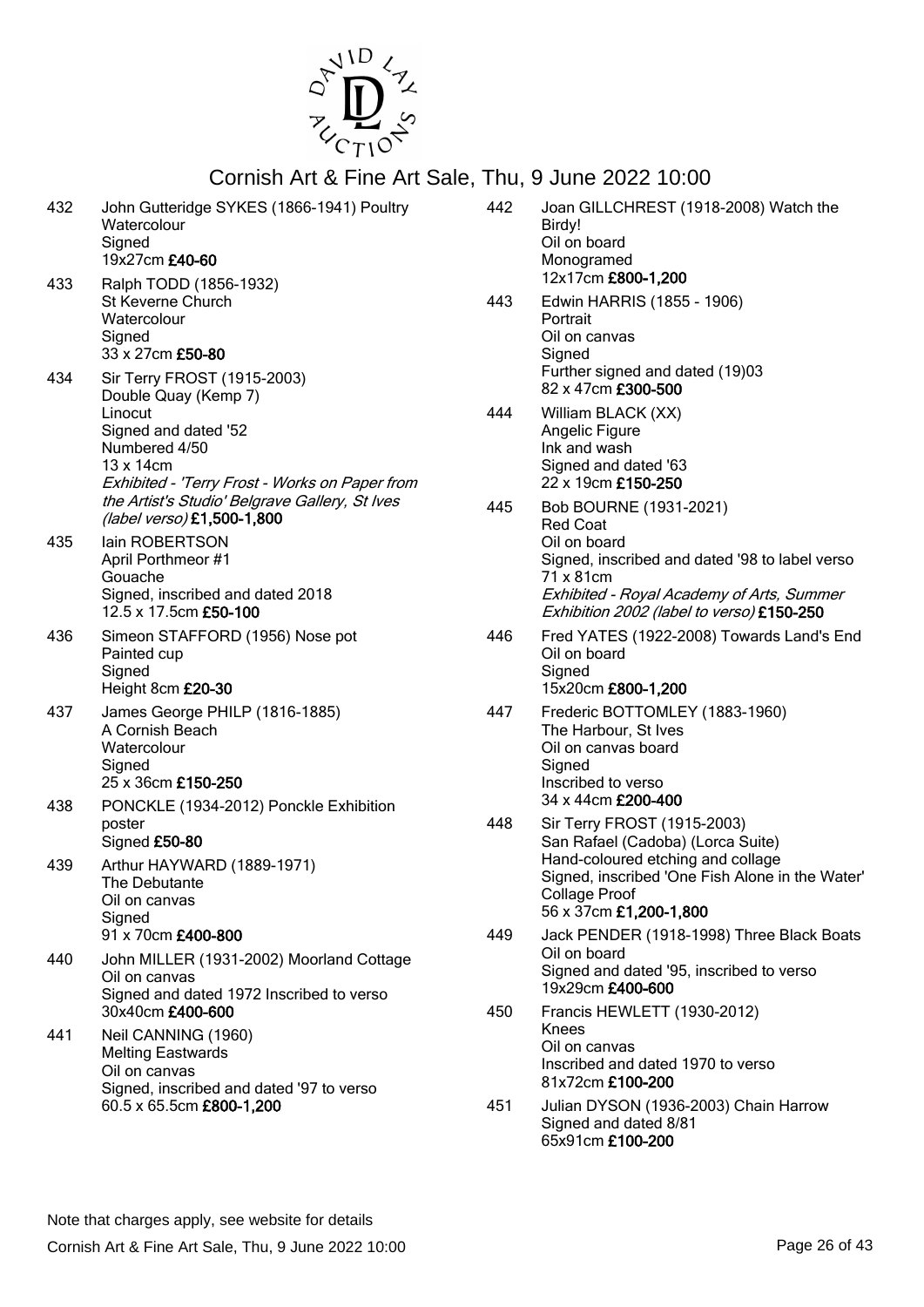# Cornish Art & Fine Art Sale, Thu, 9 June 2022 10:00

432 John Gutteridge SYKES (1866-1941) Poultry
Watercolour
Signed
19x27cm **£40-60**

433 Ralph TODD (1856-1932)
St Keverne Church
Watercolour
Signed
33 x 27cm **£50-80**

434 Sir Terry FROST (1915-2003)
Double Quay (Kemp 7)
Linocut
Signed and dated '52
Numbered 4/50
13 x 14cm
*Exhibited - 'Terry Frost - Works on Paper from the Artist's Studio' Belgrave Gallery, St Ives (label verso)* **£1,500-1,800**

435 Iain ROBERTSON
April Porthmeor #1
Gouache
Signed, inscribed and dated 2018
12.5 x 17.5cm **£50-100**

436 Simeon STAFFORD (1956) Nose pot
Painted cup
Signed
Height 8cm **£20-30**

437 James George PHILP (1816-1885)
A Cornish Beach
Watercolour
Signed
25 x 36cm **£150-250**

438 PONCKLE (1934-2012) Ponckle Exhibition poster
Signed **£50-80**

439 Arthur HAYWARD (1889-1971)
The Debutante
Oil on canvas
Signed
91 x 70cm **£400-800**

440 John MILLER (1931-2002) Moorland Cottage
Oil on canvas
Signed and dated 1972 Inscribed to verso
30x40cm **£400-600**

441 Neil CANNING (1960)
Melting Eastwards
Oil on canvas
Signed, inscribed and dated '97 to verso
60.5 x 65.5cm **£800-1,200**

442 Joan GILLCHREST (1918-2008) Watch the Birdy!
Oil on board
Monogramed
12x17cm **£800-1,200**

443 Edwin HARRIS (1855 - 1906)
Portrait
Oil on canvas
Signed
Further signed and dated (19)03
82 x 47cm **£300-500**

444 William BLACK (XX)
Angelic Figure
Ink and wash
Signed and dated '63
22 x 19cm **£150-250**

445 Bob BOURNE (1931-2021)
Red Coat
Oil on board
Signed, inscribed and dated '98 to label verso
71 x 81cm
*Exhibited - Royal Academy of Arts, Summer Exhibition 2002 (label to verso)* **£150-250**

446 Fred YATES (1922-2008) Towards Land's End
Oil on board
Signed
15x20cm **£800-1,200**

447 Frederic BOTTOMLEY (1883-1960)
The Harbour, St Ives
Oil on canvas board
Signed
Inscribed to verso
34 x 44cm **£200-400**

448 Sir Terry FROST (1915-2003)
San Rafael (Cadoba) (Lorca Suite)
Hand-coloured etching and collage
Signed, inscribed 'One Fish Alone in the Water'
Collage Proof
56 x 37cm **£1,200-1,800**

449 Jack PENDER (1918-1998) Three Black Boats
Oil on board
Signed and dated '95, inscribed to verso
19x29cm **£400-600**

450 Francis HEWLETT (1930-2012)
Knees
Oil on canvas
Inscribed and dated 1970 to verso
81x72cm **£100-200**

451 Julian DYSON (1936-2003) Chain Harrow
Signed and dated 8/81
65x91cm **£100-200**

Note that charges apply, see website for details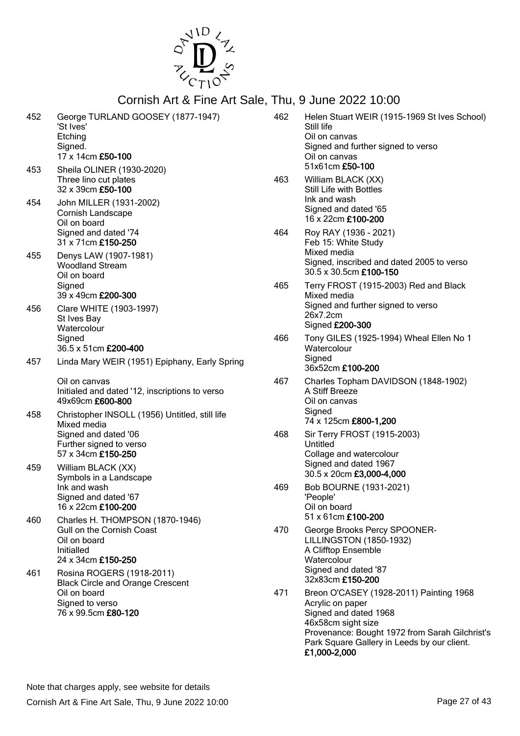# Cornish Art & Fine Art Sale, Thu, 9 June 2022 10:00

452 George TURLAND GOOSEY (1877-1947)
'St Ives'
Etching
Signed.
17 x 14cm **£50-100**

453 Sheila OLINER (1930-2020)
Three lino cut plates
32 x 39cm **£50-100**

454 John MILLER (1931-2002)
Cornish Landscape
Oil on board
Signed and dated '74
31 x 71cm **£150-250**

455 Denys LAW (1907-1981)
Woodland Stream
Oil on board
Signed
39 x 49cm **£200-300**

456 Clare WHITE (1903-1997)
St Ives Bay
Watercolour
Signed
36.5 x 51cm **£200-400**

457 Linda Mary WEIR (1951) Epiphany, Early Spring

Oil on canvas
Initialed and dated '12, inscriptions to verso
49x69cm **£600-800**

458 Christopher INSOLL (1956) Untitled, still life
Mixed media
Signed and dated '06
Further signed to verso
57 x 34cm **£150-250**

459 William BLACK (XX)
Symbols in a Landscape
Ink and wash
Signed and dated '67
16 x 22cm **£100-200**

460 Charles H. THOMPSON (1870-1946)
Gull on the Cornish Coast
Oil on board
Initialled
24 x 34cm **£150-250**

461 Rosina ROGERS (1918-2011)
Black Circle and Orange Crescent
Oil on board
Signed to verso
76 x 99.5cm **£80-120**

462 Helen Stuart WEIR (1915-1969 St Ives School)
Still life
Oil on canvas
Signed and further signed to verso
Oil on canvas
51x61cm **£50-100**

463 William BLACK (XX)
Still Life with Bottles
Ink and wash
Signed and dated '65
16 x 22cm **£100-200**

464 Roy RAY (1936 - 2021)
Feb 15: White Study
Mixed media
Signed, inscribed and dated 2005 to verso
30.5 x 30.5cm **£100-150**

465 Terry FROST (1915-2003) Red and Black
Mixed media
Signed and further signed to verso
26x7.2cm
Signed **£200-300**

466 Tony GILES (1925-1994) Wheal Ellen No 1
Watercolour
Signed
36x52cm **£100-200**

467 Charles Topham DAVIDSON (1848-1902)
A Stiff Breeze
Oil on canvas
Signed
74 x 125cm **£800-1,200**

468 Sir Terry FROST (1915-2003)
Untitled
Collage and watercolour
Signed and dated 1967
30.5 x 20cm **£3,000-4,000**

469 Bob BOURNE (1931-2021)
'People'
Oil on board
51 x 61cm **£100-200**

470 George Brooks Percy SPOONER-LILLINGSTON (1850-1932)
A Clifftop Ensemble
Watercolour
Signed and dated '87
32x83cm **£150-200**

471 Breon O'CASEY (1928-2011) Painting 1968
Acrylic on paper
Signed and dated 1968
46x58cm sight size
Provenance: Bought 1972 from Sarah Gilchrist's Park Square Gallery in Leeds by our client.
**£1,000-2,000**

Note that charges apply, see website for details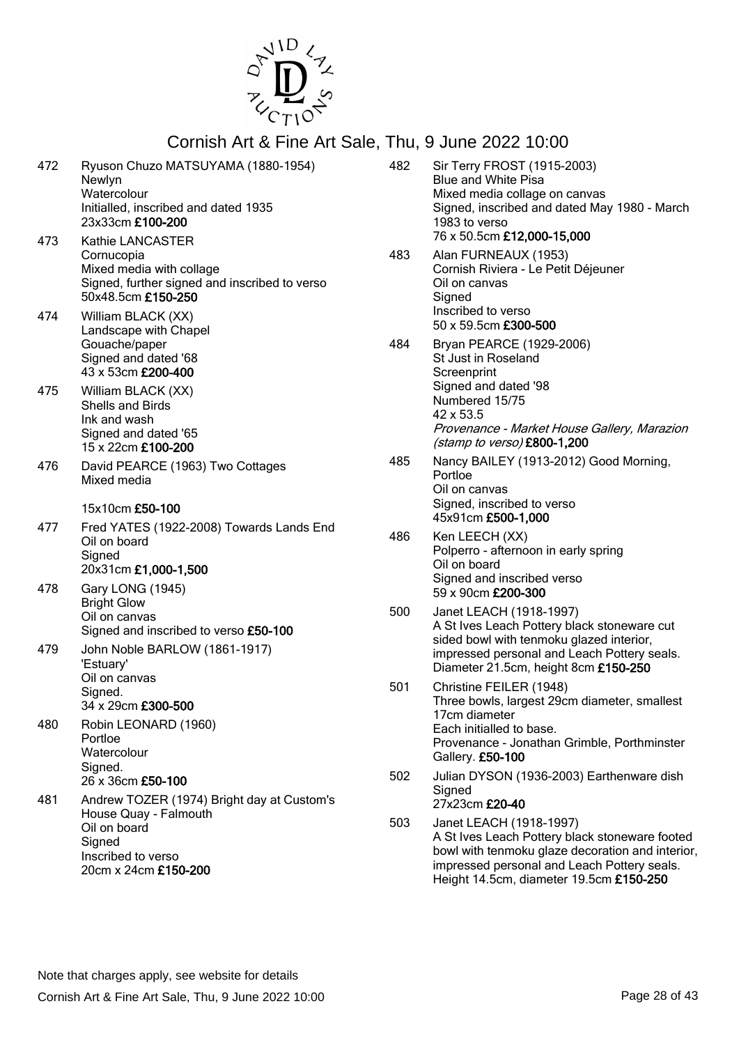# Cornish Art & Fine Art Sale, Thu, 9 June 2022 10:00

472 Ryuson Chuzo MATSUYAMA (1880-1954)
Newlyn
Watercolour
Initialled, inscribed and dated 1935
23x33cm **£100-200**

473 Kathie LANCASTER
Cornucopia
Mixed media with collage
Signed, further signed and inscribed to verso
50x48.5cm **£150-250**

474 William BLACK (XX)
Landscape with Chapel
Gouache/paper
Signed and dated '68
43 x 53cm **£200-400**

475 William BLACK (XX)
Shells and Birds
Ink and wash
Signed and dated '65
15 x 22cm **£100-200**

476 David PEARCE (1963) Two Cottages
Mixed media

15x10cm **£50-100**

477 Fred YATES (1922-2008) Towards Lands End
Oil on board
Signed
20x31cm **£1,000-1,500**

478 Gary LONG (1945)
Bright Glow
Oil on canvas
Signed and inscribed to verso **£50-100**

479 John Noble BARLOW (1861-1917)
'Estuary'
Oil on canvas
Signed.
34 x 29cm **£300-500**

480 Robin LEONARD (1960)
Portloe
Watercolour
Signed.
26 x 36cm **£50-100**

481 Andrew TOZER (1974) Bright day at Custom's House Quay - Falmouth
Oil on board
Signed
Inscribed to verso
20cm x 24cm **£150-200**

482 Sir Terry FROST (1915-2003)
Blue and White Pisa
Mixed media collage on canvas
Signed, inscribed and dated May 1980 - March 1983 to verso
76 x 50.5cm **£12,000-15,000**

483 Alan FURNEAUX (1953)
Cornish Riviera - Le Petit Déjeuner
Oil on canvas
Signed
Inscribed to verso
50 x 59.5cm **£300-500**

484 Bryan PEARCE (1929-2006)
St Just in Roseland
Screenprint
Signed and dated '98
Numbered 15/75
42 x 53.5
*Provenance - Market House Gallery, Marazion (stamp to verso)* **£800-1,200**

485 Nancy BAILEY (1913-2012) Good Morning, Portloe
Oil on canvas
Signed, inscribed to verso
45x91cm **£500-1,000**

486 Ken LEECH (XX)
Polperro - afternoon in early spring
Oil on board
Signed and inscribed verso
59 x 90cm **£200-300**

500 Janet LEACH (1918-1997)
A St Ives Leach Pottery black stoneware cut sided bowl with tenmoku glazed interior, impressed personal and Leach Pottery seals.
Diameter 21.5cm, height 8cm **£150-250**

501 Christine FEILER (1948)
Three bowls, largest 29cm diameter, smallest 17cm diameter
Each initialled to base.
Provenance - Jonathan Grimble, Porthminster Gallery. **£50-100**

502 Julian DYSON (1936-2003) Earthenware dish
Signed
27x23cm **£20-40**

503 Janet LEACH (1918-1997)
A St Ives Leach Pottery black stoneware footed bowl with tenmoku glaze decoration and interior, impressed personal and Leach Pottery seals.
Height 14.5cm, diameter 19.5cm **£150-250**

Note that charges apply, see website for details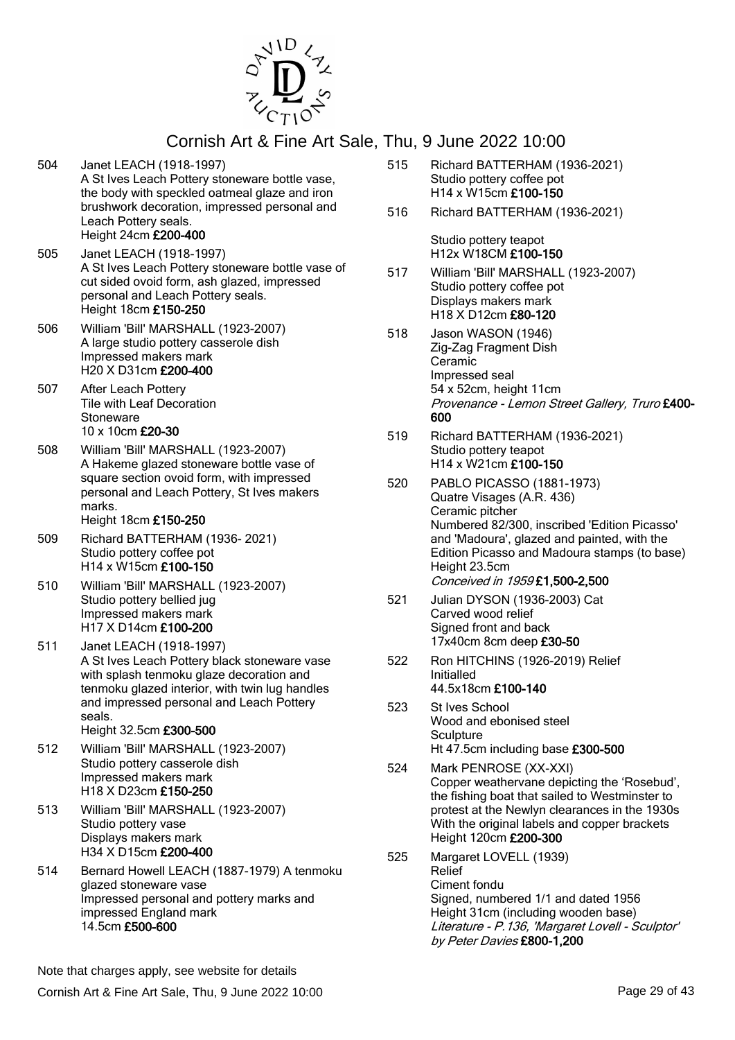504 Janet LEACH (1918-1997)
A St Ives Leach Pottery stoneware bottle vase, the body with speckled oatmeal glaze and iron brushwork decoration, impressed personal and Leach Pottery seals.
Height 24cm **£200-400**

505 Janet LEACH (1918-1997)
A St Ives Leach Pottery stoneware bottle vase of cut sided ovoid form, ash glazed, impressed personal and Leach Pottery seals.
Height 18cm **£150-250**

506 William 'Bill' MARSHALL (1923-2007)
A large studio pottery casserole dish
Impressed makers mark
H20 X D31cm **£200-400**

507 After Leach Pottery
Tile with Leaf Decoration
Stoneware
10 x 10cm **£20-30**

508 William 'Bill' MARSHALL (1923-2007)
A Hakeme glazed stoneware bottle vase of square section ovoid form, with impressed personal and Leach Pottery, St Ives makers marks.
Height 18cm **£150-250**

509 Richard BATTERHAM (1936- 2021)
Studio pottery coffee pot
H14 x W15cm **£100-150**

510 William 'Bill' MARSHALL (1923-2007)
Studio pottery bellied jug
Impressed makers mark
H17 X D14cm **£100-200**

511 Janet LEACH (1918-1997)
A St Ives Leach Pottery black stoneware vase with splash tenmoku glaze decoration and tenmoku glazed interior, with twin lug handles and impressed personal and Leach Pottery seals.
Height 32.5cm **£300-500**

512 William 'Bill' MARSHALL (1923-2007)
Studio pottery casserole dish
Impressed makers mark
H18 X D23cm **£150-250**

513 William 'Bill' MARSHALL (1923-2007)
Studio pottery vase
Displays makers mark
H34 X D15cm **£200-400**

514 Bernard Howell LEACH (1887-1979) A tenmoku glazed stoneware vase
Impressed personal and pottery marks and impressed England mark
14.5cm **£500-600**

515 Richard BATTERHAM (1936-2021)
Studio pottery coffee pot
H14 x W15cm **£100-150**

516 Richard BATTERHAM (1936-2021)

Studio pottery teapot
H12x W18CM **£100-150**

517 William 'Bill' MARSHALL (1923-2007)
Studio pottery coffee pot
Displays makers mark
H18 X D12cm **£80-120**

518 Jason WASON (1946)
Zig-Zag Fragment Dish
Ceramic
Impressed seal
54 x 52cm, height 11cm
*Provenance - Lemon Street Gallery, Truro* **£400-600**

519 Richard BATTERHAM (1936-2021)
Studio pottery teapot
H14 x W21cm **£100-150**

520 PABLO PICASSO (1881-1973)
Quatre Visages (A.R. 436)
Ceramic pitcher
Numbered 82/300, inscribed 'Edition Picasso' and 'Madoura', glazed and painted, with the Edition Picasso and Madoura stamps (to base)
Height 23.5cm
*Conceived in 1959* **£1,500-2,500**

521 Julian DYSON (1936-2003) Cat
Carved wood relief
Signed front and back
17x40cm 8cm deep **£30-50**

522 Ron HITCHINS (1926-2019) Relief
Initialled
44.5x18cm **£100-140**

523 St Ives School
Wood and ebonised steel
Sculpture
Ht 47.5cm including base **£300-500**

524 Mark PENROSE (XX-XXI)
Copper weathervane depicting the 'Rosebud', the fishing boat that sailed to Westminster to protest at the Newlyn clearances in the 1930s
With the original labels and copper brackets
Height 120cm **£200-300**

525 Margaret LOVELL (1939)
Relief
Ciment fondu
Signed, numbered 1/1 and dated 1956
Height 31cm (including wooden base)
*Literature - P.136, 'Margaret Lovell - Sculptor' by Peter Davies* **£800-1,200**

Note that charges apply, see website for details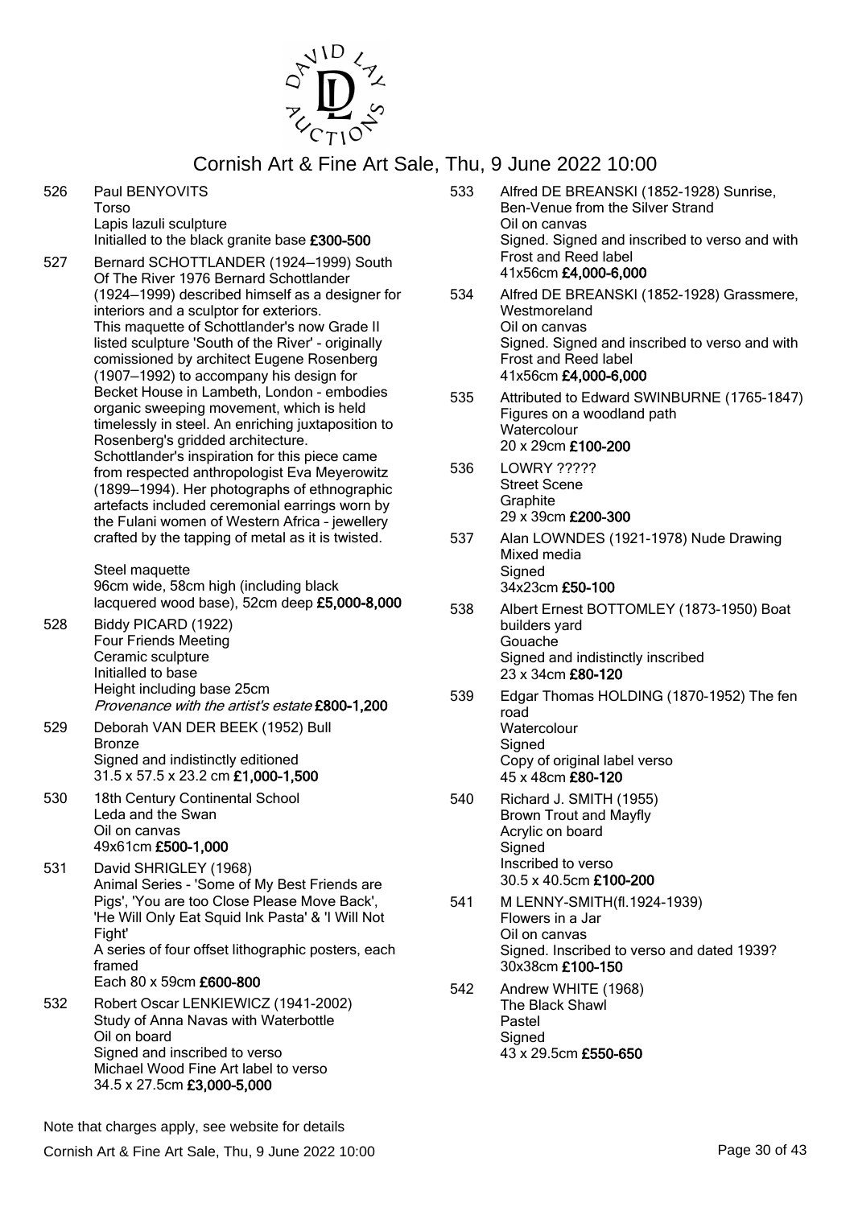# Cornish Art & Fine Art Sale, Thu, 9 June 2022 10:00

526 Paul BENYOVITS
Torso
Lapis lazuli sculpture
Initialled to the black granite base **£300-500**

527 Bernard SCHOTTLANDER (1924–1999) South Of The River 1976 Bernard Schottlander (1924–1999) described himself as a designer for interiors and a sculptor for exteriors.
This maquette of Schottlander's now Grade II listed sculpture 'South of the River' - originally comissioned by architect Eugene Rosenberg (1907–1992) to accompany his design for Becket House in Lambeth, London - embodies organic sweeping movement, which is held timelessly in steel. An enriching juxtaposition to Rosenberg's gridded architecture.
Schottlander's inspiration for this piece came from respected anthropologist Eva Meyerowitz (1899–1994). Her photographs of ethnographic artefacts included ceremonial earrings worn by the Fulani women of Western Africa - jewellery crafted by the tapping of metal as it is twisted.

Steel maquette
96cm wide, 58cm high (including black lacquered wood base), 52cm deep **£5,000-8,000**

528 Biddy PICARD (1922)
Four Friends Meeting
Ceramic sculpture
Initialled to base
Height including base 25cm
*Provenance with the artist's estate* **£800-1,200**

529 Deborah VAN DER BEEK (1952) Bull
Bronze
Signed and indistinctly editioned
31.5 x 57.5 x 23.2 cm **£1,000-1,500**

530 18th Century Continental School
Leda and the Swan
Oil on canvas
49x61cm **£500-1,000**

531 David SHRIGLEY (1968)
Animal Series - 'Some of My Best Friends are Pigs', 'You are too Close Please Move Back', 'He Will Only Eat Squid Ink Pasta' & 'I Will Not Fight'
A series of four offset lithographic posters, each framed
Each 80 x 59cm **£600-800**

532 Robert Oscar LENKIEWICZ (1941-2002)
Study of Anna Navas with Waterbottle
Oil on board
Signed and inscribed to verso
Michael Wood Fine Art label to verso
34.5 x 27.5cm **£3,000-5,000**

533 Alfred DE BREANSKI (1852-1928) Sunrise, Ben-Venue from the Silver Strand
Oil on canvas
Signed. Signed and inscribed to verso and with Frost and Reed label
41x56cm **£4,000-6,000**

534 Alfred DE BREANSKI (1852-1928) Grassmere, Westmoreland
Oil on canvas
Signed. Signed and inscribed to verso and with Frost and Reed label
41x56cm **£4,000-6,000**

535 Attributed to Edward SWINBURNE (1765-1847)
Figures on a woodland path
Watercolour
20 x 29cm **£100-200**

536 LOWRY ?????
Street Scene
Graphite
29 x 39cm **£200-300**

537 Alan LOWNDES (1921-1978) Nude Drawing
Mixed media
Signed
34x23cm **£50-100**

538 Albert Ernest BOTTOMLEY (1873-1950) Boat builders yard
Gouache
Signed and indistinctly inscribed
23 x 34cm **£80-120**

539 Edgar Thomas HOLDING (1870-1952) The fen road
Watercolour
Signed
Copy of original label verso
45 x 48cm **£80-120**

540 Richard J. SMITH (1955)
Brown Trout and Mayfly
Acrylic on board
Signed
Inscribed to verso
30.5 x 40.5cm **£100-200**

541 M LENNY-SMITH(fl.1924-1939)
Flowers in a Jar
Oil on canvas
Signed. Inscribed to verso and dated 1939?
30x38cm **£100-150**

542 Andrew WHITE (1968)
The Black Shawl
Pastel
Signed
43 x 29.5cm **£550-650**

Note that charges apply, see website for details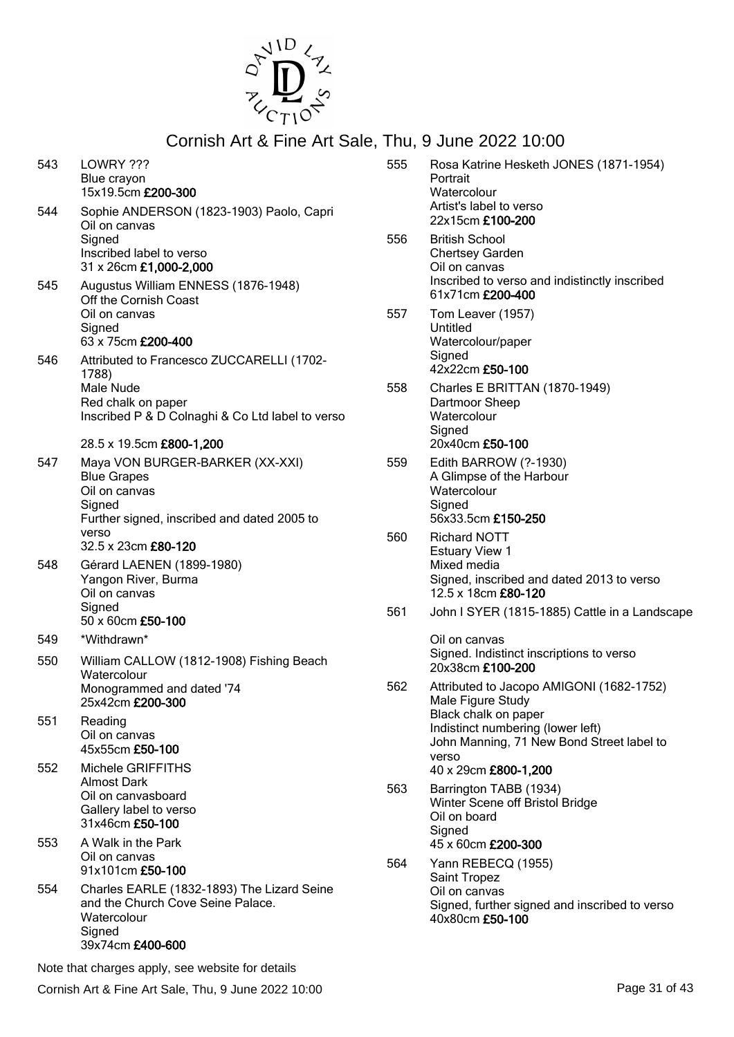# Cornish Art & Fine Art Sale, Thu, 9 June 2022 10:00

543 LOWRY ???
Blue crayon
15x19.5cm **£200-300**

544 Sophie ANDERSON (1823-1903) Paolo, Capri
Oil on canvas
Signed
Inscribed label to verso
31 x 26cm **£1,000-2,000**

545 Augustus William ENNESS (1876-1948)
Off the Cornish Coast
Oil on canvas
Signed
63 x 75cm **£200-400**

546 Attributed to Francesco ZUCCARELLI (1702-1788)
Male Nude
Red chalk on paper
Inscribed P & D Colnaghi & Co Ltd label to verso

28.5 x 19.5cm **£800-1,200**

547 Maya VON BURGER-BARKER (XX-XXI)
Blue Grapes
Oil on canvas
Signed
Further signed, inscribed and dated 2005 to verso
32.5 x 23cm **£80-120**

548 Gérard LAENEN (1899-1980)
Yangon River, Burma
Oil on canvas
Signed
50 x 60cm **£50-100**

549 \*Withdrawn\*

550 William CALLOW (1812-1908) Fishing Beach
Watercolour
Monogrammed and dated '74
25x42cm **£200-300**

551 Reading
Oil on canvas
45x55cm **£50-100**

552 Michele GRIFFITHS
Almost Dark
Oil on canvasboard
Gallery label to verso
31x46cm **£50-100**

553 A Walk in the Park
Oil on canvas
91x101cm **£50-100**

554 Charles EARLE (1832-1893) The Lizard Seine and the Church Cove Seine Palace.
Watercolour
Signed
39x74cm **£400-600**

555 Rosa Katrine Hesketh JONES (1871-1954)
Portrait
Watercolour
Artist's label to verso
22x15cm **£100-200**

556 British School
Chertsey Garden
Oil on canvas
Inscribed to verso and indistinctly inscribed
61x71cm **£200-400**

557 Tom Leaver (1957)
Untitled
Watercolour/paper
Signed
42x22cm **£50-100**

558 Charles E BRITTAN (1870-1949)
Dartmoor Sheep
Watercolour
Signed
20x40cm **£50-100**

559 Edith BARROW (?-1930)
A Glimpse of the Harbour
Watercolour
Signed
56x33.5cm **£150-250**

560 Richard NOTT
Estuary View 1
Mixed media
Signed, inscribed and dated 2013 to verso
12.5 x 18cm **£80-120**

561 John I SYER (1815-1885) Cattle in a Landscape

Oil on canvas
Signed. Indistinct inscriptions to verso
20x38cm **£100-200**

562 Attributed to Jacopo AMIGONI (1682-1752)
Male Figure Study
Black chalk on paper
Indistinct numbering (lower left)
John Manning, 71 New Bond Street label to verso
40 x 29cm **£800-1,200**

563 Barrington TABB (1934)
Winter Scene off Bristol Bridge
Oil on board
Signed
45 x 60cm **£200-300**

564 Yann REBECQ (1955)
Saint Tropez
Oil on canvas
Signed, further signed and inscribed to verso
40x80cm **£50-100**

Note that charges apply, see website for details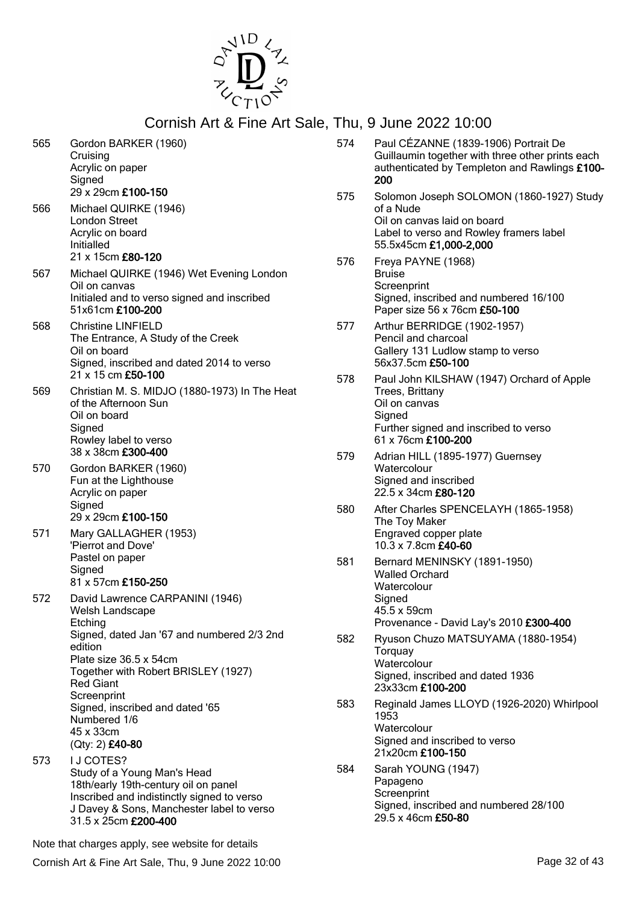# Cornish Art & Fine Art Sale, Thu, 9 June 2022 10:00

565 Gordon BARKER (1960)
Cruising
Acrylic on paper
Signed
29 x 29cm **£100-150**

566 Michael QUIRKE (1946)
London Street
Acrylic on board
Initialled
21 x 15cm **£80-120**

567 Michael QUIRKE (1946) Wet Evening London
Oil on canvas
Initialed and to verso signed and inscribed
51x61cm **£100-200**

568 Christine LINFIELD
The Entrance, A Study of the Creek
Oil on board
Signed, inscribed and dated 2014 to verso
21 x 15 cm **£50-100**

569 Christian M. S. MIDJO (1880-1973) In The Heat of the Afternoon Sun
Oil on board
Signed
Rowley label to verso
38 x 38cm **£300-400**

570 Gordon BARKER (1960)
Fun at the Lighthouse
Acrylic on paper
Signed
29 x 29cm **£100-150**

571 Mary GALLAGHER (1953)
'Pierrot and Dove'
Pastel on paper
Signed
81 x 57cm **£150-250**

572 David Lawrence CARPANINI (1946)
Welsh Landscape
Etching
Signed, dated Jan '67 and numbered 2/3 2nd edition
Plate size 36.5 x 54cm
Together with Robert BRISLEY (1927)
Red Giant
Screenprint
Signed, inscribed and dated '65
Numbered 1/6
45 x 33cm
(Qty: 2) **£40-80**

573 I J COTES?
Study of a Young Man's Head
18th/early 19th-century oil on panel
Inscribed and indistinctly signed to verso
J Davey & Sons, Manchester label to verso
31.5 x 25cm **£200-400**

574 Paul CÉZANNE (1839-1906) Portrait De Guillaumin together with three other prints each authenticated by Templeton and Rawlings **£100-200**

575 Solomon Joseph SOLOMON (1860-1927) Study of a Nude
Oil on canvas laid on board
Label to verso and Rowley framers label
55.5x45cm **£1,000-2,000**

576 Freya PAYNE (1968)
Bruise
Screenprint
Signed, inscribed and numbered 16/100
Paper size 56 x 76cm **£50-100**

577 Arthur BERRIDGE (1902-1957)
Pencil and charcoal
Gallery 131 Ludlow stamp to verso
56x37.5cm **£50-100**

578 Paul John KILSHAW (1947) Orchard of Apple Trees, Brittany
Oil on canvas
Signed
Further signed and inscribed to verso
61 x 76cm **£100-200**

579 Adrian HILL (1895-1977) Guernsey
Watercolour
Signed and inscribed
22.5 x 34cm **£80-120**

580 After Charles SPENCELAYH (1865-1958)
The Toy Maker
Engraved copper plate
10.3 x 7.8cm **£40-60**

581 Bernard MENINSKY (1891-1950)
Walled Orchard
Watercolour
Signed
45.5 x 59cm
Provenance - David Lay's 2010 **£300-400**

582 Ryuson Chuzo MATSUYAMA (1880-1954)
Torquay
Watercolour
Signed, inscribed and dated 1936
23x33cm **£100-200**

583 Reginald James LLOYD (1926-2020) Whirlpool 1953
Watercolour
Signed and inscribed to verso
21x20cm **£100-150**

584 Sarah YOUNG (1947)
Papageno
Screenprint
Signed, inscribed and numbered 28/100
29.5 x 46cm **£50-80**

Note that charges apply, see website for details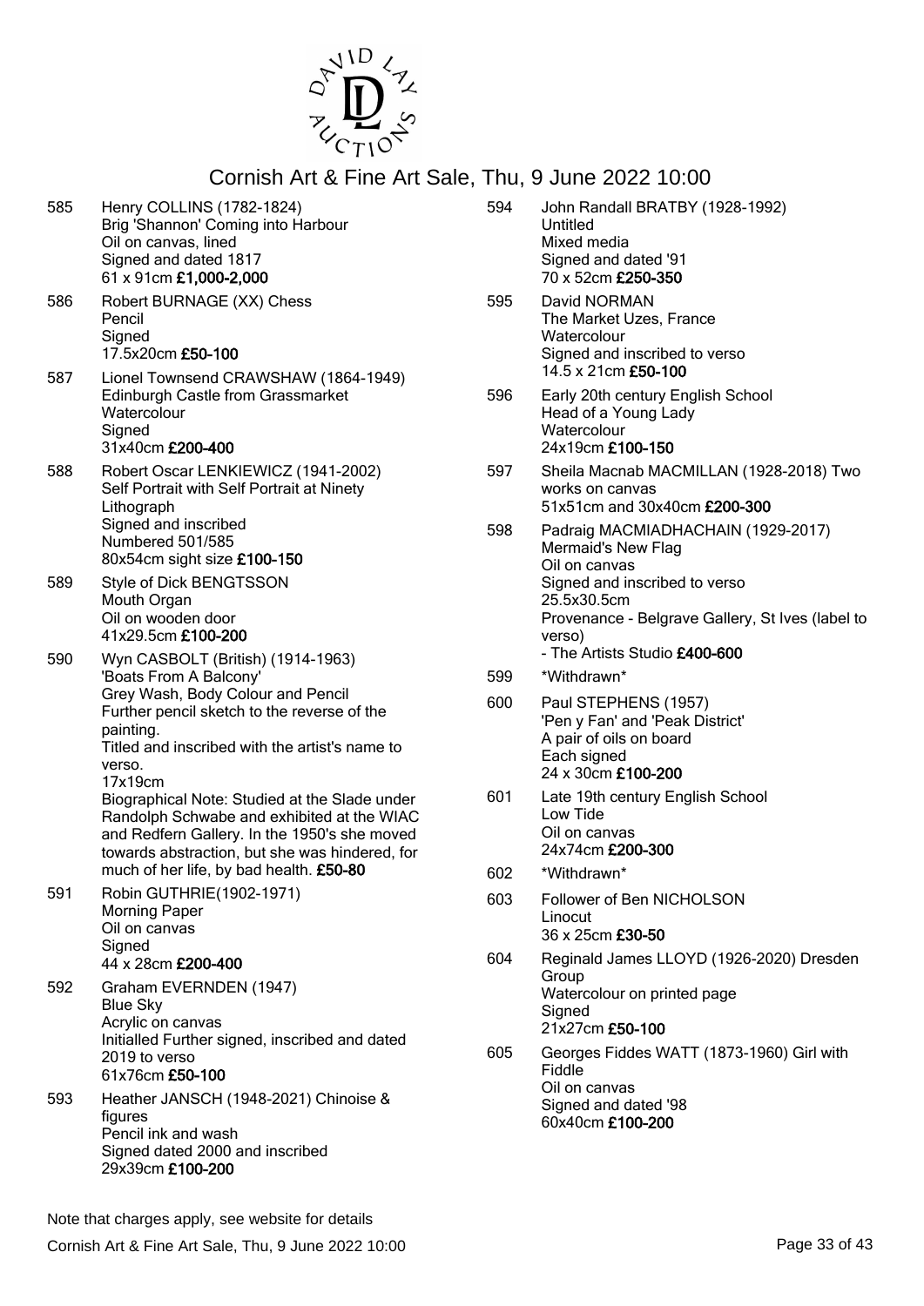# Cornish Art & Fine Art Sale, Thu, 9 June 2022 10:00

585 Henry COLLINS (1782-1824)
Brig 'Shannon' Coming into Harbour
Oil on canvas, lined
Signed and dated 1817
61 x 91cm **£1,000-2,000**

586 Robert BURNAGE (XX) Chess
Pencil
Signed
17.5x20cm **£50-100**

587 Lionel Townsend CRAWSHAW (1864-1949)
Edinburgh Castle from Grassmarket
Watercolour
Signed
31x40cm **£200-400**

588 Robert Oscar LENKIEWICZ (1941-2002)
Self Portrait with Self Portrait at Ninety
Lithograph
Signed and inscribed
Numbered 501/585
80x54cm sight size **£100-150**

589 Style of Dick BENGTSSON
Mouth Organ
Oil on wooden door
41x29.5cm **£100-200**

590 Wyn CASBOLT (British) (1914-1963)
'Boats From A Balcony'
Grey Wash, Body Colour and Pencil
Further pencil sketch to the reverse of the painting.
Titled and inscribed with the artist's name to verso.
17x19cm
Biographical Note: Studied at the Slade under Randolph Schwabe and exhibited at the WIAC and Redfern Gallery. In the 1950's she moved towards abstraction, but she was hindered, for much of her life, by bad health. **£50-80**

591 Robin GUTHRIE(1902-1971)
Morning Paper
Oil on canvas
Signed
44 x 28cm **£200-400**

592 Graham EVERNDEN (1947)
Blue Sky
Acrylic on canvas
Initialled Further signed, inscribed and dated 2019 to verso
61x76cm **£50-100**

593 Heather JANSCH (1948-2021) Chinoise & figures
Pencil ink and wash
Signed dated 2000 and inscribed
29x39cm **£100-200**

594 John Randall BRATBY (1928-1992)
Untitled
Mixed media
Signed and dated '91
70 x 52cm **£250-350**

595 David NORMAN
The Market Uzes, France
Watercolour
Signed and inscribed to verso
14.5 x 21cm **£50-100**

596 Early 20th century English School
Head of a Young Lady
Watercolour
24x19cm **£100-150**

597 Sheila Macnab MACMILLAN (1928-2018) Two works on canvas
51x51cm and 30x40cm **£200-300**

598 Padraig MACMIADHACHAIN (1929-2017)
Mermaid's New Flag
Oil on canvas
Signed and inscribed to verso
25.5x30.5cm
Provenance - Belgrave Gallery, St Ives (label to verso)
- The Artists Studio **£400-600**

599 *Withdrawn*

600 Paul STEPHENS (1957)
'Pen y Fan' and 'Peak District'
A pair of oils on board
Each signed
24 x 30cm **£100-200**

601 Late 19th century English School
Low Tide
Oil on canvas
24x74cm **£200-300**

602 *Withdrawn*

603 Follower of Ben NICHOLSON
Linocut
36 x 25cm **£30-50**

604 Reginald James LLOYD (1926-2020) Dresden Group
Watercolour on printed page
Signed
21x27cm **£50-100**

605 Georges Fiddes WATT (1873-1960) Girl with Fiddle
Oil on canvas
Signed and dated '98
60x40cm **£100-200**

Note that charges apply, see website for details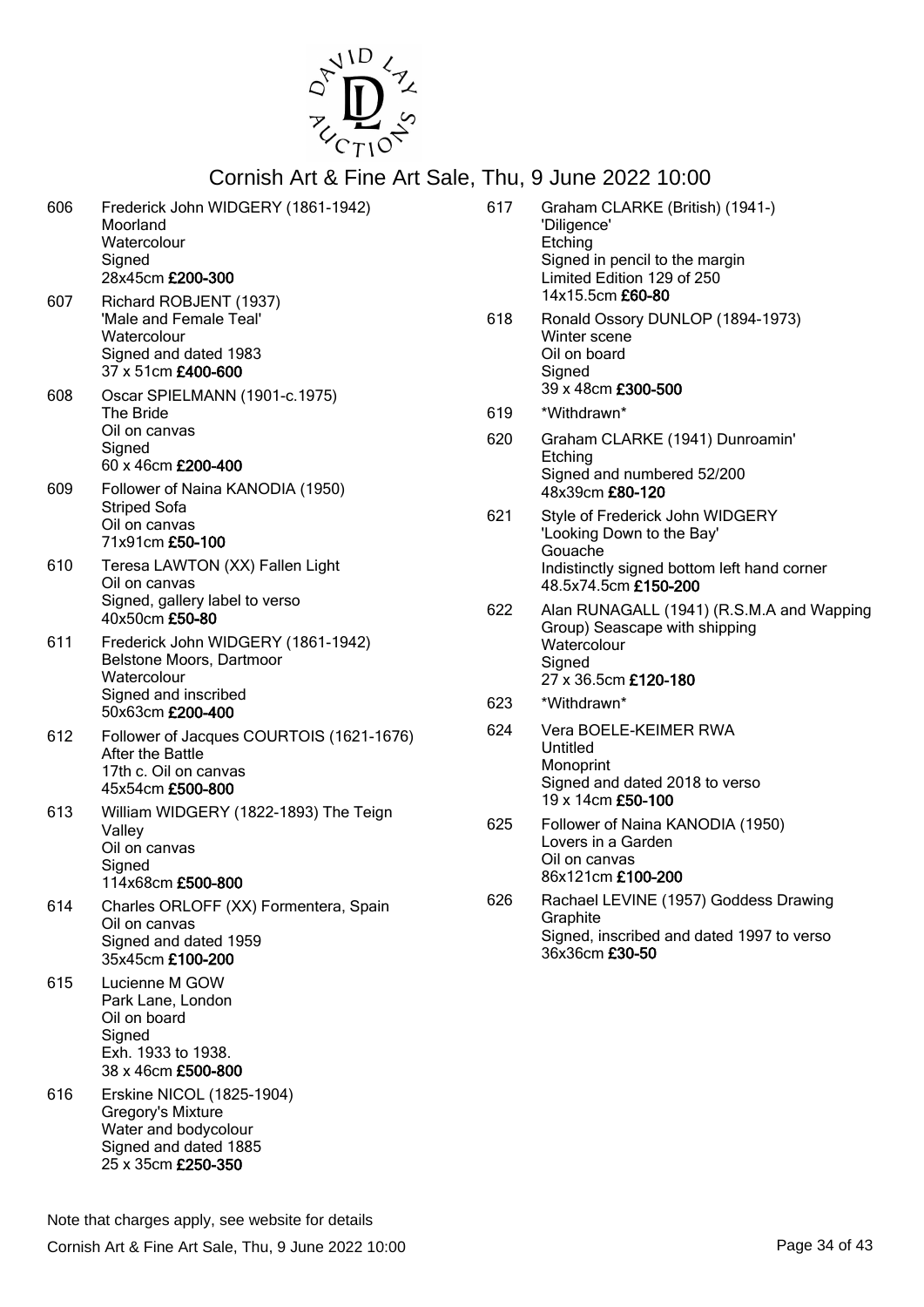# Cornish Art & Fine Art Sale, Thu, 9 June 2022 10:00

606 Frederick John WIDGERY (1861-1942)
Moorland
Watercolour
Signed
28x45cm **£200-300**

607 Richard ROBJENT (1937)
'Male and Female Teal'
Watercolour
Signed and dated 1983
37 x 51cm **£400-600**

608 Oscar SPIELMANN (1901-c.1975)
The Bride
Oil on canvas
Signed
60 x 46cm **£200-400**

609 Follower of Naina KANODIA (1950)
Striped Sofa
Oil on canvas
71x91cm **£50-100**

610 Teresa LAWTON (XX) Fallen Light
Oil on canvas
Signed, gallery label to verso
40x50cm **£50-80**

611 Frederick John WIDGERY (1861-1942)
Belstone Moors, Dartmoor
Watercolour
Signed and inscribed
50x63cm **£200-400**

612 Follower of Jacques COURTOIS (1621-1676)
After the Battle
17th c. Oil on canvas
45x54cm **£500-800**

613 William WIDGERY (1822-1893) The Teign Valley
Oil on canvas
Signed
114x68cm **£500-800**

614 Charles ORLOFF (XX) Formentera, Spain
Oil on canvas
Signed and dated 1959
35x45cm **£100-200**

615 Lucienne M GOW
Park Lane, London
Oil on board
Signed
Exh. 1933 to 1938.
38 x 46cm **£500-800**

616 Erskine NICOL (1825-1904)
Gregory's Mixture
Water and bodycolour
Signed and dated 1885
25 x 35cm **£250-350**

617 Graham CLARKE (British) (1941-)
'Diligence'
Etching
Signed in pencil to the margin
Limited Edition 129 of 250
14x15.5cm **£60-80**

618 Ronald Ossory DUNLOP (1894-1973)
Winter scene
Oil on board
Signed
39 x 48cm **£300-500**

619 *Withdrawn*

620 Graham CLARKE (1941) Dunroamin'
Etching
Signed and numbered 52/200
48x39cm **£80-120**

621 Style of Frederick John WIDGERY
'Looking Down to the Bay'
Gouache
Indistinctly signed bottom left hand corner
48.5x74.5cm **£150-200**

622 Alan RUNAGALL (1941) (R.S.M.A and Wapping Group) Seascape with shipping
Watercolour
Signed
27 x 36.5cm **£120-180**

623 *Withdrawn*

624 Vera BOELE-KEIMER RWA
Untitled
Monoprint
Signed and dated 2018 to verso
19 x 14cm **£50-100**

625 Follower of Naina KANODIA (1950)
Lovers in a Garden
Oil on canvas
86x121cm **£100-200**

626 Rachael LEVINE (1957) Goddess Drawing
Graphite
Signed, inscribed and dated 1997 to verso
36x36cm **£30-50**

Note that charges apply, see website for details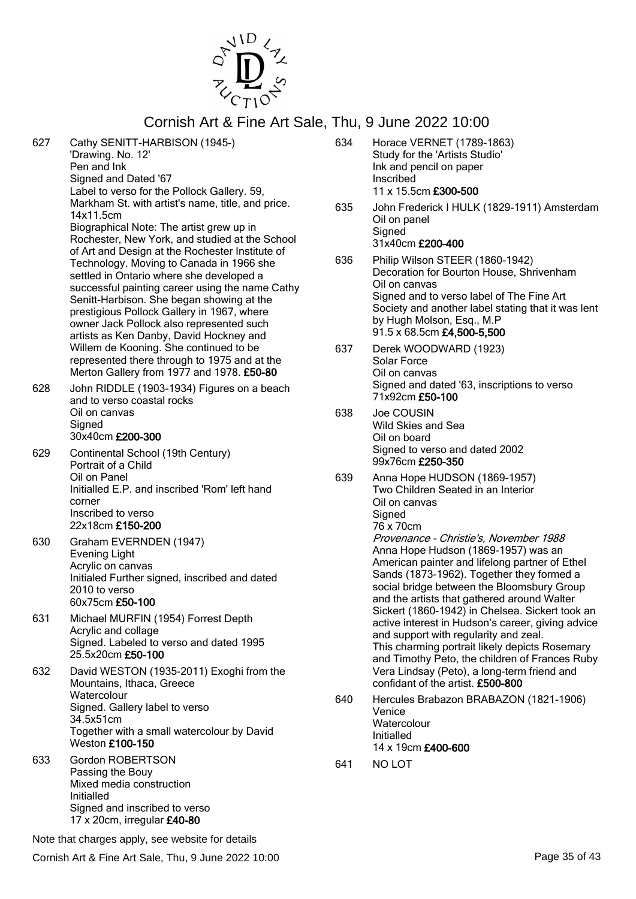# Cornish Art & Fine Art Sale, Thu, 9 June 2022 10:00

**627** Cathy SENITT-HARBISON (1945-)
'Drawing. No. 12'
Pen and Ink
Signed and Dated '67
Label to verso for the Pollock Gallery. 59, Markham St. with artist's name, title, and price.
14x11.5cm
Biographical Note: The artist grew up in Rochester, New York, and studied at the School of Art and Design at the Rochester Institute of Technology. Moving to Canada in 1966 she settled in Ontario where she developed a successful painting career using the name Cathy Senitt-Harbison. She began showing at the prestigious Pollock Gallery in 1967, where owner Jack Pollock also represented such artists as Ken Danby, David Hockney and Willem de Kooning. She continued to be represented there through to 1975 and at the Merton Gallery from 1977 and 1978. **£50-80**

**628** John RIDDLE (1903-1934) Figures on a beach and to verso coastal rocks
Oil on canvas
Signed
30x40cm **£200-300**

**629** Continental School (19th Century)
Portrait of a Child
Oil on Panel
Initialled E.P. and inscribed 'Rom' left hand corner
Inscribed to verso
22x18cm **£150-200**

**630** Graham EVERNDEN (1947)
Evening Light
Acrylic on canvas
Initialed Further signed, inscribed and dated 2010 to verso
60x75cm **£50-100**

**631** Michael MURFIN (1954) Forrest Depth
Acrylic and collage
Signed. Labeled to verso and dated 1995
25.5x20cm **£50-100**

**632** David WESTON (1935-2011) Exoghi from the Mountains, Ithaca, Greece
Watercolour
Signed. Gallery label to verso
34.5x51cm
Together with a small watercolour by David Weston **£100-150**

**633** Gordon ROBERTSON
Passing the Bouy
Mixed media construction
Initialled
Signed and inscribed to verso
17 x 20cm, irregular **£40-80**

**634** Horace VERNET (1789-1863)
Study for the 'Artists Studio'
Ink and pencil on paper
Inscribed
11 x 15.5cm **£300-500**

**635** John Frederick I HULK (1829-1911) Amsterdam
Oil on panel
Signed
31x40cm **£200-400**

**636** Philip Wilson STEER (1860-1942)
Decoration for Bourton House, Shrivenham
Oil on canvas
Signed and to verso label of The Fine Art Society and another label stating that it was lent by Hugh Molson, Esq., M.P
91.5 x 68.5cm **£4,500-5,500**

**637** Derek WOODWARD (1923)
Solar Force
Oil on canvas
Signed and dated '63, inscriptions to verso
71x92cm **£50-100**

**638** Joe COUSIN
Wild Skies and Sea
Oil on board
Signed to verso and dated 2002
99x76cm **£250-350**

**639** Anna Hope HUDSON (1869-1957)
Two Children Seated in an Interior
Oil on canvas
Signed
76 x 70cm
*Provenance - Christie's, November 1988*
Anna Hope Hudson (1869-1957) was an American painter and lifelong partner of Ethel Sands (1873-1962). Together they formed a social bridge between the Bloomsbury Group and the artists that gathered around Walter Sickert (1860-1942) in Chelsea. Sickert took an active interest in Hudson's career, giving advice and support with regularity and zeal.
This charming portrait likely depicts Rosemary and Timothy Peto, the children of Frances Ruby Vera Lindsay (Peto), a long-term friend and confidant of the artist. **£500-800**

**640** Hercules Brabazon BRABAZON (1821-1906)
Venice
Watercolour
Initialled
14 x 19cm **£400-600**

**641** NO LOT

Note that charges apply, see website for details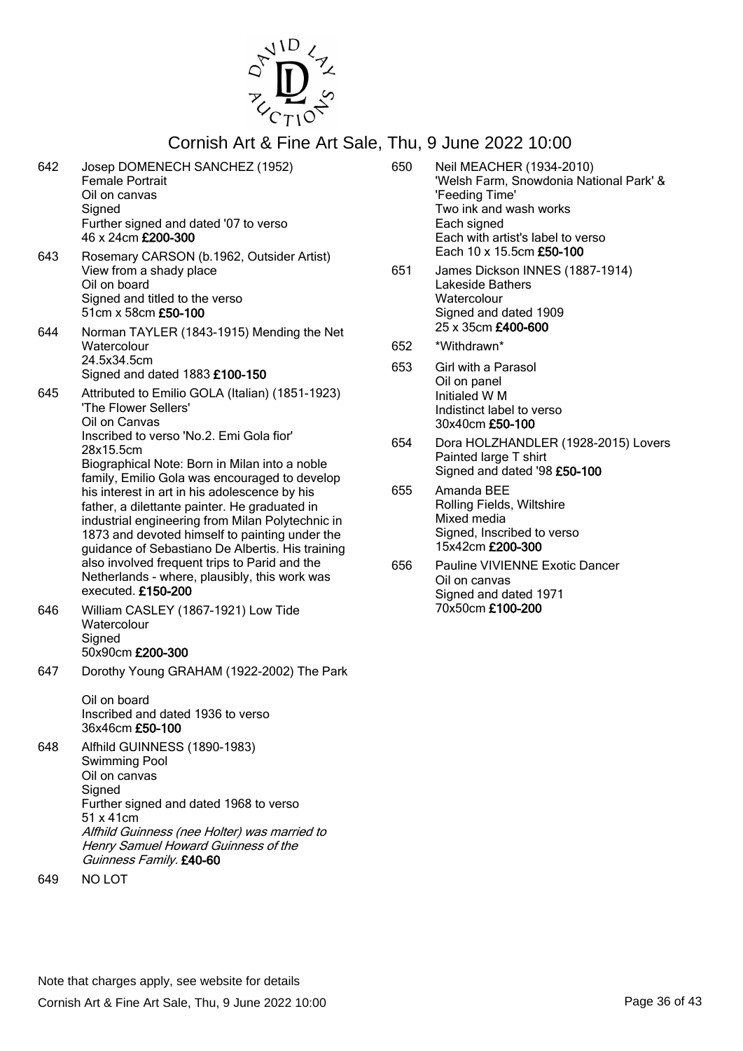# Cornish Art & Fine Art Sale, Thu, 9 June 2022 10:00

642 Josep DOMENECH SANCHEZ (1952)
Female Portrait
Oil on canvas
Signed
Further signed and dated '07 to verso
46 x 24cm **£200-300**

643 Rosemary CARSON (b.1962, Outsider Artist)
View from a shady place
Oil on board
Signed and titled to the verso
51cm x 58cm **£50-100**

644 Norman TAYLER (1843-1915) Mending the Net
Watercolour
24.5x34.5cm
Signed and dated 1883 **£100-150**

645 Attributed to Emilio GOLA (Italian) (1851-1923)
'The Flower Sellers'
Oil on Canvas
Inscribed to verso 'No.2. Emi Gola fior'
28x15.5cm
Biographical Note: Born in Milan into a noble family, Emilio Gola was encouraged to develop his interest in art in his adolescence by his father, a dilettante painter. He graduated in industrial engineering from Milan Polytechnic in 1873 and devoted himself to painting under the guidance of Sebastiano De Albertis. His training also involved frequent trips to Parid and the Netherlands - where, plausibly, this work was executed. **£150-200**

646 William CASLEY (1867-1921) Low Tide
Watercolour
Signed
50x90cm **£200-300**

647 Dorothy Young GRAHAM (1922-2002) The Park

Oil on board
Inscribed and dated 1936 to verso
36x46cm **£50-100**

648 Alfhild GUINNESS (1890-1983)
Swimming Pool
Oil on canvas
Signed
Further signed and dated 1968 to verso
51 x 41cm
*Alfhild Guinness (nee Holter) was married to Henry Samuel Howard Guinness of the Guinness Family.* **£40-60**

649 NO LOT

650 Neil MEACHER (1934-2010)
'Welsh Farm, Snowdonia National Park' & 'Feeding Time'
Two ink and wash works
Each signed
Each with artist's label to verso
Each 10 x 15.5cm **£50-100**

651 James Dickson INNES (1887-1914)
Lakeside Bathers
Watercolour
Signed and dated 1909
25 x 35cm **£400-600**

652 *Withdrawn*

653 Girl with a Parasol
Oil on panel
Initialed W M
Indistinct label to verso
30x40cm **£50-100**

654 Dora HOLZHANDLER (1928-2015) Lovers
Painted large T shirt
Signed and dated '98 **£50-100**

655 Amanda BEE
Rolling Fields, Wiltshire
Mixed media
Signed, Inscribed to verso
15x42cm **£200-300**

656 Pauline VIVIENNE Exotic Dancer
Oil on canvas
Signed and dated 1971
70x50cm **£100-200**

Note that charges apply, see website for details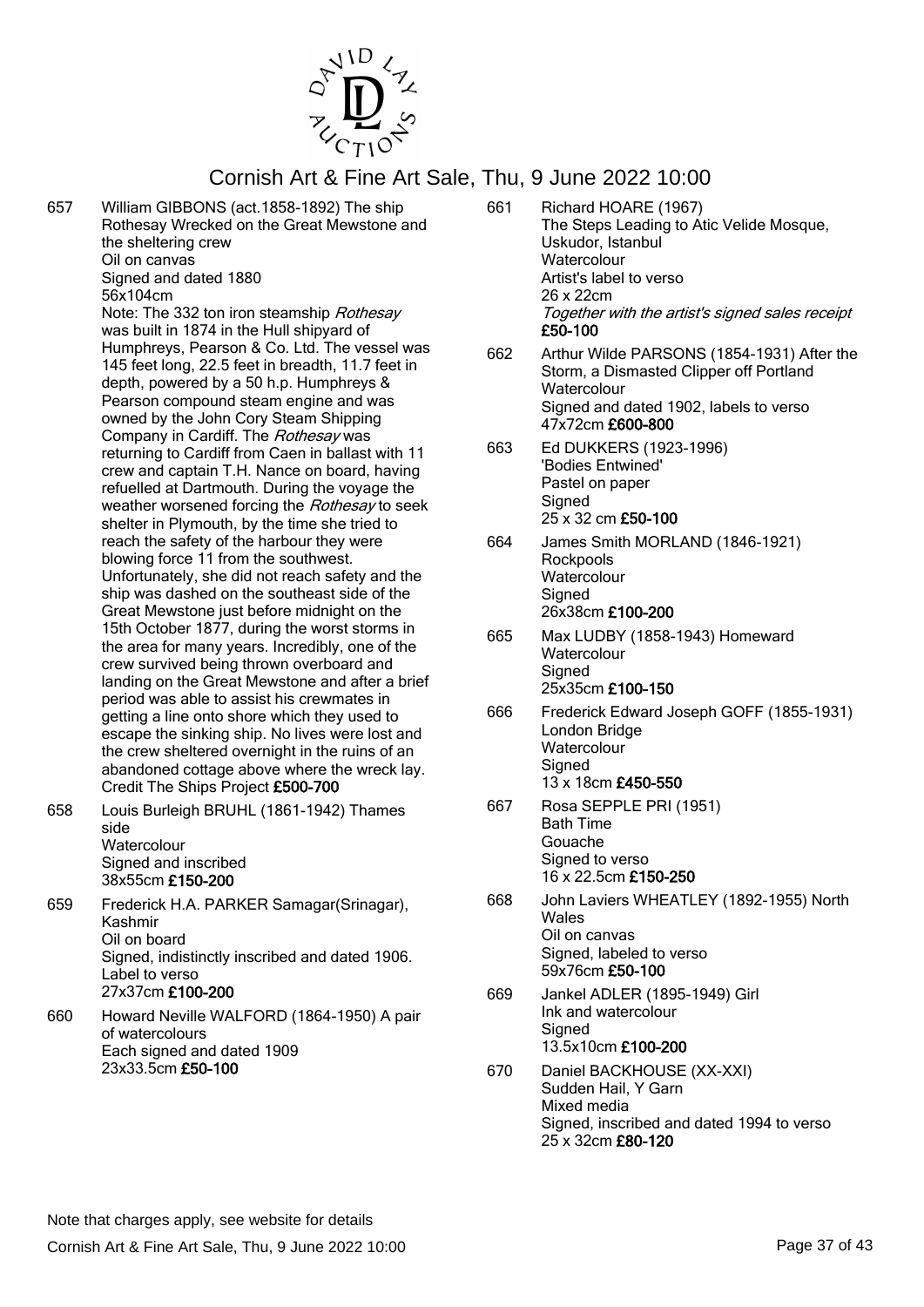# Cornish Art & Fine Art Sale, Thu, 9 June 2022 10:00

657 William GIBBONS (act.1858-1892) The ship Rothesay Wrecked on the Great Mewstone and the sheltering crew
Oil on canvas
Signed and dated 1880
56x104cm
Note: The 332 ton iron steamship *Rothesay* was built in 1874 in the Hull shipyard of Humphreys, Pearson & Co. Ltd. The vessel was 145 feet long, 22.5 feet in breadth, 11.7 feet in depth, powered by a 50 h.p. Humphreys & Pearson compound steam engine and was owned by the John Cory Steam Shipping Company in Cardiff. The *Rothesay* was returning to Cardiff from Caen in ballast with 11 crew and captain T.H. Nance on board, having refuelled at Dartmouth. During the voyage the weather worsened forcing the *Rothesay* to seek shelter in Plymouth, by the time she tried to reach the safety of the harbour they were blowing force 11 from the southwest. Unfortunately, she did not reach safety and the ship was dashed on the southeast side of the Great Mewstone just before midnight on the 15th October 1877, during the worst storms in the area for many years. Incredibly, one of the crew survived being thrown overboard and landing on the Great Mewstone and after a brief period was able to assist his crewmates in getting a line onto shore which they used to escape the sinking ship. No lives were lost and the crew sheltered overnight in the ruins of an abandoned cottage above where the wreck lay. Credit The Ships Project **£500-700**

658 Louis Burleigh BRUHL (1861-1942) Thames side
Watercolour
Signed and inscribed
38x55cm **£150-200**

659 Frederick H.A. PARKER Samagar(Srinagar), Kashmir
Oil on board
Signed, indistinctly inscribed and dated 1906. Label to verso
27x37cm **£100-200**

660 Howard Neville WALFORD (1864-1950) A pair of watercolours
Each signed and dated 1909
23x33.5cm **£50-100**

661 Richard HOARE (1967)
The Steps Leading to Atic Velide Mosque, Uskudor, Istanbul
Watercolour
Artist's label to verso
26 x 22cm
*Together with the artist's signed sales receipt*
**£50-100**

662 Arthur Wilde PARSONS (1854-1931) After the Storm, a Dismasted Clipper off Portland
Watercolour
Signed and dated 1902, labels to verso
47x72cm **£600-800**

663 Ed DUKKERS (1923-1996)
'Bodies Entwined'
Pastel on paper
Signed
25 x 32 cm **£50-100**

664 James Smith MORLAND (1846-1921)
Rockpools
Watercolour
Signed
26x38cm **£100-200**

665 Max LUDBY (1858-1943) Homeward
Watercolour
Signed
25x35cm **£100-150**

666 Frederick Edward Joseph GOFF (1855-1931)
London Bridge
Watercolour
Signed
13 x 18cm **£450-550**

667 Rosa SEPPLE PRI (1951)
Bath Time
Gouache
Signed to verso
16 x 22.5cm **£150-250**

668 John Laviers WHEATLEY (1892-1955) North Wales
Oil on canvas
Signed, labeled to verso
59x76cm **£50-100**

669 Jankel ADLER (1895-1949) Girl
Ink and watercolour
Signed
13.5x10cm **£100-200**

670 Daniel BACKHOUSE (XX-XXI)
Sudden Hail, Y Garn
Mixed media
Signed, inscribed and dated 1994 to verso
25 x 32cm **£80-120**

Note that charges apply, see website for details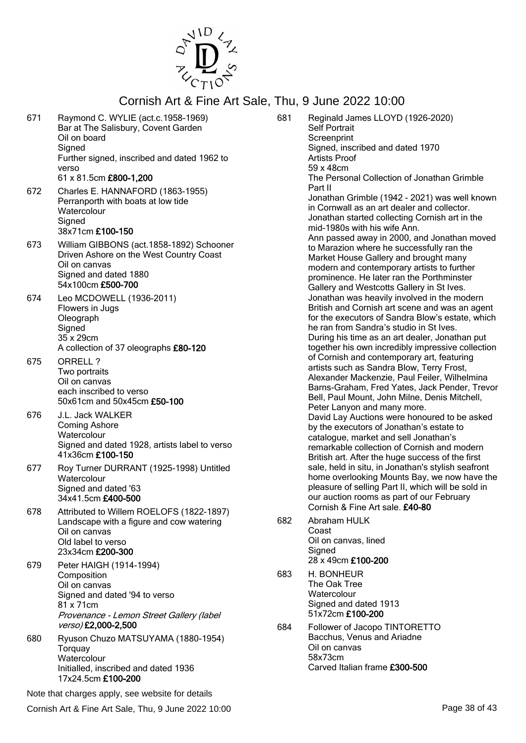671 Raymond C. WYLIE (act.c.1958-1969)
Bar at The Salisbury, Covent Garden
Oil on board
Signed
Further signed, inscribed and dated 1962 to verso
61 x 81.5cm **£800-1,200**

672 Charles E. HANNAFORD (1863-1955)
Perranporth with boats at low tide
Watercolour
Signed
38x71cm **£100-150**

673 William GIBBONS (act.1858-1892) Schooner Driven Ashore on the West Country Coast
Oil on canvas
Signed and dated 1880
54x100cm **£500-700**

674 Leo MCDOWELL (1936-2011)
Flowers in Jugs
Oleograph
Signed
35 x 29cm
A collection of 37 oleographs **£80-120**

675 ORRELL ?
Two portraits
Oil on canvas
each inscribed to verso
50x61cm and 50x45cm **£50-100**

676 J.L. Jack WALKER
Coming Ashore
Watercolour
Signed and dated 1928, artists label to verso
41x36cm **£100-150**

677 Roy Turner DURRANT (1925-1998) Untitled
Watercolour
Signed and dated '63
34x41.5cm **£400-500**

678 Attributed to Willem ROELOFS (1822-1897)
Landscape with a figure and cow watering
Oil on canvas
Old label to verso
23x34cm **£200-300**

679 Peter HAIGH (1914-1994)
Composition
Oil on canvas
Signed and dated '94 to verso
81 x 71cm
*Provenance - Lemon Street Gallery (label verso)* **£2,000-2,500**

680 Ryuson Chuzo MATSUYAMA (1880-1954)
Torquay
Watercolour
Initialled, inscribed and dated 1936
17x24.5cm **£100-200**

681 Reginald James LLOYD (1926-2020)
Self Portrait
Screenprint
Signed, inscribed and dated 1970
Artists Proof
59 x 48cm
The Personal Collection of Jonathan Grimble Part II
Jonathan Grimble (1942 - 2021) was well known in Cornwall as an art dealer and collector. Jonathan started collecting Cornish art in the mid-1980s with his wife Ann.
Ann passed away in 2000, and Jonathan moved to Marazion where he successfully ran the Market House Gallery and brought many modern and contemporary artists to further prominence. He later ran the Porthminster Gallery and Westcotts Gallery in St Ives.
Jonathan was heavily involved in the modern British and Cornish art scene and was an agent for the executors of Sandra Blow's estate, which he ran from Sandra's studio in St Ives.
During his time as an art dealer, Jonathan put together his own incredibly impressive collection of Cornish and contemporary art, featuring artists such as Sandra Blow, Terry Frost, Alexander Mackenzie, Paul Feiler, Wilhelmina Barns-Graham, Fred Yates, Jack Pender, Trevor Bell, Paul Mount, John Milne, Denis Mitchell, Peter Lanyon and many more.
David Lay Auctions were honoured to be asked by the executors of Jonathan's estate to catalogue, market and sell Jonathan's remarkable collection of Cornish and modern British art. After the huge success of the first sale, held in situ, in Jonathan's stylish seafront home overlooking Mounts Bay, we now have the pleasure of selling Part II, which will be sold in our auction rooms as part of our February Cornish & Fine Art sale. **£40-80**

682 Abraham HULK
Coast
Oil on canvas, lined
Signed
28 x 49cm **£100-200**

683 H. BONHEUR
The Oak Tree
Watercolour
Signed and dated 1913
51x72cm **£100-200**

684 Follower of Jacopo TINTORETTO
Bacchus, Venus and Ariadne
Oil on canvas
58x73cm
Carved Italian frame **£300-500**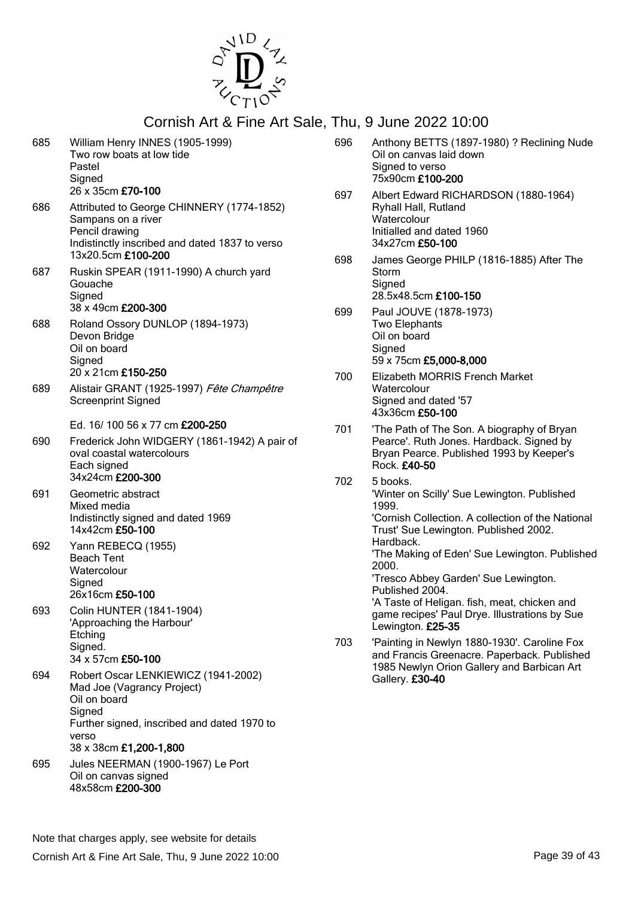# Cornish Art & Fine Art Sale, Thu, 9 June 2022 10:00

685 William Henry INNES (1905-1999)
Two row boats at low tide
Pastel
Signed
26 x 35cm **£70-100**

686 Attributed to George CHINNERY (1774-1852)
Sampans on a river
Pencil drawing
Indistinctly inscribed and dated 1837 to verso
13x20.5cm **£100-200**

687 Ruskin SPEAR (1911-1990) A church yard
Gouache
Signed
38 x 49cm **£200-300**

688 Roland Ossory DUNLOP (1894-1973)
Devon Bridge
Oil on board
Signed
20 x 21cm **£150-250**

689 Alistair GRANT (1925-1997) *Fête Champêtre*
Screenprint Signed

Ed. 16/ 100 56 x 77 cm **£200-250**

690 Frederick John WIDGERY (1861-1942) A pair of oval coastal watercolours
Each signed
34x24cm **£200-300**

691 Geometric abstract
Mixed media
Indistinctly signed and dated 1969
14x42cm **£50-100**

692 Yann REBECQ (1955)
Beach Tent
Watercolour
Signed
26x16cm **£50-100**

693 Colin HUNTER (1841-1904)
'Approaching the Harbour'
Etching
Signed.
34 x 57cm **£50-100**

694 Robert Oscar LENKIEWICZ (1941-2002)
Mad Joe (Vagrancy Project)
Oil on board
Signed
Further signed, inscribed and dated 1970 to verso
38 x 38cm **£1,200-1,800**

695 Jules NEERMAN (1900-1967) Le Port
Oil on canvas signed
48x58cm **£200-300**

696 Anthony BETTS (1897-1980) ? Reclining Nude
Oil on canvas laid down
Signed to verso
75x90cm **£100-200**

697 Albert Edward RICHARDSON (1880-1964)
Ryhall Hall, Rutland
Watercolour
Initialled and dated 1960
34x27cm **£50-100**

698 James George PHILP (1816-1885) After The Storm
Signed
28.5x48.5cm **£100-150**

699 Paul JOUVE (1878-1973)
Two Elephants
Oil on board
Signed
59 x 75cm **£5,000-8,000**

700 Elizabeth MORRIS French Market
Watercolour
Signed and dated '57
43x36cm **£50-100**

701 'The Path of The Son. A biography of Bryan Pearce'. Ruth Jones. Hardback. Signed by Bryan Pearce. Published 1993 by Keeper's Rock. **£40-50**

702 5 books.
'Winter on Scilly' Sue Lewington. Published 1999.
'Cornish Collection. A collection of the National Trust' Sue Lewington. Published 2002. Hardback.
'The Making of Eden' Sue Lewington. Published 2000.
'Tresco Abbey Garden' Sue Lewington. Published 2004.
'A Taste of Heligan. fish, meat, chicken and game recipes' Paul Drye. Illustrations by Sue Lewington. **£25-35**

703 'Painting in Newlyn 1880-1930'. Caroline Fox and Francis Greenacre. Paperback. Published 1985 Newlyn Orion Gallery and Barbican Art Gallery. **£30-40**

Note that charges apply, see website for details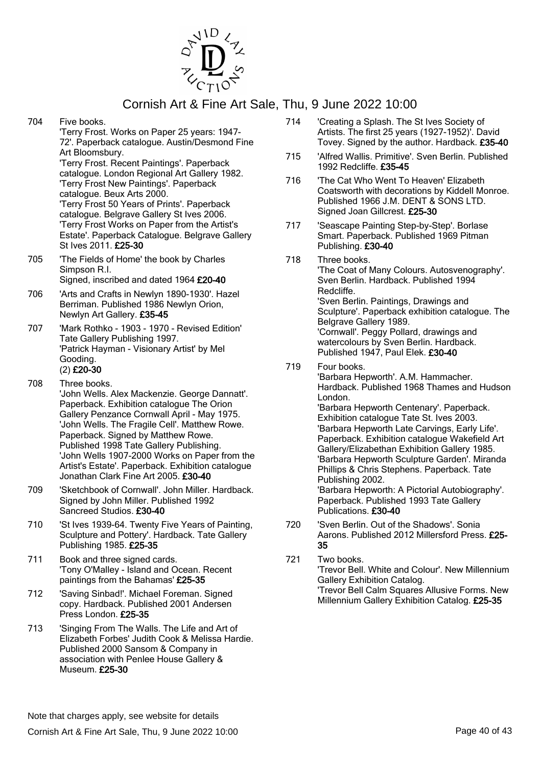# Cornish Art & Fine Art Sale, Thu, 9 June 2022 10:00

704 Five books.
'Terry Frost. Works on Paper 25 years: 1947-72'. Paperback catalogue. Austin/Desmond Fine Art Bloomsbury.
'Terry Frost. Recent Paintings'. Paperback catalogue. London Regional Art Gallery 1982.
'Terry Frost New Paintings'. Paperback catalogue. Beux Arts 2000.
'Terry Frost 50 Years of Prints'. Paperback catalogue. Belgrave Gallery St Ives 2006.
'Terry Frost Works on Paper from the Artist's Estate'. Paperback Catalogue. Belgrave Gallery St Ives 2011. **£25-30**

705 'The Fields of Home' the book by Charles Simpson R.I.
Signed, inscribed and dated 1964 **£20-40**

706 'Arts and Crafts in Newlyn 1890-1930'. Hazel Berriman. Published 1986 Newlyn Orion, Newlyn Art Gallery. **£35-45**

707 'Mark Rothko - 1903 - 1970 - Revised Edition' Tate Gallery Publishing 1997.
'Patrick Hayman - Visionary Artist' by Mel Gooding.
(2) **£20-30**

708 Three books.
'John Wells. Alex Mackenzie. George Dannatt'. Paperback. Exhibition catalogue The Orion Gallery Penzance Cornwall April - May 1975.
'John Wells. The Fragile Cell'. Matthew Rowe. Paperback. Signed by Matthew Rowe. Published 1998 Tate Gallery Publishing.
'John Wells 1907-2000 Works on Paper from the Artist's Estate'. Paperback. Exhibition catalogue Jonathan Clark Fine Art 2005. **£30-40**

709 'Sketchbook of Cornwall'. John Miller. Hardback. Signed by John Miller. Published 1992 Sancreed Studios. **£30-40**

710 'St Ives 1939-64. Twenty Five Years of Painting, Sculpture and Pottery'. Hardback. Tate Gallery Publishing 1985. **£25-35**

711 Book and three signed cards.
'Tony O'Malley - Island and Ocean. Recent paintings from the Bahamas' **£25-35**

712 'Saving Sinbad!'. Michael Foreman. Signed copy. Hardback. Published 2001 Andersen Press London. **£25-35**

713 'Singing From The Walls. The Life and Art of Elizabeth Forbes' Judith Cook & Melissa Hardie. Published 2000 Sansom & Company in association with Penlee House Gallery & Museum. **£25-30**

714 'Creating a Splash. The St Ives Society of Artists. The first 25 years (1927-1952)'. David Tovey. Signed by the author. Hardback. **£35-40**

715 'Alfred Wallis. Primitive'. Sven Berlin. Published 1992 Redcliffe. **£35-45**

716 'The Cat Who Went To Heaven' Elizabeth Coatsworth with decorations by Kiddell Monroe. Published 1966 J.M. DENT & SONS LTD. Signed Joan Gillcrest. **£25-30**

717 'Seascape Painting Step-by-Step'. Borlase Smart. Paperback. Published 1969 Pitman Publishing. **£30-40**

718 Three books.
'The Coat of Many Colours. Autosvenography'. Sven Berlin. Hardback. Published 1994 Redcliffe.
'Sven Berlin. Paintings, Drawings and Sculpture'. Paperback exhibition catalogue. The Belgrave Gallery 1989.
'Cornwall'. Peggy Pollard, drawings and watercolours by Sven Berlin. Hardback. Published 1947, Paul Elek. **£30-40**

719 Four books.
'Barbara Hepworth'. A.M. Hammacher. Hardback. Published 1968 Thames and Hudson London.
'Barbara Hepworth Centenary'. Paperback. Exhibition catalogue Tate St. Ives 2003.
'Barbara Hepworth Late Carvings, Early Life'. Paperback. Exhibition catalogue Wakefield Art Gallery/Elizabethan Exhibition Gallery 1985.
'Barbara Hepworth Sculpture Garden'. Miranda Phillips & Chris Stephens. Paperback. Tate Publishing 2002.
'Barbara Hepworth: A Pictorial Autobiography'. Paperback. Published 1993 Tate Gallery Publications. **£30-40**

720 'Sven Berlin. Out of the Shadows'. Sonia Aarons. Published 2012 Millersford Press. **£25-35**

721 Two books.
'Trevor Bell. White and Colour'. New Millennium Gallery Exhibition Catalog.
'Trevor Bell Calm Squares Allusive Forms. New Millennium Gallery Exhibition Catalog. **£25-35**

Note that charges apply, see website for details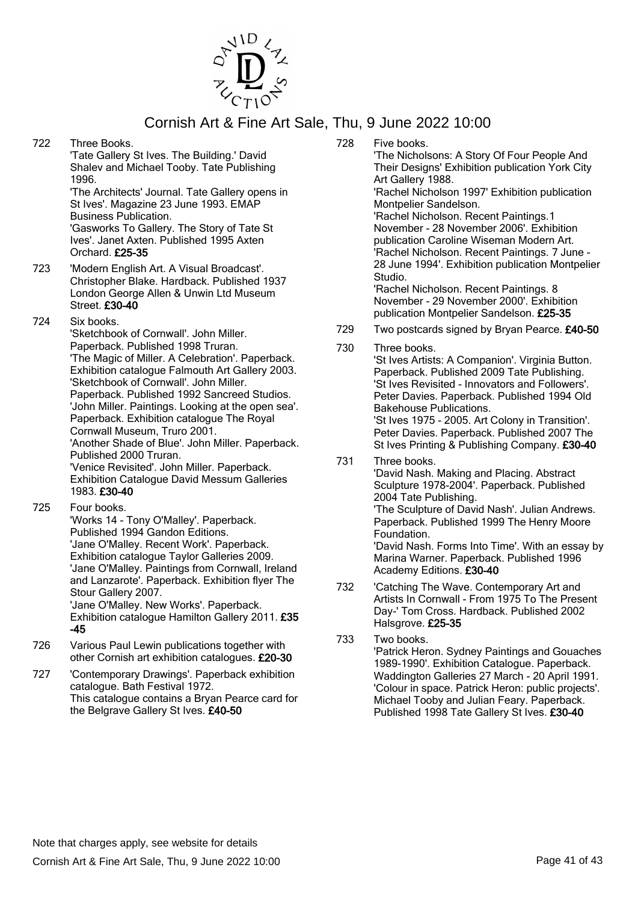# Cornish Art & Fine Art Sale, Thu, 9 June 2022 10:00

722 Three Books.
'Tate Gallery St Ives. The Building.' David Shalev and Michael Tooby. Tate Publishing 1996.
'The Architects' Journal. Tate Gallery opens in St Ives'. Magazine 23 June 1993. EMAP Business Publication.
'Gasworks To Gallery. The Story of Tate St Ives'. Janet Axten. Published 1995 Axten Orchard. **£25-35**

723 'Modern English Art. A Visual Broadcast'. Christopher Blake. Hardback. Published 1937 London George Allen & Unwin Ltd Museum Street. **£30-40**

724 Six books.
'Sketchbook of Cornwall'. John Miller. Paperback. Published 1998 Truran.
'The Magic of Miller. A Celebration'. Paperback. Exhibition catalogue Falmouth Art Gallery 2003.
'Sketchbook of Cornwall'. John Miller. Paperback. Published 1992 Sancreed Studios.
'John Miller. Paintings. Looking at the open sea'. Paperback. Exhibition catalogue The Royal Cornwall Museum, Truro 2001.
'Another Shade of Blue'. John Miller. Paperback. Published 2000 Truran.
'Venice Revisited'. John Miller. Paperback. Exhibition Catalogue David Messum Galleries 1983. **£30-40**

725 Four books.
'Works 14 - Tony O'Malley'. Paperback. Published 1994 Gandon Editions.
'Jane O'Malley. Recent Work'. Paperback. Exhibition catalogue Taylor Galleries 2009.
'Jane O'Malley. Paintings from Cornwall, Ireland and Lanzarote'. Paperback. Exhibition flyer The Stour Gallery 2007.
'Jane O'Malley. New Works'. Paperback. Exhibition catalogue Hamilton Gallery 2011. **£35-45**

726 Various Paul Lewin publications together with other Cornish art exhibition catalogues. **£20-30**

727 'Contemporary Drawings'. Paperback exhibition catalogue. Bath Festival 1972.
This catalogue contains a Bryan Pearce card for the Belgrave Gallery St Ives. **£40-50**

728 Five books.
'The Nicholsons: A Story Of Four People And Their Designs' Exhibition publication York City Art Gallery 1988.
'Rachel Nicholson 1997' Exhibition publication Montpelier Sandelson.
'Rachel Nicholson. Recent Paintings.1 November - 28 November 2006'. Exhibition publication Caroline Wiseman Modern Art.
'Rachel Nicholson. Recent Paintings. 7 June - 28 June 1994'. Exhibition publication Montpelier Studio.
'Rachel Nicholson. Recent Paintings. 8 November - 29 November 2000'. Exhibition publication Montpelier Sandelson. **£25-35**

729 Two postcards signed by Bryan Pearce. **£40-50**

730 Three books.
'St Ives Artists: A Companion'. Virginia Button. Paperback. Published 2009 Tate Publishing.
'St Ives Revisited - Innovators and Followers'. Peter Davies. Paperback. Published 1994 Old Bakehouse Publications.
'St Ives 1975 - 2005. Art Colony in Transition'. Peter Davies. Paperback. Published 2007 The St Ives Printing & Publishing Company. **£30-40**

731 Three books.
'David Nash. Making and Placing. Abstract Sculpture 1978-2004'. Paperback. Published 2004 Tate Publishing.
'The Sculpture of David Nash'. Julian Andrews. Paperback. Published 1999 The Henry Moore Foundation.
'David Nash. Forms Into Time'. With an essay by Marina Warner. Paperback. Published 1996 Academy Editions. **£30-40**

732 'Catching The Wave. Contemporary Art and Artists In Cornwall - From 1975 To The Present Day-' Tom Cross. Hardback. Published 2002 Halsgrove. **£25-35**

733 Two books.
'Patrick Heron. Sydney Paintings and Gouaches 1989-1990'. Exhibition Catalogue. Paperback. Waddington Galleries 27 March - 20 April 1991.
'Colour in space. Patrick Heron: public projects'. Michael Tooby and Julian Feary. Paperback. Published 1998 Tate Gallery St Ives. **£30-40**

Note that charges apply, see website for details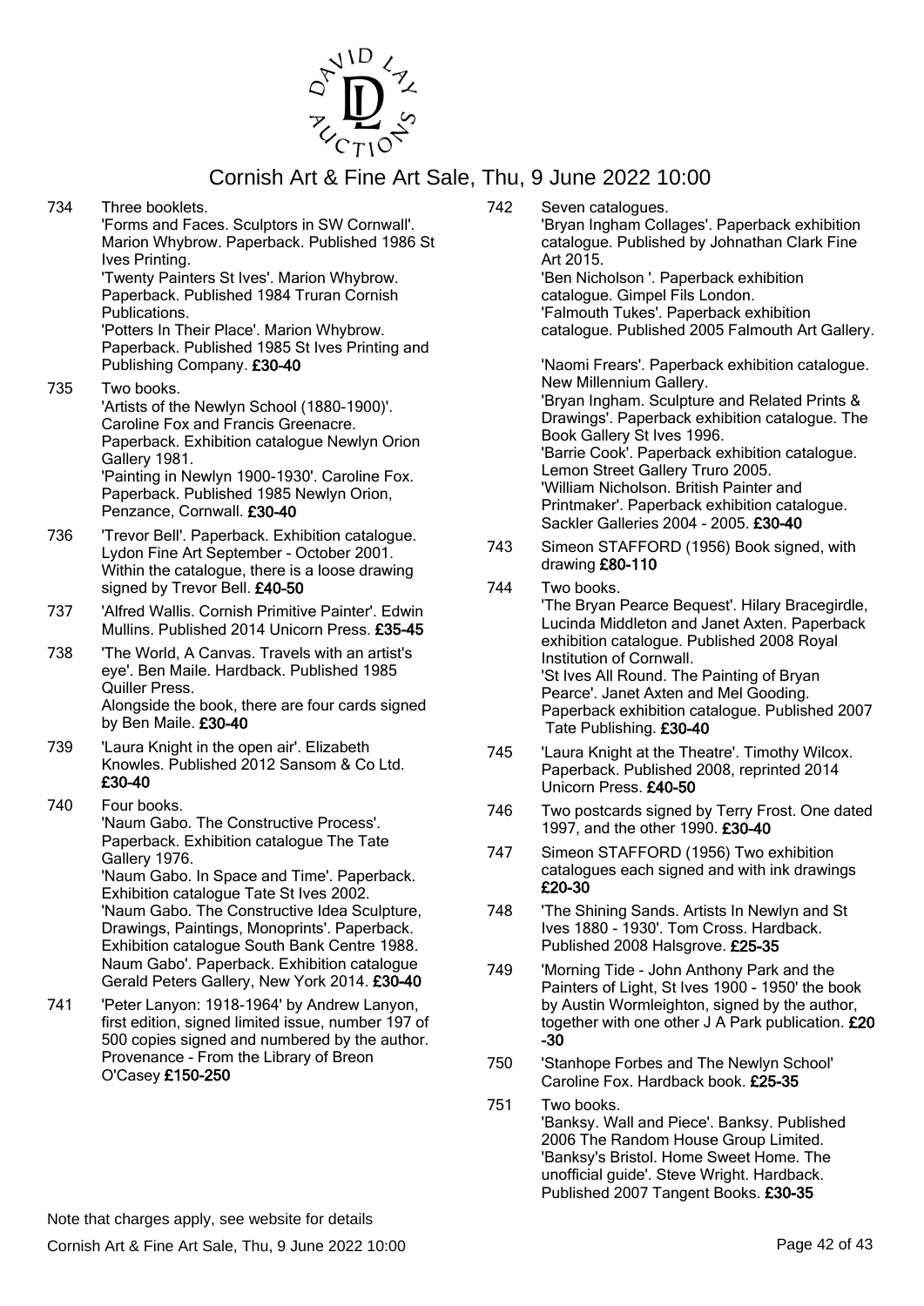# Cornish Art & Fine Art Sale, Thu, 9 June 2022 10:00

734 Three booklets.
'Forms and Faces. Sculptors in SW Cornwall'. Marion Whybrow. Paperback. Published 1986 St Ives Printing.
'Twenty Painters St Ives'. Marion Whybrow. Paperback. Published 1984 Truran Cornish Publications.
'Potters In Their Place'. Marion Whybrow. Paperback. Published 1985 St Ives Printing and Publishing Company. **£30-40**

735 Two books.
'Artists of the Newlyn School (1880-1900)'. Caroline Fox and Francis Greenacre. Paperback. Exhibition catalogue Newlyn Orion Gallery 1981.
'Painting in Newlyn 1900-1930'. Caroline Fox. Paperback. Published 1985 Newlyn Orion, Penzance, Cornwall. **£30-40**

736 'Trevor Bell'. Paperback. Exhibition catalogue. Lydon Fine Art September - October 2001. Within the catalogue, there is a loose drawing signed by Trevor Bell. **£40-50**

737 'Alfred Wallis. Cornish Primitive Painter'. Edwin Mullins. Published 2014 Unicorn Press. **£35-45**

738 'The World, A Canvas. Travels with an artist's eye'. Ben Maile. Hardback. Published 1985 Quiller Press.
Alongside the book, there are four cards signed by Ben Maile. **£30-40**

739 'Laura Knight in the open air'. Elizabeth Knowles. Published 2012 Sansom & Co Ltd. **£30-40**

740 Four books.
'Naum Gabo. The Constructive Process'. Paperback. Exhibition catalogue The Tate Gallery 1976.
'Naum Gabo. In Space and Time'. Paperback. Exhibition catalogue Tate St Ives 2002.
'Naum Gabo. The Constructive Idea Sculpture, Drawings, Paintings, Monoprints'. Paperback. Exhibition catalogue South Bank Centre 1988.
Naum Gabo'. Paperback. Exhibition catalogue Gerald Peters Gallery, New York 2014. **£30-40**

741 'Peter Lanyon: 1918-1964' by Andrew Lanyon, first edition, signed limited issue, number 197 of 500 copies signed and numbered by the author. Provenance - From the Library of Breon O'Casey **£150-250**

742 Seven catalogues.
'Bryan Ingham Collages'. Paperback exhibition catalogue. Published by Johnathan Clark Fine Art 2015.
'Ben Nicholson '. Paperback exhibition catalogue. Gimpel Fils London.
'Falmouth Tukes'. Paperback exhibition catalogue. Published 2005 Falmouth Art Gallery.
'Naomi Frears'. Paperback exhibition catalogue. New Millennium Gallery.
'Bryan Ingham. Sculpture and Related Prints & Drawings'. Paperback exhibition catalogue. The Book Gallery St Ives 1996.
'Barrie Cook'. Paperback exhibition catalogue. Lemon Street Gallery Truro 2005.
'William Nicholson. British Painter and Printmaker'. Paperback exhibition catalogue. Sackler Galleries 2004 - 2005. **£30-40**

743 Simeon STAFFORD (1956) Book signed, with drawing **£80-110**

744 Two books.
'The Bryan Pearce Bequest'. Hilary Bracegirdle, Lucinda Middleton and Janet Axten. Paperback exhibition catalogue. Published 2008 Royal Institution of Cornwall.
'St Ives All Round. The Painting of Bryan Pearce'. Janet Axten and Mel Gooding. Paperback exhibition catalogue. Published 2007 Tate Publishing. **£30-40**

745 'Laura Knight at the Theatre'. Timothy Wilcox. Paperback. Published 2008, reprinted 2014 Unicorn Press. **£40-50**

746 Two postcards signed by Terry Frost. One dated 1997, and the other 1990. **£30-40**

747 Simeon STAFFORD (1956) Two exhibition catalogues each signed and with ink drawings **£20-30**

748 'The Shining Sands. Artists In Newlyn and St Ives 1880 - 1930'. Tom Cross. Hardback. Published 2008 Halsgrove. **£25-35**

749 'Morning Tide - John Anthony Park and the Painters of Light, St Ives 1900 - 1950' the book by Austin Wormleighton, signed by the author, together with one other J A Park publication. **£20-30**

750 'Stanhope Forbes and The Newlyn School' Caroline Fox. Hardback book. **£25-35**

751 Two books.
'Banksy. Wall and Piece'. Banksy. Published 2006 The Random House Group Limited.
'Banksy's Bristol. Home Sweet Home. The unofficial guide'. Steve Wright. Hardback. Published 2007 Tangent Books. **£30-35**

Note that charges apply, see website for details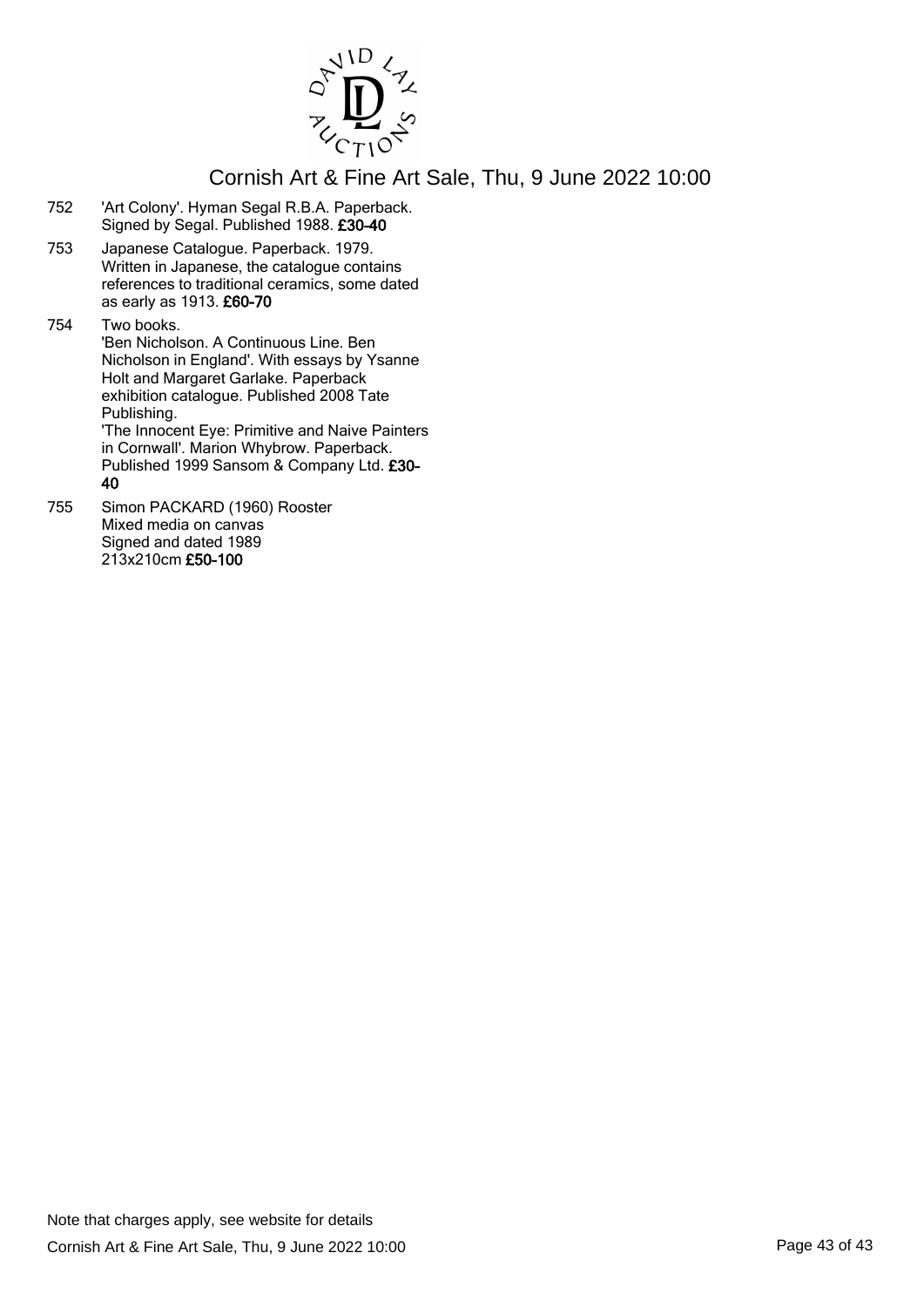752 'Art Colony'. Hyman Segal R.B.A. Paperback. Signed by Segal. Published 1988. **£30-40**

753 Japanese Catalogue. Paperback. 1979. Written in Japanese, the catalogue contains references to traditional ceramics, some dated as early as 1913. **£60-70**

754 Two books.
'Ben Nicholson. A Continuous Line. Ben Nicholson in England'. With essays by Ysanne Holt and Margaret Garlake. Paperback exhibition catalogue. Published 2008 Tate Publishing.
'The Innocent Eye: Primitive and Naive Painters in Cornwall'. Marion Whybrow. Paperback. Published 1999 Sansom & Company Ltd. **£30-40**

755 Simon PACKARD (1960) Rooster
Mixed media on canvas
Signed and dated 1989
213x210cm **£50-100**

Note that charges apply, see website for details